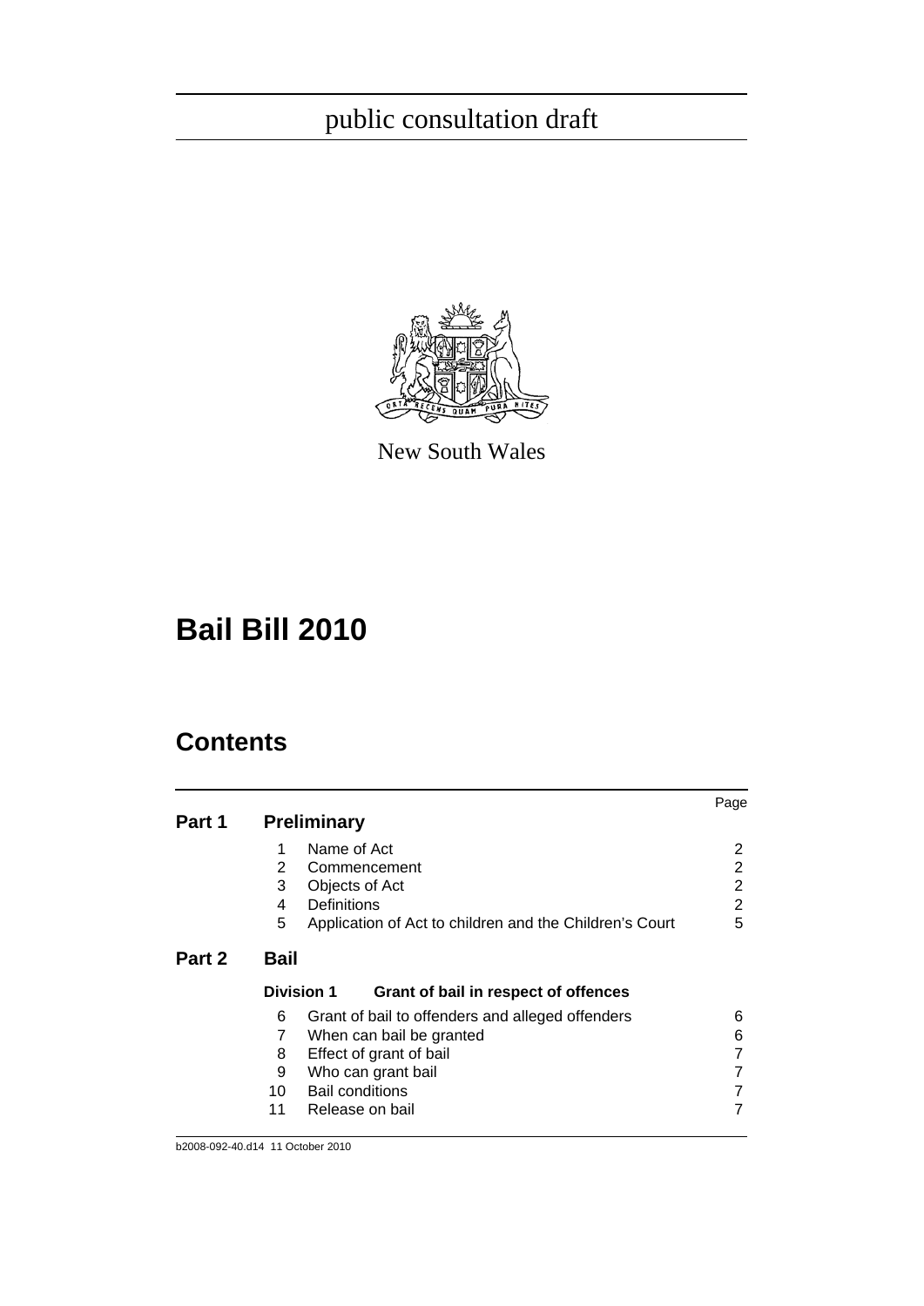public consultation draft

New South Wales

# Bail Bill 2010

## Contents

| | | | Page |
|---|---|---|---|
| **Part 1** | **Preliminary** | | |
| | 1 | Name of Act | 2 |
| | 2 | Commencement | 2 |
| | 3 | Objects of Act | 2 |
| | 4 | Definitions | 2 |
| | 5 | Application of Act to children and the Children's Court | 5 |
| **Part 2** | **Bail** | | |
| | **Division 1** | **Grant of bail in respect of offences** | |
| | 6 | Grant of bail to offenders and alleged offenders | 6 |
| | 7 | When can bail be granted | 6 |
| | 8 | Effect of grant of bail | 7 |
| | 9 | Who can grant bail | 7 |
| | 10 | Bail conditions | 7 |
| | 11 | Release on bail | 7 |

b2008-092-40.d14 11 October 2010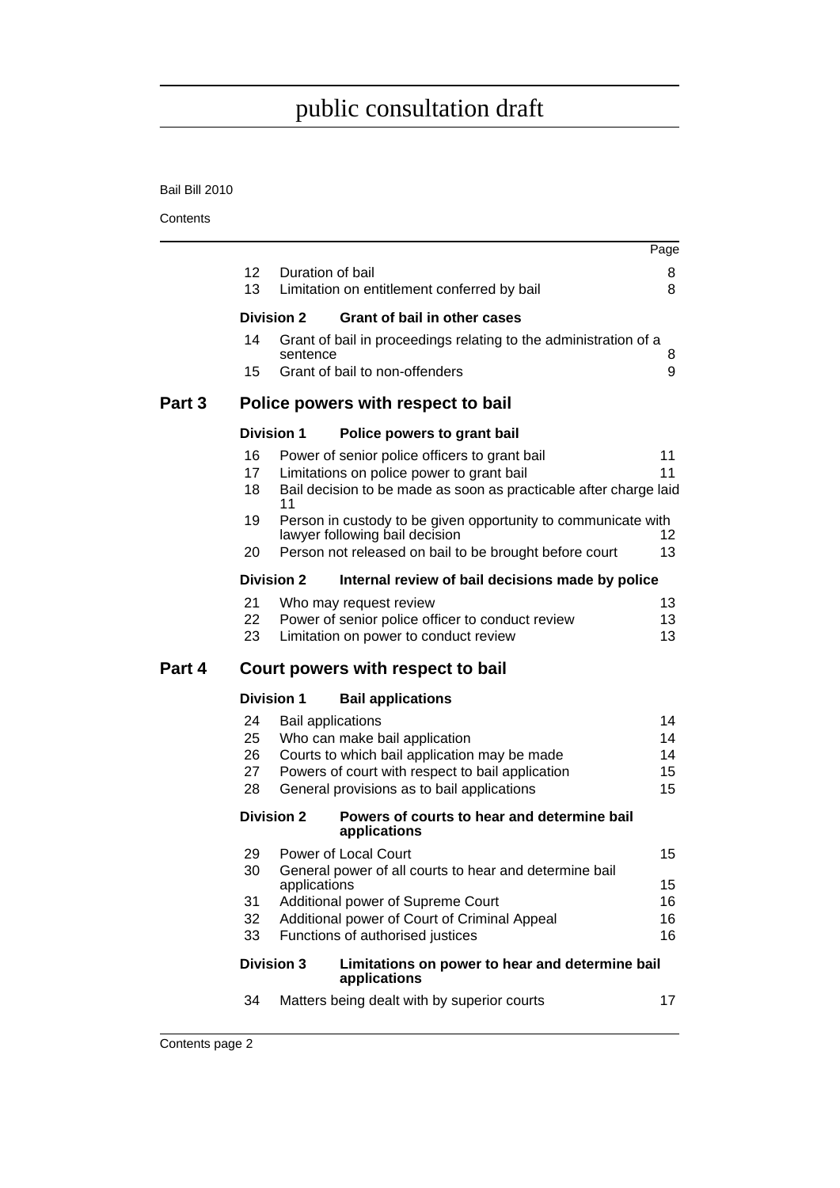# public consultation draft

Bail Bill 2010

Contents

| | | | Page |
|---|---|---|---|
| | 12 | Duration of bail | 8 |
| | 13 | Limitation on entitlement conferred by bail | 8 |
| | **Division 2** | **Grant of bail in other cases** | |
| | 14 | Grant of bail in proceedings relating to the administration of a sentence | 8 |
| | 15 | Grant of bail to non-offenders | 9 |
| **Part 3** | | **Police powers with respect to bail** | |
| | **Division 1** | **Police powers to grant bail** | |
| | 16 | Power of senior police officers to grant bail | 11 |
| | 17 | Limitations on police power to grant bail | 11 |
| | 18 | Bail decision to be made as soon as practicable after charge laid | 11 |
| | 19 | Person in custody to be given opportunity to communicate with lawyer following bail decision | 12 |
| | 20 | Person not released on bail to be brought before court | 13 |
| | **Division 2** | **Internal review of bail decisions made by police** | |
| | 21 | Who may request review | 13 |
| | 22 | Power of senior police officer to conduct review | 13 |
| | 23 | Limitation on power to conduct review | 13 |
| **Part 4** | | **Court powers with respect to bail** | |
| | **Division 1** | **Bail applications** | |
| | 24 | Bail applications | 14 |
| | 25 | Who can make bail application | 14 |
| | 26 | Courts to which bail application may be made | 14 |
| | 27 | Powers of court with respect to bail application | 15 |
| | 28 | General provisions as to bail applications | 15 |
| | **Division 2** | **Powers of courts to hear and determine bail applications** | |
| | 29 | Power of Local Court | 15 |
| | 30 | General power of all courts to hear and determine bail applications | 15 |
| | 31 | Additional power of Supreme Court | 16 |
| | 32 | Additional power of Court of Criminal Appeal | 16 |
| | 33 | Functions of authorised justices | 16 |
| | **Division 3** | **Limitations on power to hear and determine bail applications** | |
| | 34 | Matters being dealt with by superior courts | 17 |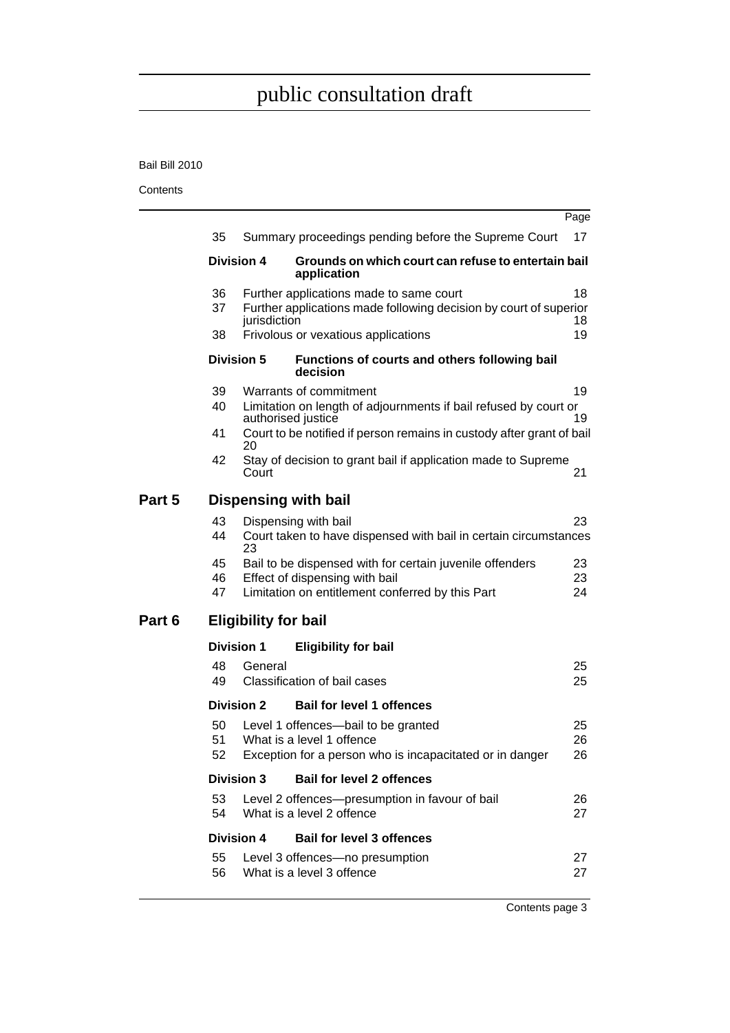public consultation draft

Bail Bill 2010

Contents

| | | | Page |
|---|---|---|---|
| | 35 | Summary proceedings pending before the Supreme Court | 17 |
| | **Division 4** | **Grounds on which court can refuse to entertain bail application** | |
| | 36 | Further applications made to same court | 18 |
| | 37 | Further applications made following decision by court of superior jurisdiction | 18 |
| | 38 | Frivolous or vexatious applications | 19 |
| | **Division 5** | **Functions of courts and others following bail decision** | |
| | 39 | Warrants of commitment | 19 |
| | 40 | Limitation on length of adjournments if bail refused by court or authorised justice | 19 |
| | 41 | Court to be notified if person remains in custody after grant of bail | 20 |
| | 42 | Stay of decision to grant bail if application made to Supreme Court | 21 |
| **Part 5** | **Dispensing with bail** | | |
| | 43 | Dispensing with bail | 23 |
| | 44 | Court taken to have dispensed with bail in certain circumstances | 23 |
| | 45 | Bail to be dispensed with for certain juvenile offenders | 23 |
| | 46 | Effect of dispensing with bail | 23 |
| | 47 | Limitation on entitlement conferred by this Part | 24 |
| **Part 6** | **Eligibility for bail** | | |
| | **Division 1** | **Eligibility for bail** | |
| | 48 | General | 25 |
| | 49 | Classification of bail cases | 25 |
| | **Division 2** | **Bail for level 1 offences** | |
| | 50 | Level 1 offences—bail to be granted | 25 |
| | 51 | What is a level 1 offence | 26 |
| | 52 | Exception for a person who is incapacitated or in danger | 26 |
| | **Division 3** | **Bail for level 2 offences** | |
| | 53 | Level 2 offences—presumption in favour of bail | 26 |
| | 54 | What is a level 2 offence | 27 |
| | **Division 4** | **Bail for level 3 offences** | |
| | 55 | Level 3 offences—no presumption | 27 |
| | 56 | What is a level 3 offence | 27 |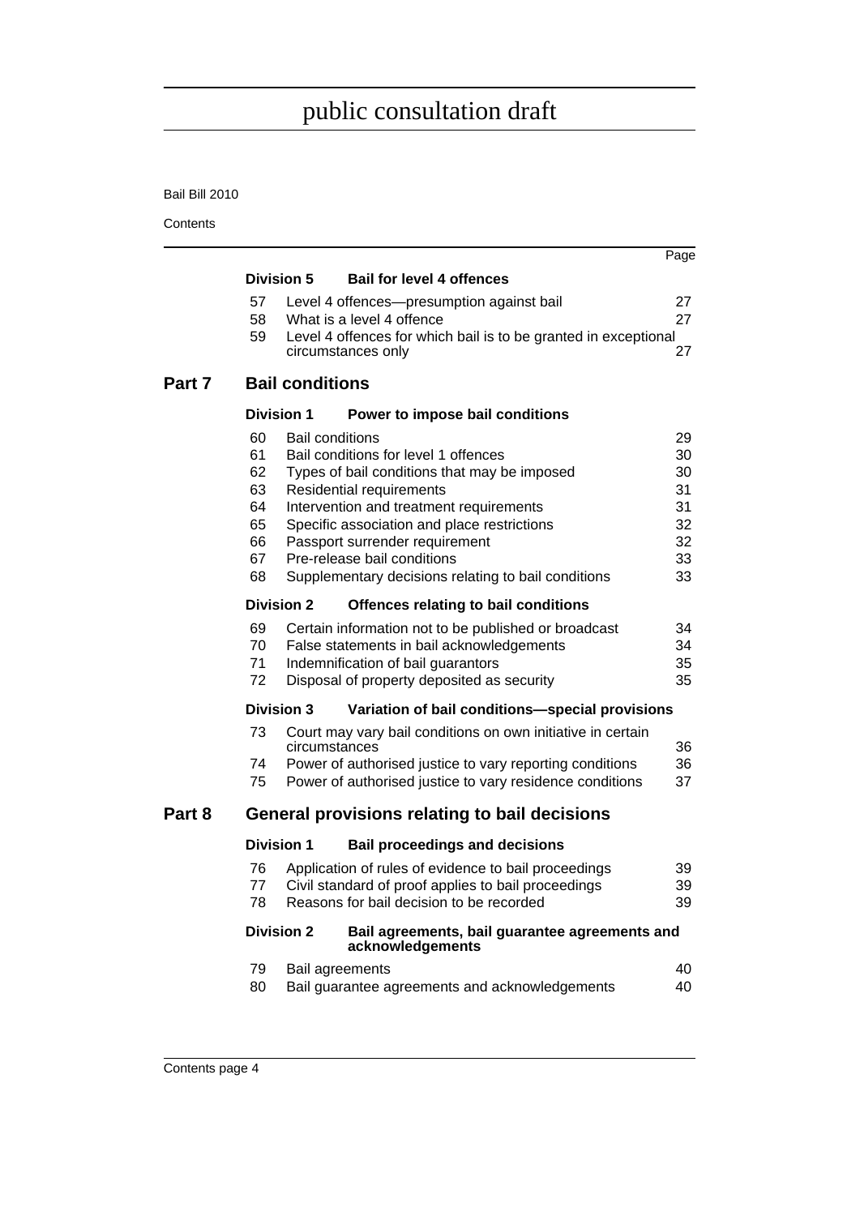# public consultation draft

## Division 5 Bail for level 4 offences

| | | Page |
|---|---|---|
| 57 | Level 4 offences—presumption against bail | 27 |
| 58 | What is a level 4 offence | 27 |
| 59 | Level 4 offences for which bail is to be granted in exceptional circumstances only | 27 |

## Part 7 Bail conditions

### Division 1 Power to impose bail conditions

| | | Page |
|---|---|---|
| 60 | Bail conditions | 29 |
| 61 | Bail conditions for level 1 offences | 30 |
| 62 | Types of bail conditions that may be imposed | 30 |
| 63 | Residential requirements | 31 |
| 64 | Intervention and treatment requirements | 31 |
| 65 | Specific association and place restrictions | 32 |
| 66 | Passport surrender requirement | 32 |
| 67 | Pre-release bail conditions | 33 |
| 68 | Supplementary decisions relating to bail conditions | 33 |

### Division 2 Offences relating to bail conditions

| | | Page |
|---|---|---|
| 69 | Certain information not to be published or broadcast | 34 |
| 70 | False statements in bail acknowledgements | 34 |
| 71 | Indemnification of bail guarantors | 35 |
| 72 | Disposal of property deposited as security | 35 |

### Division 3 Variation of bail conditions—special provisions

| | | Page |
|---|---|---|
| 73 | Court may vary bail conditions on own initiative in certain circumstances | 36 |
| 74 | Power of authorised justice to vary reporting conditions | 36 |
| 75 | Power of authorised justice to vary residence conditions | 37 |

## Part 8 General provisions relating to bail decisions

### Division 1 Bail proceedings and decisions

| | | Page |
|---|---|---|
| 76 | Application of rules of evidence to bail proceedings | 39 |
| 77 | Civil standard of proof applies to bail proceedings | 39 |
| 78 | Reasons for bail decision to be recorded | 39 |

### Division 2 Bail agreements, bail guarantee agreements and acknowledgements

| | | Page |
|---|---|---|
| 79 | Bail agreements | 40 |
| 80 | Bail guarantee agreements and acknowledgements | 40 |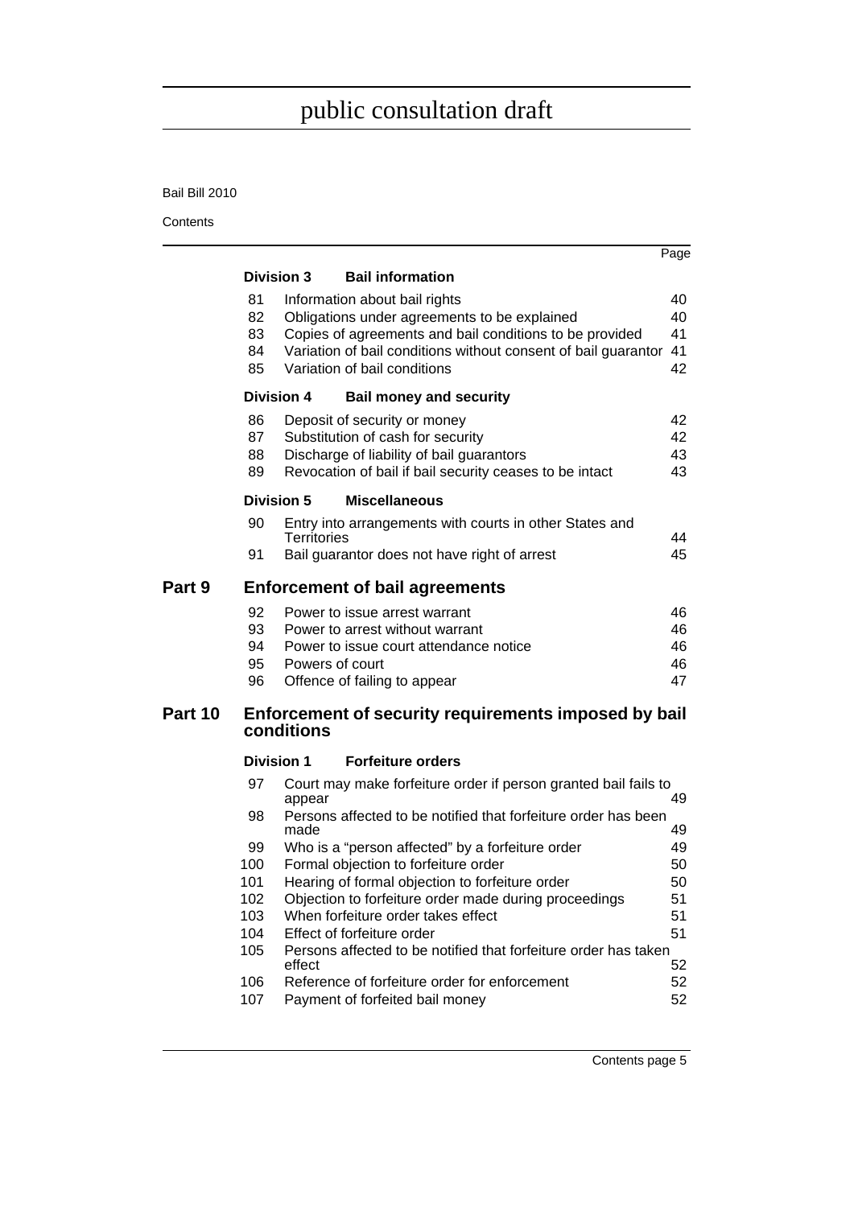# public consultation draft

Bail Bill 2010

Contents

| | | | Page |
|---|---|---|---|
| **Division 3** | **Bail information** | | |
| | 81 | Information about bail rights | 40 |
| | 82 | Obligations under agreements to be explained | 40 |
| | 83 | Copies of agreements and bail conditions to be provided | 41 |
| | 84 | Variation of bail conditions without consent of bail guarantor | 41 |
| | 85 | Variation of bail conditions | 42 |
| **Division 4** | **Bail money and security** | | |
| | 86 | Deposit of security or money | 42 |
| | 87 | Substitution of cash for security | 42 |
| | 88 | Discharge of liability of bail guarantors | 43 |
| | 89 | Revocation of bail if bail security ceases to be intact | 43 |
| **Division 5** | **Miscellaneous** | | |
| | 90 | Entry into arrangements with courts in other States and Territories | 44 |
| | 91 | Bail guarantor does not have right of arrest | 45 |
| **Part 9** | **Enforcement of bail agreements** | | |
| | 92 | Power to issue arrest warrant | 46 |
| | 93 | Power to arrest without warrant | 46 |
| | 94 | Power to issue court attendance notice | 46 |
| | 95 | Powers of court | 46 |
| | 96 | Offence of failing to appear | 47 |
| **Part 10** | **Enforcement of security requirements imposed by bail conditions** | | |
| **Division 1** | **Forfeiture orders** | | |
| | 97 | Court may make forfeiture order if person granted bail fails to appear | 49 |
| | 98 | Persons affected to be notified that forfeiture order has been made | 49 |
| | 99 | Who is a "person affected" by a forfeiture order | 49 |
| | 100 | Formal objection to forfeiture order | 50 |
| | 101 | Hearing of formal objection to forfeiture order | 50 |
| | 102 | Objection to forfeiture order made during proceedings | 51 |
| | 103 | When forfeiture order takes effect | 51 |
| | 104 | Effect of forfeiture order | 51 |
| | 105 | Persons affected to be notified that forfeiture order has taken effect | 52 |
| | 106 | Reference of forfeiture order for enforcement | 52 |
| | 107 | Payment of forfeited bail money | 52 |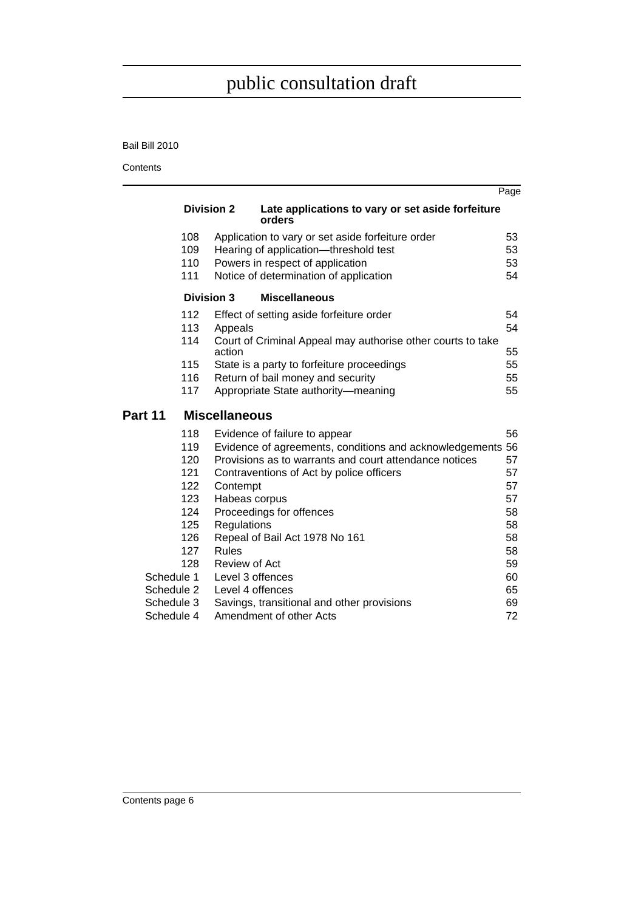| | | Page |
|---|---|---|
| **Division 2** | **Late applications to vary or set aside forfeiture orders** | |
| 108 | Application to vary or set aside forfeiture order | 53 |
| 109 | Hearing of application—threshold test | 53 |
| 110 | Powers in respect of application | 53 |
| 111 | Notice of determination of application | 54 |
| **Division 3** | **Miscellaneous** | |
| 112 | Effect of setting aside forfeiture order | 54 |
| 113 | Appeals | 54 |
| 114 | Court of Criminal Appeal may authorise other courts to take action | 55 |
| 115 | State is a party to forfeiture proceedings | 55 |
| 116 | Return of bail money and security | 55 |
| 117 | Appropriate State authority—meaning | 55 |

## Part 11 Miscellaneous

| | | |
|---|---|---|
| 118 | Evidence of failure to appear | 56 |
| 119 | Evidence of agreements, conditions and acknowledgements | 56 |
| 120 | Provisions as to warrants and court attendance notices | 57 |
| 121 | Contraventions of Act by police officers | 57 |
| 122 | Contempt | 57 |
| 123 | Habeas corpus | 57 |
| 124 | Proceedings for offences | 58 |
| 125 | Regulations | 58 |
| 126 | Repeal of Bail Act 1978 No 161 | 58 |
| 127 | Rules | 58 |
| 128 | Review of Act | 59 |
| Schedule 1 | Level 3 offences | 60 |
| Schedule 2 | Level 4 offences | 65 |
| Schedule 3 | Savings, transitional and other provisions | 69 |
| Schedule 4 | Amendment of other Acts | 72 |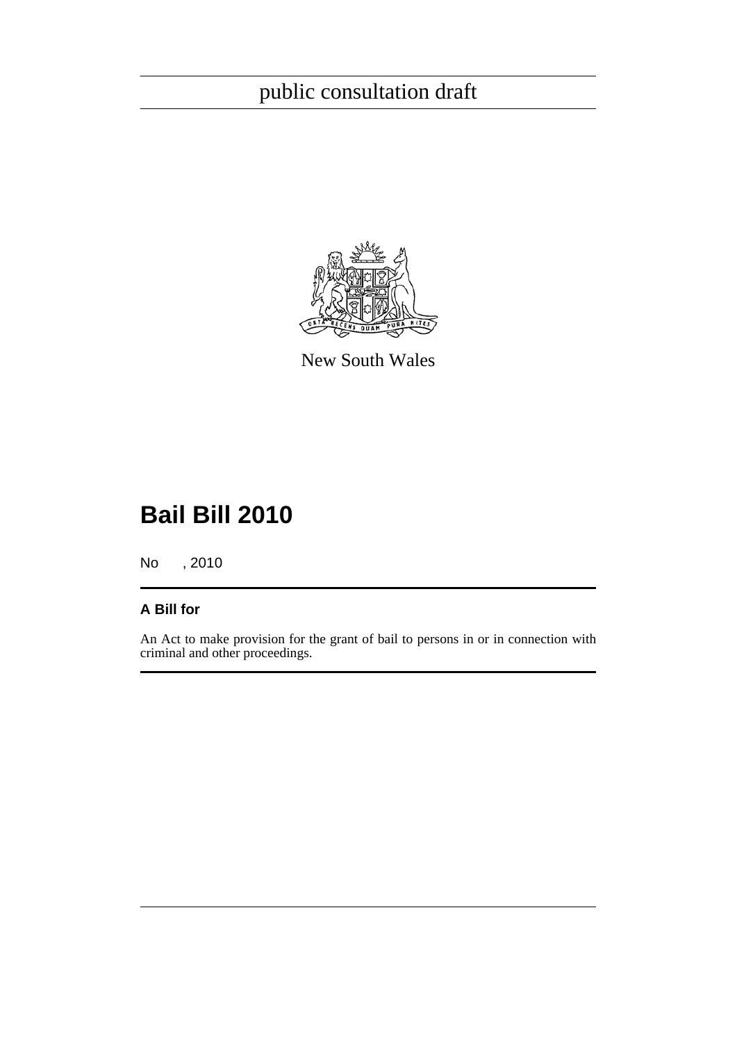public consultation draft

New South Wales

# Bail Bill 2010

No , 2010

## A Bill for

An Act to make provision for the grant of bail to persons in or in connection with criminal and other proceedings.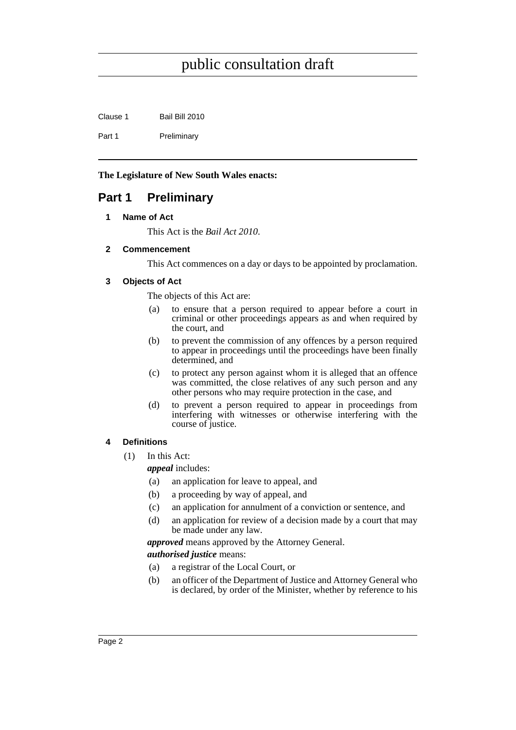**The Legislature of New South Wales enacts:**

## Part 1 Preliminary

### 1 Name of Act

This Act is the *Bail Act 2010*.

### 2 Commencement

This Act commences on a day or days to be appointed by proclamation.

### 3 Objects of Act

The objects of this Act are:

(a) to ensure that a person required to appear before a court in criminal or other proceedings appears as and when required by the court, and

(b) to prevent the commission of any offences by a person required to appear in proceedings until the proceedings have been finally determined, and

(c) to protect any person against whom it is alleged that an offence was committed, the close relatives of any such person and any other persons who may require protection in the case, and

(d) to prevent a person required to appear in proceedings from interfering with witnesses or otherwise interfering with the course of justice.

### 4 Definitions

(1) In this Act:

***appeal*** includes:

(a) an application for leave to appeal, and

(b) a proceeding by way of appeal, and

(c) an application for annulment of a conviction or sentence, and

(d) an application for review of a decision made by a court that may be made under any law.

***approved*** means approved by the Attorney General.

***authorised justice*** means:

(a) a registrar of the Local Court, or

(b) an officer of the Department of Justice and Attorney General who is declared, by order of the Minister, whether by reference to his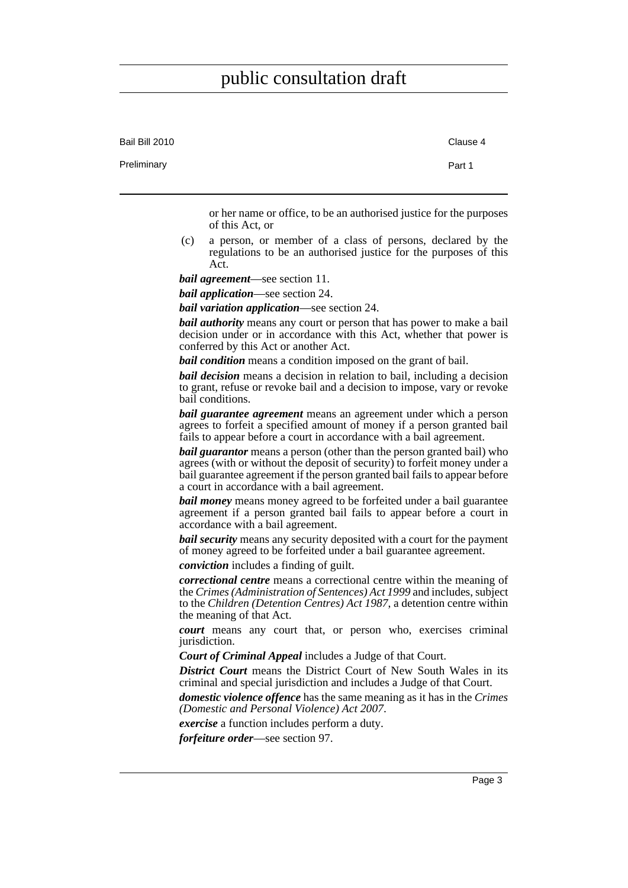or her name or office, to be an authorised justice for the purposes of this Act, or

(c) a person, or member of a class of persons, declared by the regulations to be an authorised justice for the purposes of this Act.

***bail agreement***—see section 11.

***bail application***—see section 24.

***bail variation application***—see section 24.

***bail authority*** means any court or person that has power to make a bail decision under or in accordance with this Act, whether that power is conferred by this Act or another Act.

***bail condition*** means a condition imposed on the grant of bail.

***bail decision*** means a decision in relation to bail, including a decision to grant, refuse or revoke bail and a decision to impose, vary or revoke bail conditions.

***bail guarantee agreement*** means an agreement under which a person agrees to forfeit a specified amount of money if a person granted bail fails to appear before a court in accordance with a bail agreement.

***bail guarantor*** means a person (other than the person granted bail) who agrees (with or without the deposit of security) to forfeit money under a bail guarantee agreement if the person granted bail fails to appear before a court in accordance with a bail agreement.

***bail money*** means money agreed to be forfeited under a bail guarantee agreement if a person granted bail fails to appear before a court in accordance with a bail agreement.

***bail security*** means any security deposited with a court for the payment of money agreed to be forfeited under a bail guarantee agreement.

***conviction*** includes a finding of guilt.

***correctional centre*** means a correctional centre within the meaning of the *Crimes (Administration of Sentences) Act 1999* and includes, subject to the *Children (Detention Centres) Act 1987*, a detention centre within the meaning of that Act.

***court*** means any court that, or person who, exercises criminal jurisdiction.

***Court of Criminal Appeal*** includes a Judge of that Court.

***District Court*** means the District Court of New South Wales in its criminal and special jurisdiction and includes a Judge of that Court.

***domestic violence offence*** has the same meaning as it has in the *Crimes (Domestic and Personal Violence) Act 2007*.

***exercise*** a function includes perform a duty.

***forfeiture order***—see section 97.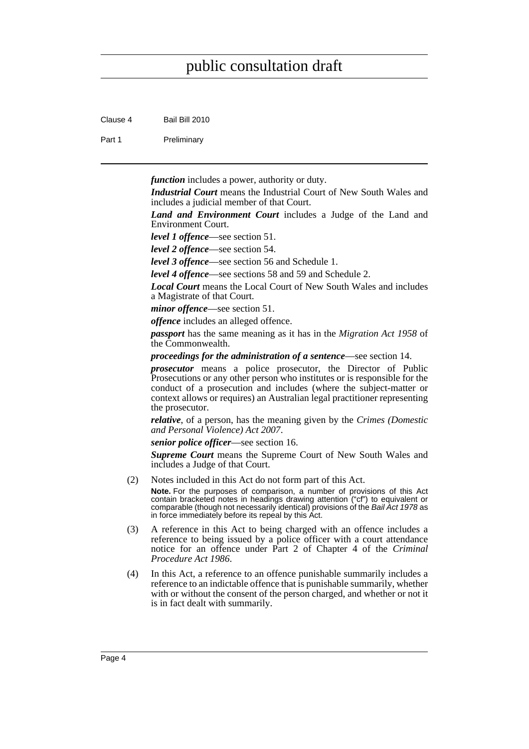***function*** includes a power, authority or duty.

***Industrial Court*** means the Industrial Court of New South Wales and includes a judicial member of that Court.

***Land and Environment Court*** includes a Judge of the Land and Environment Court.

***level 1 offence***—see section 51.

***level 2 offence***—see section 54.

***level 3 offence***—see section 56 and Schedule 1.

***level 4 offence***—see sections 58 and 59 and Schedule 2.

***Local Court*** means the Local Court of New South Wales and includes a Magistrate of that Court.

***minor offence***—see section 51.

***offence*** includes an alleged offence.

***passport*** has the same meaning as it has in the *Migration Act 1958* of the Commonwealth.

***proceedings for the administration of a sentence***—see section 14.

***prosecutor*** means a police prosecutor, the Director of Public Prosecutions or any other person who institutes or is responsible for the conduct of a prosecution and includes (where the subject-matter or context allows or requires) an Australian legal practitioner representing the prosecutor.

***relative***, of a person, has the meaning given by the *Crimes (Domestic and Personal Violence) Act 2007*.

***senior police officer***—see section 16.

***Supreme Court*** means the Supreme Court of New South Wales and includes a Judge of that Court.

(2) Notes included in this Act do not form part of this Act.

**Note.** For the purposes of comparison, a number of provisions of this Act contain bracketed notes in headings drawing attention ("cf") to equivalent or comparable (though not necessarily identical) provisions of the *Bail Act 1978* as in force immediately before its repeal by this Act.

(3) A reference in this Act to being charged with an offence includes a reference to being issued by a police officer with a court attendance notice for an offence under Part 2 of Chapter 4 of the *Criminal Procedure Act 1986*.

(4) In this Act, a reference to an offence punishable summarily includes a reference to an indictable offence that is punishable summarily, whether with or without the consent of the person charged, and whether or not it is in fact dealt with summarily.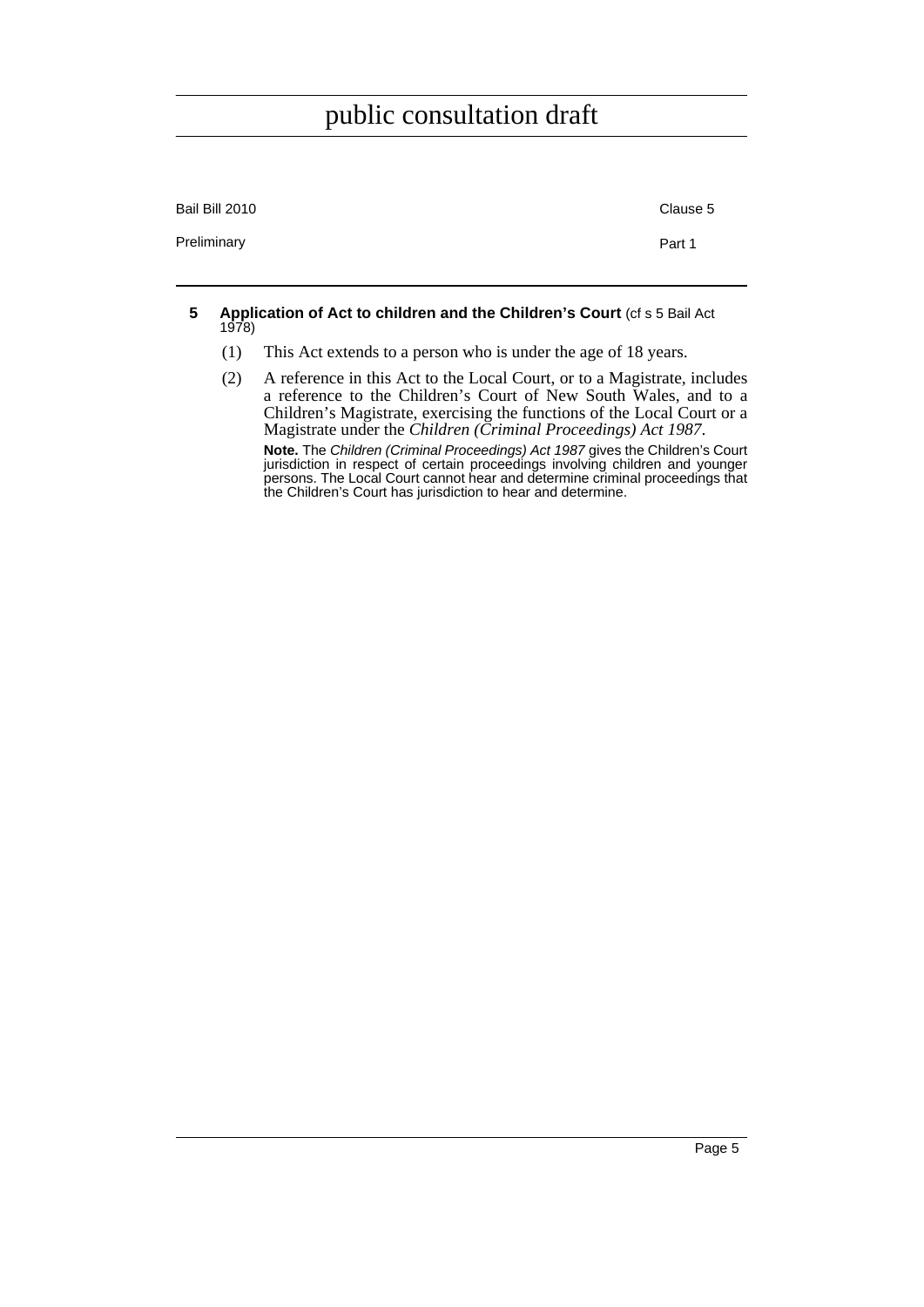**5 Application of Act to children and the Children's Court** (cf s 5 Bail Act 1978)

(1) This Act extends to a person who is under the age of 18 years.

(2) A reference in this Act to the Local Court, or to a Magistrate, includes a reference to the Children's Court of New South Wales, and to a Children's Magistrate, exercising the functions of the Local Court or a Magistrate under the *Children (Criminal Proceedings) Act 1987*.

**Note.** The *Children (Criminal Proceedings) Act 1987* gives the Children's Court jurisdiction in respect of certain proceedings involving children and younger persons. The Local Court cannot hear and determine criminal proceedings that the Children's Court has jurisdiction to hear and determine.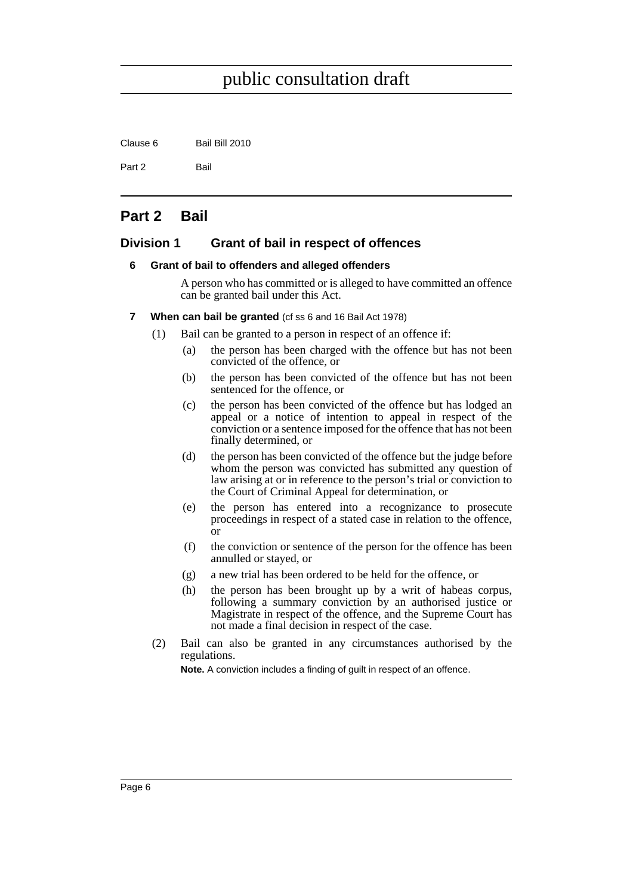## Part 2 Bail

### Division 1 Grant of bail in respect of offences

#### 6 Grant of bail to offenders and alleged offenders

A person who has committed or is alleged to have committed an offence can be granted bail under this Act.

#### 7 When can bail be granted (cf ss 6 and 16 Bail Act 1978)

(1) Bail can be granted to a person in respect of an offence if:

(a) the person has been charged with the offence but has not been convicted of the offence, or

(b) the person has been convicted of the offence but has not been sentenced for the offence, or

(c) the person has been convicted of the offence but has lodged an appeal or a notice of intention to appeal in respect of the conviction or a sentence imposed for the offence that has not been finally determined, or

(d) the person has been convicted of the offence but the judge before whom the person was convicted has submitted any question of law arising at or in reference to the person's trial or conviction to the Court of Criminal Appeal for determination, or

(e) the person has entered into a recognizance to prosecute proceedings in respect of a stated case in relation to the offence, or

(f) the conviction or sentence of the person for the offence has been annulled or stayed, or

(g) a new trial has been ordered to be held for the offence, or

(h) the person has been brought up by a writ of habeas corpus, following a summary conviction by an authorised justice or Magistrate in respect of the offence, and the Supreme Court has not made a final decision in respect of the case.

(2) Bail can also be granted in any circumstances authorised by the regulations.

**Note.** A conviction includes a finding of guilt in respect of an offence.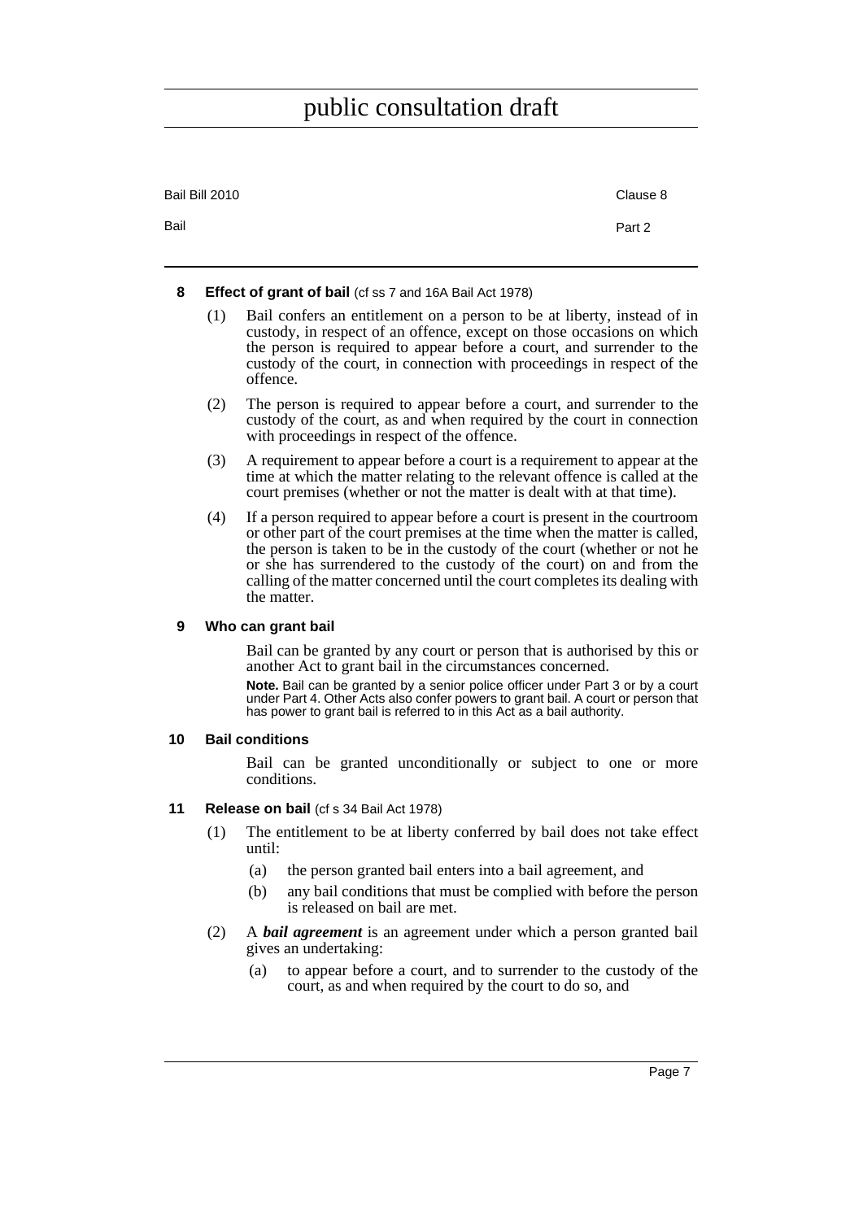#### 8 Effect of grant of bail (cf ss 7 and 16A Bail Act 1978)

(1) Bail confers an entitlement on a person to be at liberty, instead of in custody, in respect of an offence, except on those occasions on which the person is required to appear before a court, and surrender to the custody of the court, in connection with proceedings in respect of the offence.

(2) The person is required to appear before a court, and surrender to the custody of the court, as and when required by the court in connection with proceedings in respect of the offence.

(3) A requirement to appear before a court is a requirement to appear at the time at which the matter relating to the relevant offence is called at the court premises (whether or not the matter is dealt with at that time).

(4) If a person required to appear before a court is present in the courtroom or other part of the court premises at the time when the matter is called, the person is taken to be in the custody of the court (whether or not he or she has surrendered to the custody of the court) on and from the calling of the matter concerned until the court completes its dealing with the matter.

#### 9 Who can grant bail

Bail can be granted by any court or person that is authorised by this or another Act to grant bail in the circumstances concerned.

**Note.** Bail can be granted by a senior police officer under Part 3 or by a court under Part 4. Other Acts also confer powers to grant bail. A court or person that has power to grant bail is referred to in this Act as a bail authority.

#### 10 Bail conditions

Bail can be granted unconditionally or subject to one or more conditions.

#### 11 Release on bail (cf s 34 Bail Act 1978)

(1) The entitlement to be at liberty conferred by bail does not take effect until:

(a) the person granted bail enters into a bail agreement, and

(b) any bail conditions that must be complied with before the person is released on bail are met.

(2) A ***bail agreement*** is an agreement under which a person granted bail gives an undertaking:

(a) to appear before a court, and to surrender to the custody of the court, as and when required by the court to do so, and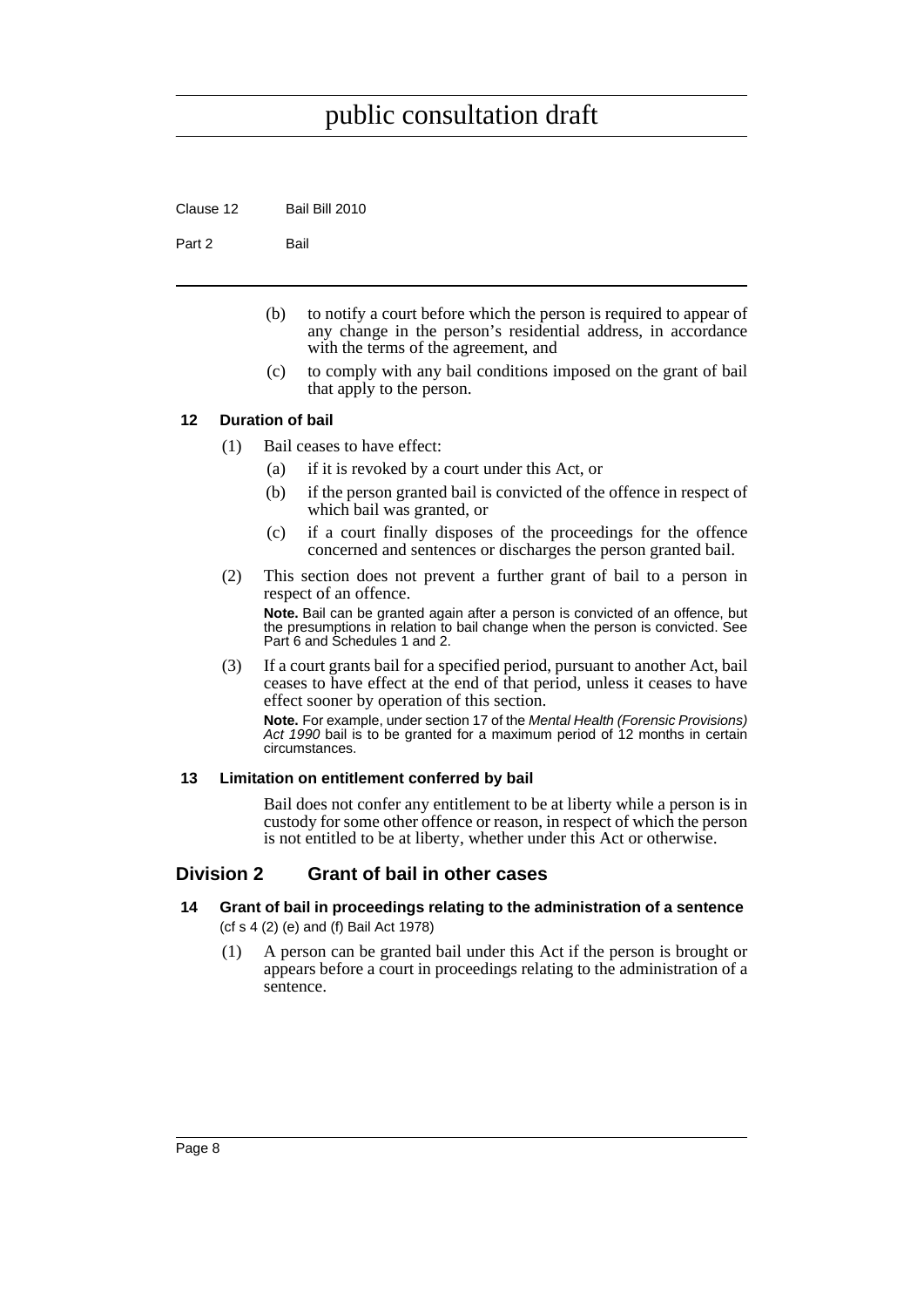(b) to notify a court before which the person is required to appear of any change in the person's residential address, in accordance with the terms of the agreement, and

(c) to comply with any bail conditions imposed on the grant of bail that apply to the person.

### 12 Duration of bail

(1) Bail ceases to have effect:

(a) if it is revoked by a court under this Act, or

(b) if the person granted bail is convicted of the offence in respect of which bail was granted, or

(c) if a court finally disposes of the proceedings for the offence concerned and sentences or discharges the person granted bail.

(2) This section does not prevent a further grant of bail to a person in respect of an offence.

**Note.** Bail can be granted again after a person is convicted of an offence, but the presumptions in relation to bail change when the person is convicted. See Part 6 and Schedules 1 and 2.

(3) If a court grants bail for a specified period, pursuant to another Act, bail ceases to have effect at the end of that period, unless it ceases to have effect sooner by operation of this section.

**Note.** For example, under section 17 of the *Mental Health (Forensic Provisions) Act 1990* bail is to be granted for a maximum period of 12 months in certain circumstances.

### 13 Limitation on entitlement conferred by bail

Bail does not confer any entitlement to be at liberty while a person is in custody for some other offence or reason, in respect of which the person is not entitled to be at liberty, whether under this Act or otherwise.

## Division 2 Grant of bail in other cases

### 14 Grant of bail in proceedings relating to the administration of a sentence

(cf s 4 (2) (e) and (f) Bail Act 1978)

(1) A person can be granted bail under this Act if the person is brought or appears before a court in proceedings relating to the administration of a sentence.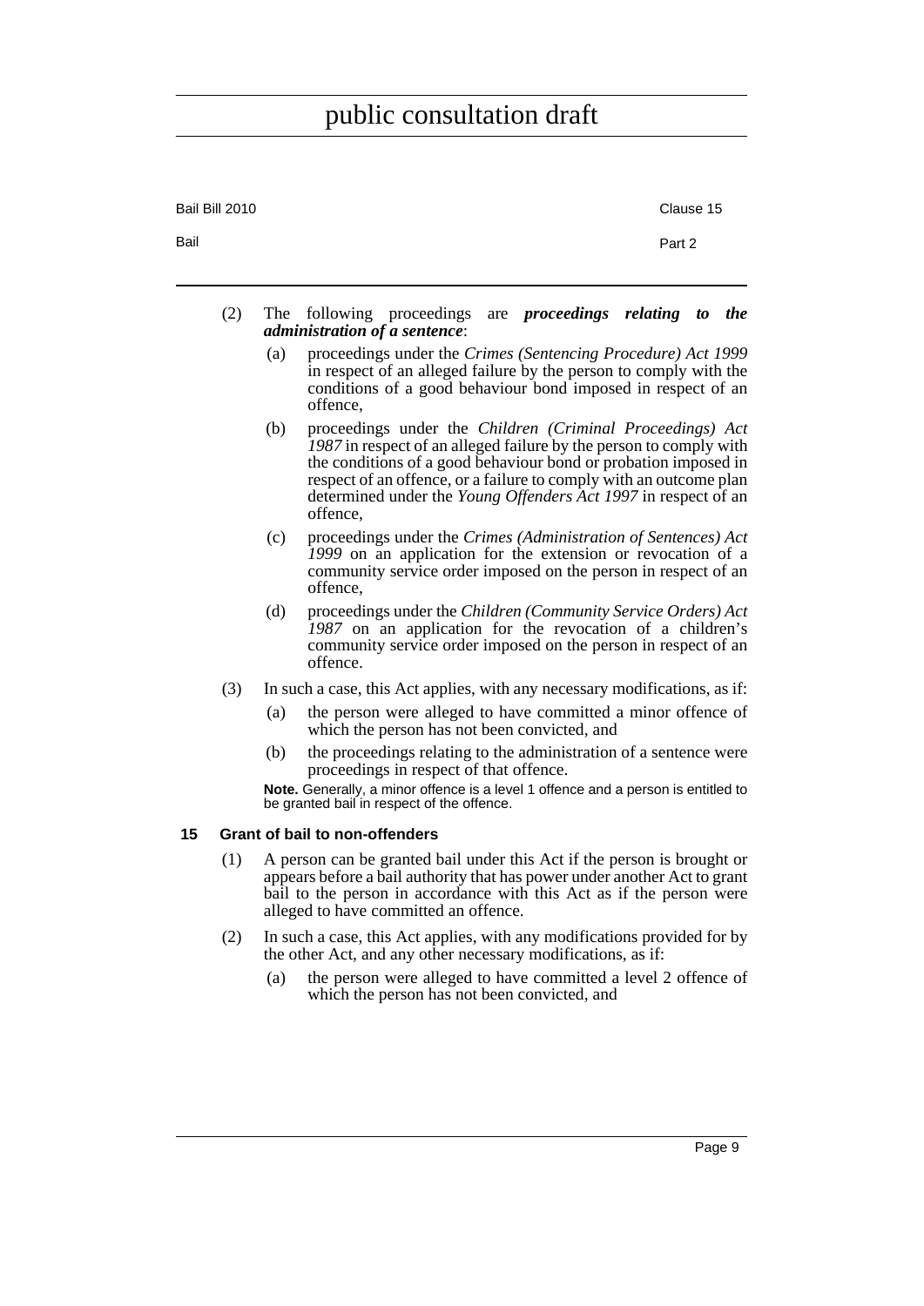(2) The following proceedings are ***proceedings relating to the administration of a sentence***:

- (a) proceedings under the *Crimes (Sentencing Procedure) Act 1999* in respect of an alleged failure by the person to comply with the conditions of a good behaviour bond imposed in respect of an offence,
- (b) proceedings under the *Children (Criminal Proceedings) Act 1987* in respect of an alleged failure by the person to comply with the conditions of a good behaviour bond or probation imposed in respect of an offence, or a failure to comply with an outcome plan determined under the *Young Offenders Act 1997* in respect of an offence,
- (c) proceedings under the *Crimes (Administration of Sentences) Act 1999* on an application for the extension or revocation of a community service order imposed on the person in respect of an offence,
- (d) proceedings under the *Children (Community Service Orders) Act 1987* on an application for the revocation of a children's community service order imposed on the person in respect of an offence.

(3) In such a case, this Act applies, with any necessary modifications, as if:

- (a) the person were alleged to have committed a minor offence of which the person has not been convicted, and
- (b) the proceedings relating to the administration of a sentence were proceedings in respect of that offence.

**Note.** Generally, a minor offence is a level 1 offence and a person is entitled to be granted bail in respect of the offence.

### 15 Grant of bail to non-offenders

(1) A person can be granted bail under this Act if the person is brought or appears before a bail authority that has power under another Act to grant bail to the person in accordance with this Act as if the person were alleged to have committed an offence.

(2) In such a case, this Act applies, with any modifications provided for by the other Act, and any other necessary modifications, as if:

- (a) the person were alleged to have committed a level 2 offence of which the person has not been convicted, and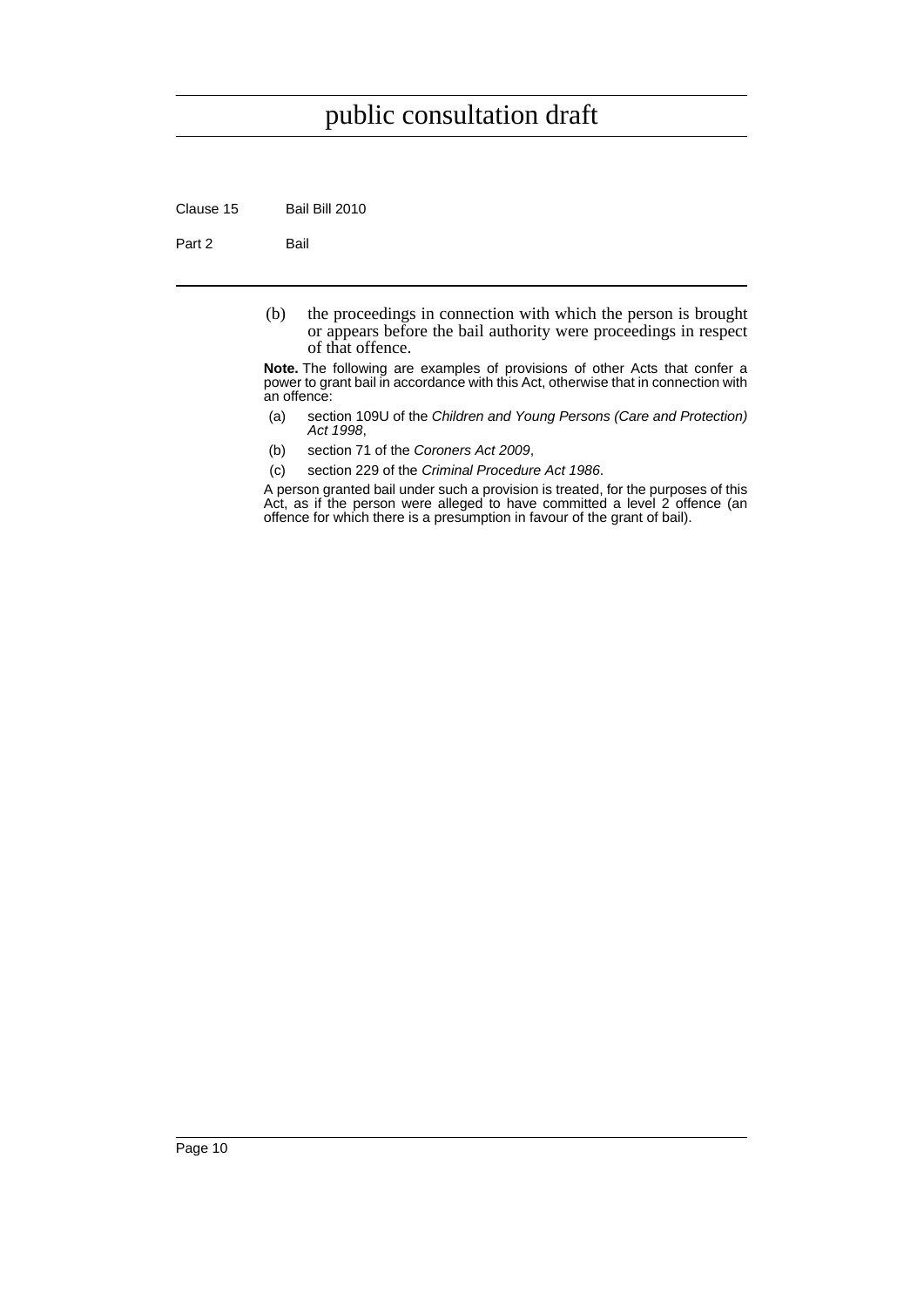(b) the proceedings in connection with which the person is brought or appears before the bail authority were proceedings in respect of that offence.

**Note.** The following are examples of provisions of other Acts that confer a power to grant bail in accordance with this Act, otherwise that in connection with an offence:

(a) section 109U of the *Children and Young Persons (Care and Protection) Act 1998*,

(b) section 71 of the *Coroners Act 2009*,

(c) section 229 of the *Criminal Procedure Act 1986*.

A person granted bail under such a provision is treated, for the purposes of this Act, as if the person were alleged to have committed a level 2 offence (an offence for which there is a presumption in favour of the grant of bail).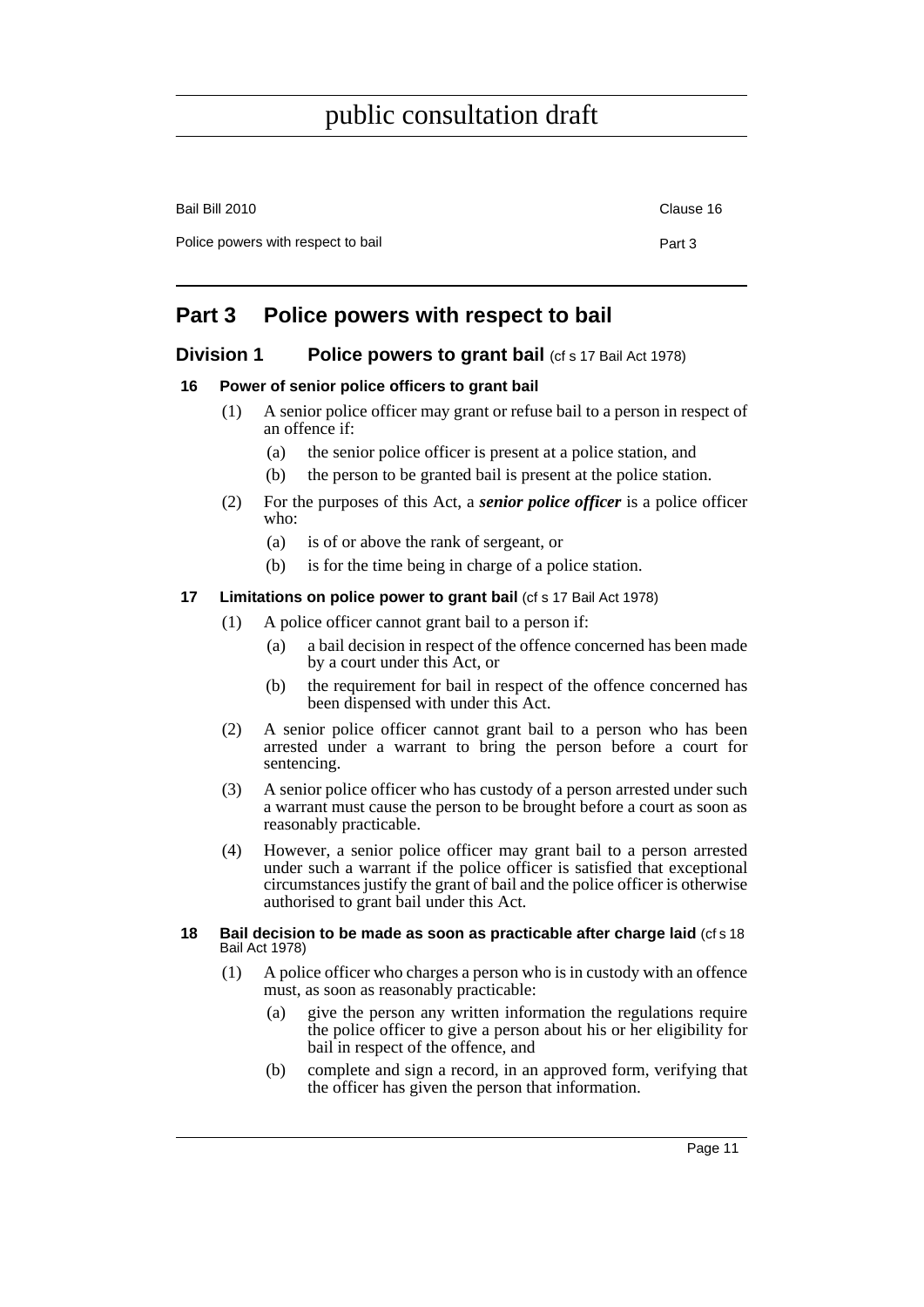# Part 3 Police powers with respect to bail

## Division 1 Police powers to grant bail (cf s 17 Bail Act 1978)

### 16 Power of senior police officers to grant bail

(1) A senior police officer may grant or refuse bail to a person in respect of an offence if:

- (a) the senior police officer is present at a police station, and
- (b) the person to be granted bail is present at the police station.

(2) For the purposes of this Act, a ***senior police officer*** is a police officer who:

- (a) is of or above the rank of sergeant, or
- (b) is for the time being in charge of a police station.

### 17 Limitations on police power to grant bail (cf s 17 Bail Act 1978)

(1) A police officer cannot grant bail to a person if:

- (a) a bail decision in respect of the offence concerned has been made by a court under this Act, or
- (b) the requirement for bail in respect of the offence concerned has been dispensed with under this Act.

(2) A senior police officer cannot grant bail to a person who has been arrested under a warrant to bring the person before a court for sentencing.

(3) A senior police officer who has custody of a person arrested under such a warrant must cause the person to be brought before a court as soon as reasonably practicable.

(4) However, a senior police officer may grant bail to a person arrested under such a warrant if the police officer is satisfied that exceptional circumstances justify the grant of bail and the police officer is otherwise authorised to grant bail under this Act.

### 18 Bail decision to be made as soon as practicable after charge laid (cf s 18 Bail Act 1978)

(1) A police officer who charges a person who is in custody with an offence must, as soon as reasonably practicable:

- (a) give the person any written information the regulations require the police officer to give a person about his or her eligibility for bail in respect of the offence, and
- (b) complete and sign a record, in an approved form, verifying that the officer has given the person that information.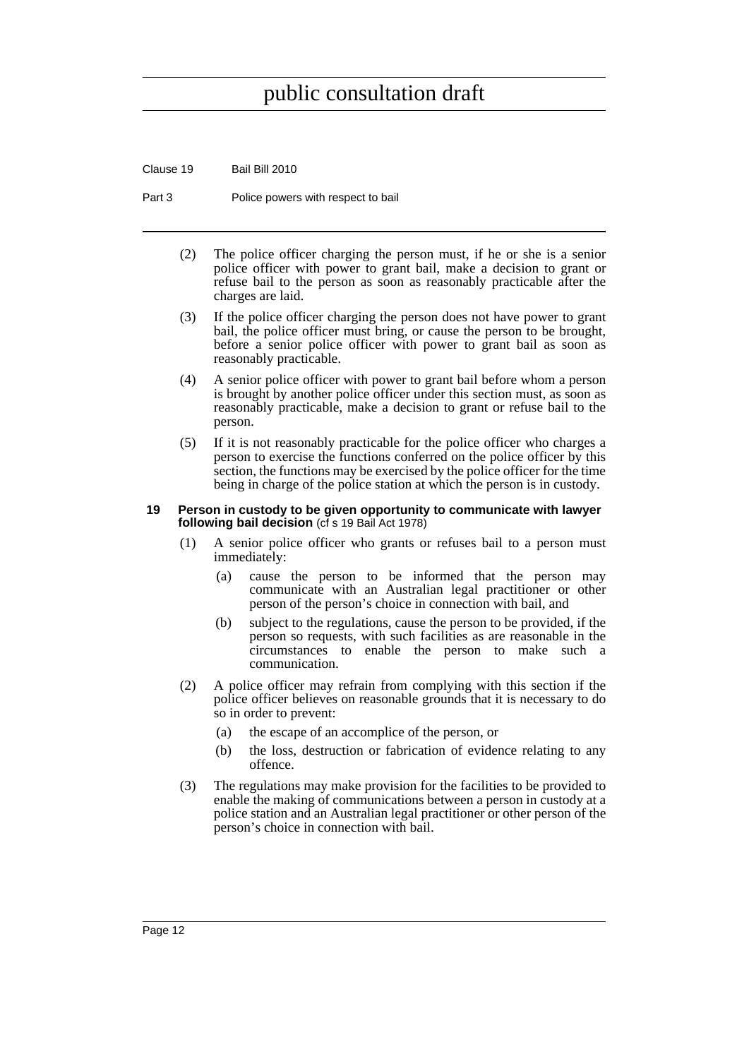(2) The police officer charging the person must, if he or she is a senior police officer with power to grant bail, make a decision to grant or refuse bail to the person as soon as reasonably practicable after the charges are laid.

(3) If the police officer charging the person does not have power to grant bail, the police officer must bring, or cause the person to be brought, before a senior police officer with power to grant bail as soon as reasonably practicable.

(4) A senior police officer with power to grant bail before whom a person is brought by another police officer under this section must, as soon as reasonably practicable, make a decision to grant or refuse bail to the person.

(5) If it is not reasonably practicable for the police officer who charges a person to exercise the functions conferred on the police officer by this section, the functions may be exercised by the police officer for the time being in charge of the police station at which the person is in custody.

### 19 Person in custody to be given opportunity to communicate with lawyer following bail decision (cf s 19 Bail Act 1978)

(1) A senior police officer who grants or refuses bail to a person must immediately:

- (a) cause the person to be informed that the person may communicate with an Australian legal practitioner or other person of the person's choice in connection with bail, and
- (b) subject to the regulations, cause the person to be provided, if the person so requests, with such facilities as are reasonable in the circumstances to enable the person to make such a communication.

(2) A police officer may refrain from complying with this section if the police officer believes on reasonable grounds that it is necessary to do so in order to prevent:

- (a) the escape of an accomplice of the person, or
- (b) the loss, destruction or fabrication of evidence relating to any offence.

(3) The regulations may make provision for the facilities to be provided to enable the making of communications between a person in custody at a police station and an Australian legal practitioner or other person of the person's choice in connection with bail.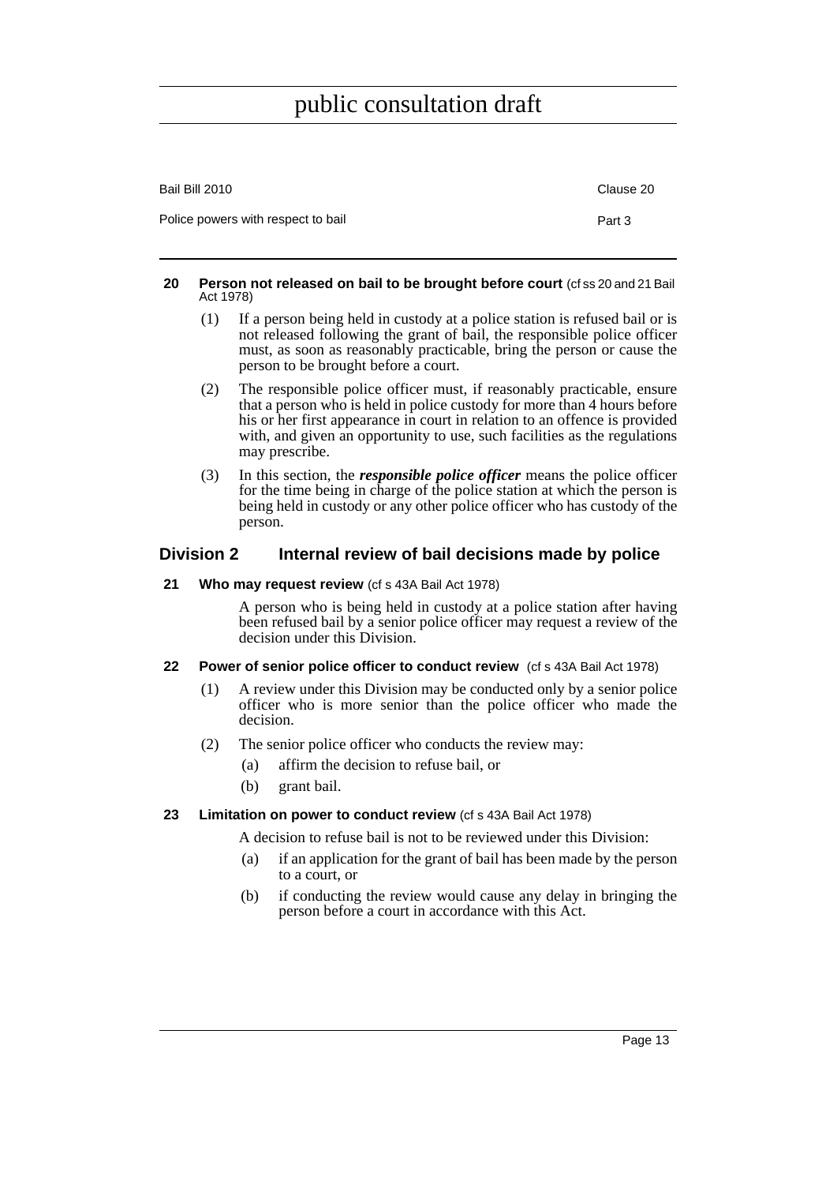**20 Person not released on bail to be brought before court** (cf ss 20 and 21 Bail Act 1978)

(1) If a person being held in custody at a police station is refused bail or is not released following the grant of bail, the responsible police officer must, as soon as reasonably practicable, bring the person or cause the person to be brought before a court.

(2) The responsible police officer must, if reasonably practicable, ensure that a person who is held in police custody for more than 4 hours before his or her first appearance in court in relation to an offence is provided with, and given an opportunity to use, such facilities as the regulations may prescribe.

(3) In this section, the ***responsible police officer*** means the police officer for the time being in charge of the police station at which the person is being held in custody or any other police officer who has custody of the person.

## Division 2 Internal review of bail decisions made by police

**21 Who may request review** (cf s 43A Bail Act 1978)

A person who is being held in custody at a police station after having been refused bail by a senior police officer may request a review of the decision under this Division.

**22 Power of senior police officer to conduct review** (cf s 43A Bail Act 1978)

(1) A review under this Division may be conducted only by a senior police officer who is more senior than the police officer who made the decision.

(2) The senior police officer who conducts the review may:

(a) affirm the decision to refuse bail, or

(b) grant bail.

**23 Limitation on power to conduct review** (cf s 43A Bail Act 1978)

A decision to refuse bail is not to be reviewed under this Division:

(a) if an application for the grant of bail has been made by the person to a court, or

(b) if conducting the review would cause any delay in bringing the person before a court in accordance with this Act.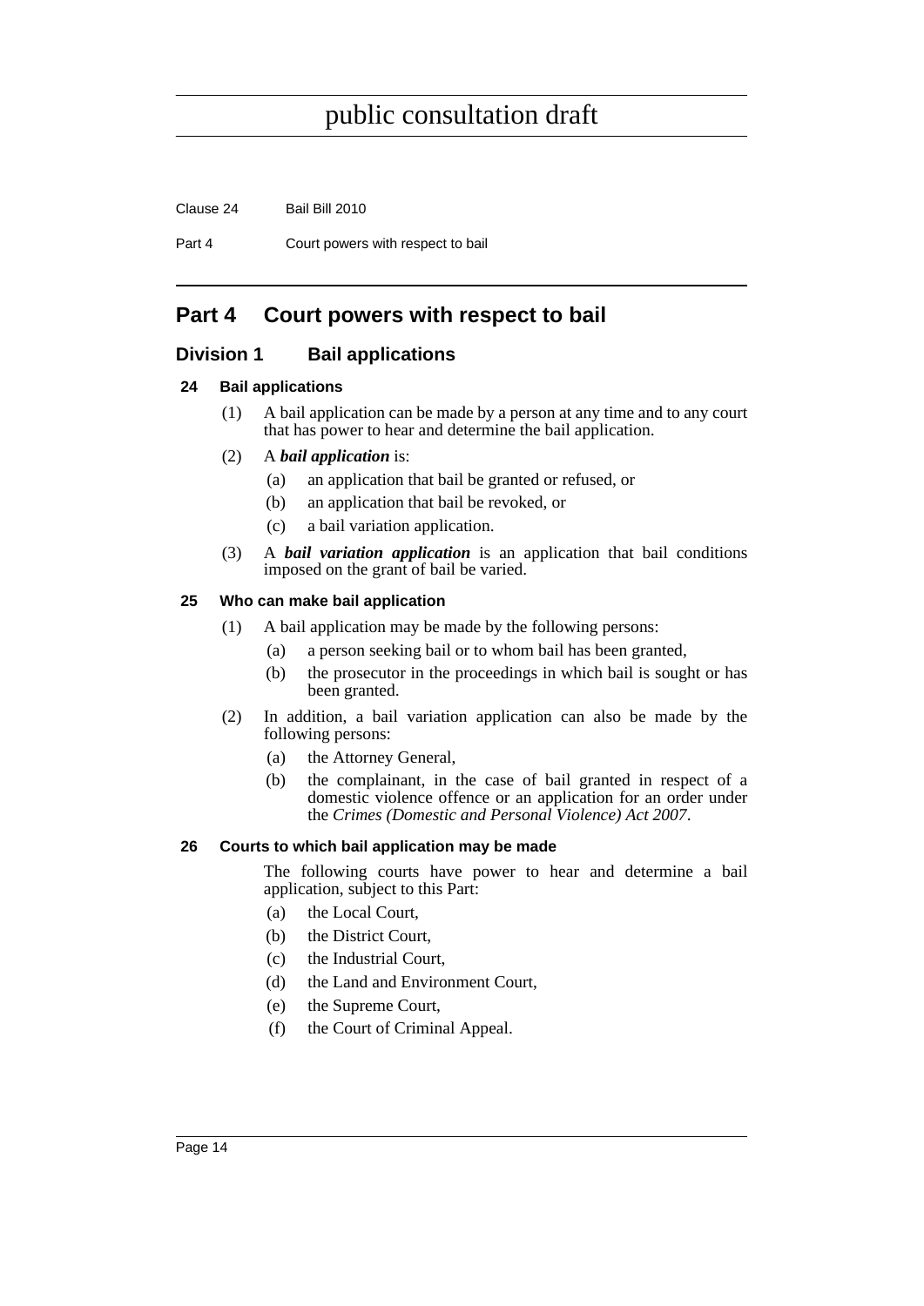# Part 4 Court powers with respect to bail

## Division 1 Bail applications

### 24 Bail applications

(1) A bail application can be made by a person at any time and to any court that has power to hear and determine the bail application.

(2) A ***bail application*** is:

- (a) an application that bail be granted or refused, or
- (b) an application that bail be revoked, or
- (c) a bail variation application.

(3) A ***bail variation application*** is an application that bail conditions imposed on the grant of bail be varied.

### 25 Who can make bail application

(1) A bail application may be made by the following persons:

- (a) a person seeking bail or to whom bail has been granted,
- (b) the prosecutor in the proceedings in which bail is sought or has been granted.

(2) In addition, a bail variation application can also be made by the following persons:

- (a) the Attorney General,
- (b) the complainant, in the case of bail granted in respect of a domestic violence offence or an application for an order under the *Crimes (Domestic and Personal Violence) Act 2007*.

### 26 Courts to which bail application may be made

The following courts have power to hear and determine a bail application, subject to this Part:

- (a) the Local Court,
- (b) the District Court,
- (c) the Industrial Court,
- (d) the Land and Environment Court,
- (e) the Supreme Court,
- (f) the Court of Criminal Appeal.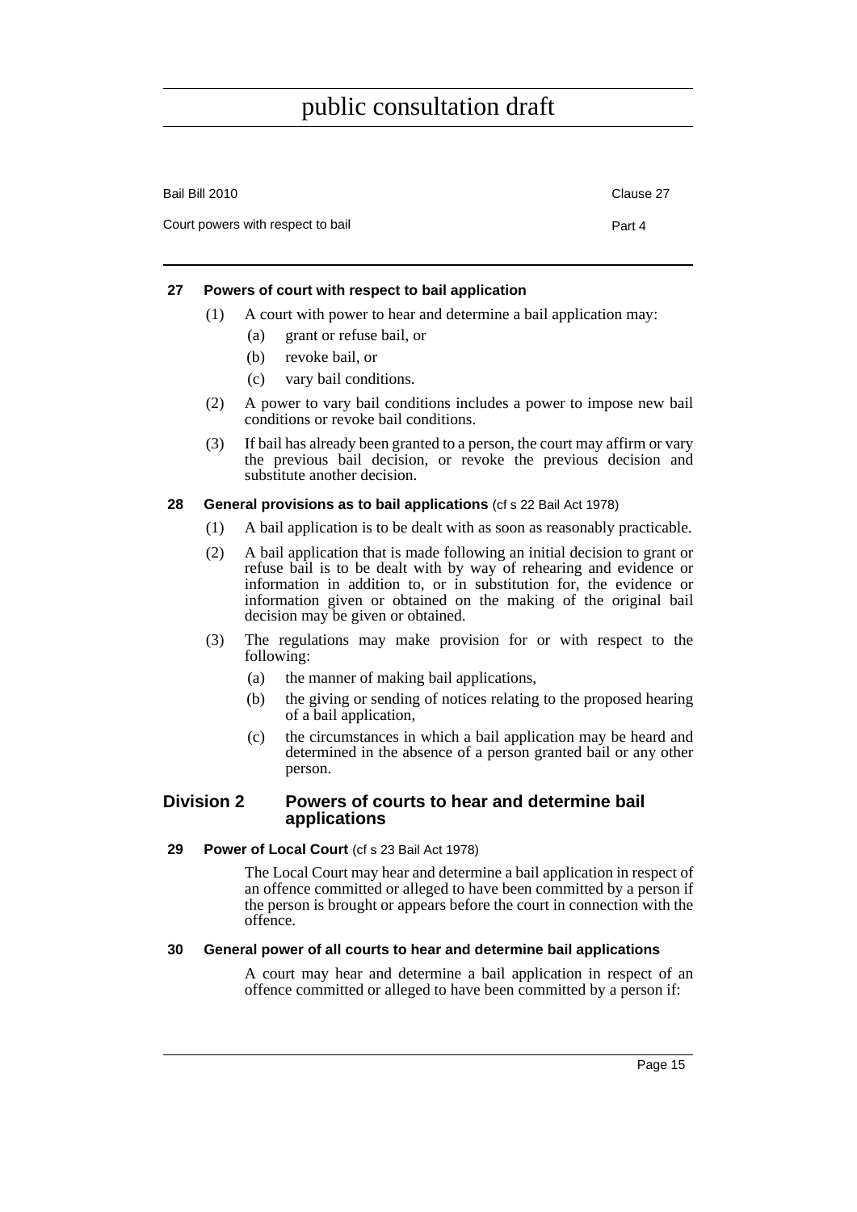#### 27 Powers of court with respect to bail application

(1) A court with power to hear and determine a bail application may:

- (a) grant or refuse bail, or
- (b) revoke bail, or
- (c) vary bail conditions.

(2) A power to vary bail conditions includes a power to impose new bail conditions or revoke bail conditions.

(3) If bail has already been granted to a person, the court may affirm or vary the previous bail decision, or revoke the previous decision and substitute another decision.

#### 28 General provisions as to bail applications (cf s 22 Bail Act 1978)

(1) A bail application is to be dealt with as soon as reasonably practicable.

(2) A bail application that is made following an initial decision to grant or refuse bail is to be dealt with by way of rehearing and evidence or information in addition to, or in substitution for, the evidence or information given or obtained on the making of the original bail decision may be given or obtained.

(3) The regulations may make provision for or with respect to the following:

- (a) the manner of making bail applications,
- (b) the giving or sending of notices relating to the proposed hearing of a bail application,
- (c) the circumstances in which a bail application may be heard and determined in the absence of a person granted bail or any other person.

### Division 2 Powers of courts to hear and determine bail applications

#### 29 Power of Local Court (cf s 23 Bail Act 1978)

The Local Court may hear and determine a bail application in respect of an offence committed or alleged to have been committed by a person if the person is brought or appears before the court in connection with the offence.

#### 30 General power of all courts to hear and determine bail applications

A court may hear and determine a bail application in respect of an offence committed or alleged to have been committed by a person if: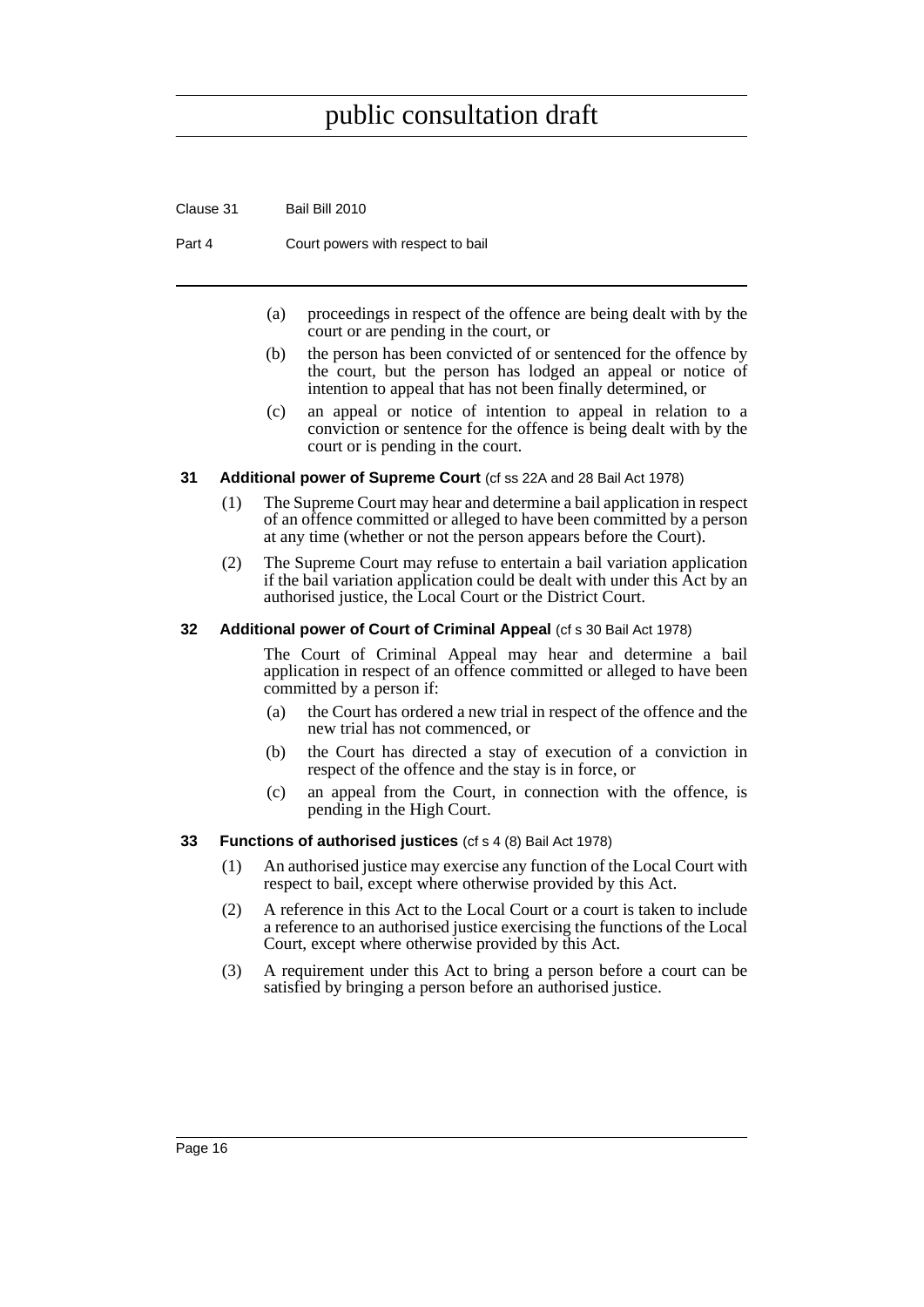(a) proceedings in respect of the offence are being dealt with by the court or are pending in the court, or

(b) the person has been convicted of or sentenced for the offence by the court, but the person has lodged an appeal or notice of intention to appeal that has not been finally determined, or

(c) an appeal or notice of intention to appeal in relation to a conviction or sentence for the offence is being dealt with by the court or is pending in the court.

### 31 Additional power of Supreme Court (cf ss 22A and 28 Bail Act 1978)

(1) The Supreme Court may hear and determine a bail application in respect of an offence committed or alleged to have been committed by a person at any time (whether or not the person appears before the Court).

(2) The Supreme Court may refuse to entertain a bail variation application if the bail variation application could be dealt with under this Act by an authorised justice, the Local Court or the District Court.

### 32 Additional power of Court of Criminal Appeal (cf s 30 Bail Act 1978)

The Court of Criminal Appeal may hear and determine a bail application in respect of an offence committed or alleged to have been committed by a person if:

(a) the Court has ordered a new trial in respect of the offence and the new trial has not commenced, or

(b) the Court has directed a stay of execution of a conviction in respect of the offence and the stay is in force, or

(c) an appeal from the Court, in connection with the offence, is pending in the High Court.

### 33 Functions of authorised justices (cf s 4 (8) Bail Act 1978)

(1) An authorised justice may exercise any function of the Local Court with respect to bail, except where otherwise provided by this Act.

(2) A reference in this Act to the Local Court or a court is taken to include a reference to an authorised justice exercising the functions of the Local Court, except where otherwise provided by this Act.

(3) A requirement under this Act to bring a person before a court can be satisfied by bringing a person before an authorised justice.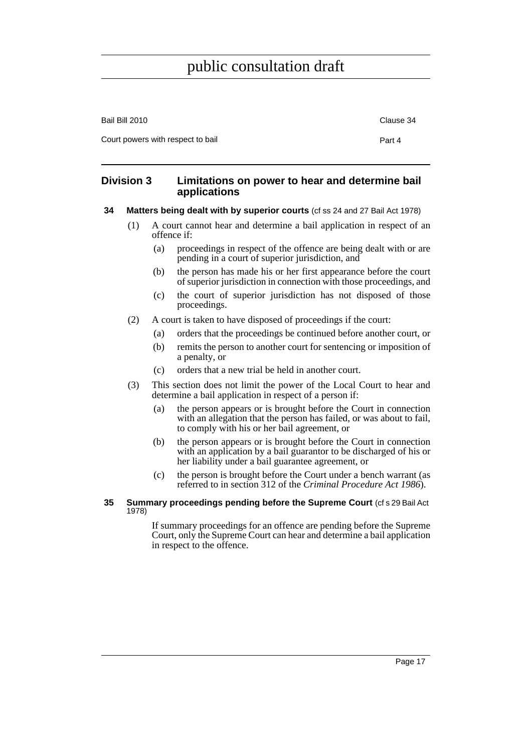## Division 3 Limitations on power to hear and determine bail applications

**34 Matters being dealt with by superior courts** (cf ss 24 and 27 Bail Act 1978)

(1) A court cannot hear and determine a bail application in respect of an offence if:

- (a) proceedings in respect of the offence are being dealt with or are pending in a court of superior jurisdiction, and
- (b) the person has made his or her first appearance before the court of superior jurisdiction in connection with those proceedings, and
- (c) the court of superior jurisdiction has not disposed of those proceedings.

(2) A court is taken to have disposed of proceedings if the court:

- (a) orders that the proceedings be continued before another court, or
- (b) remits the person to another court for sentencing or imposition of a penalty, or
- (c) orders that a new trial be held in another court.

(3) This section does not limit the power of the Local Court to hear and determine a bail application in respect of a person if:

- (a) the person appears or is brought before the Court in connection with an allegation that the person has failed, or was about to fail, to comply with his or her bail agreement, or
- (b) the person appears or is brought before the Court in connection with an application by a bail guarantor to be discharged of his or her liability under a bail guarantee agreement, or
- (c) the person is brought before the Court under a bench warrant (as referred to in section 312 of the *Criminal Procedure Act 1986*).

**35 Summary proceedings pending before the Supreme Court** (cf s 29 Bail Act 1978)

If summary proceedings for an offence are pending before the Supreme Court, only the Supreme Court can hear and determine a bail application in respect to the offence.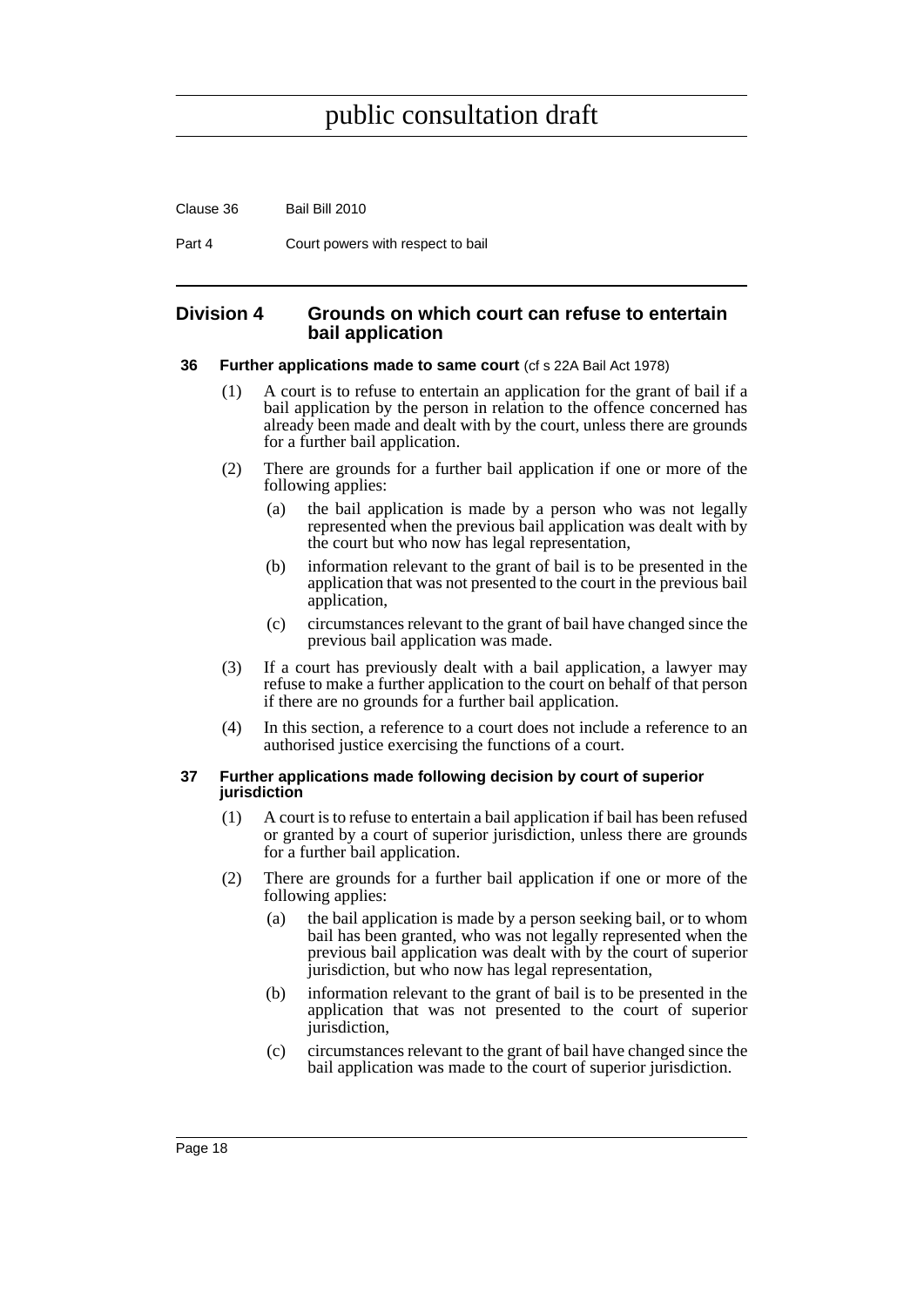## Division 4 Grounds on which court can refuse to entertain bail application

### 36 Further applications made to same court (cf s 22A Bail Act 1978)

(1) A court is to refuse to entertain an application for the grant of bail if a bail application by the person in relation to the offence concerned has already been made and dealt with by the court, unless there are grounds for a further bail application.

(2) There are grounds for a further bail application if one or more of the following applies:

- (a) the bail application is made by a person who was not legally represented when the previous bail application was dealt with by the court but who now has legal representation,
- (b) information relevant to the grant of bail is to be presented in the application that was not presented to the court in the previous bail application,
- (c) circumstances relevant to the grant of bail have changed since the previous bail application was made.

(3) If a court has previously dealt with a bail application, a lawyer may refuse to make a further application to the court on behalf of that person if there are no grounds for a further bail application.

(4) In this section, a reference to a court does not include a reference to an authorised justice exercising the functions of a court.

### 37 Further applications made following decision by court of superior jurisdiction

(1) A court is to refuse to entertain a bail application if bail has been refused or granted by a court of superior jurisdiction, unless there are grounds for a further bail application.

(2) There are grounds for a further bail application if one or more of the following applies:

- (a) the bail application is made by a person seeking bail, or to whom bail has been granted, who was not legally represented when the previous bail application was dealt with by the court of superior jurisdiction, but who now has legal representation,
- (b) information relevant to the grant of bail is to be presented in the application that was not presented to the court of superior jurisdiction,
- (c) circumstances relevant to the grant of bail have changed since the bail application was made to the court of superior jurisdiction.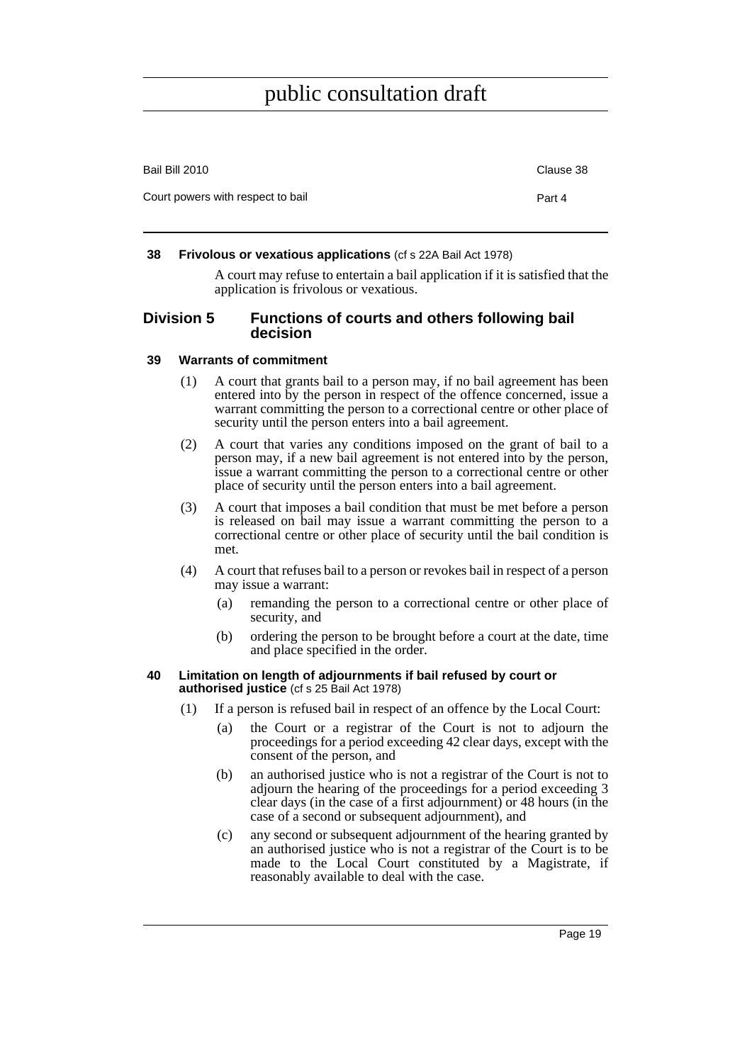#### 38 Frivolous or vexatious applications (cf s 22A Bail Act 1978)

A court may refuse to entertain a bail application if it is satisfied that the application is frivolous or vexatious.

## Division 5 Functions of courts and others following bail decision

#### 39 Warrants of commitment

(1) A court that grants bail to a person may, if no bail agreement has been entered into by the person in respect of the offence concerned, issue a warrant committing the person to a correctional centre or other place of security until the person enters into a bail agreement.

(2) A court that varies any conditions imposed on the grant of bail to a person may, if a new bail agreement is not entered into by the person, issue a warrant committing the person to a correctional centre or other place of security until the person enters into a bail agreement.

(3) A court that imposes a bail condition that must be met before a person is released on bail may issue a warrant committing the person to a correctional centre or other place of security until the bail condition is met.

(4) A court that refuses bail to a person or revokes bail in respect of a person may issue a warrant:

(a) remanding the person to a correctional centre or other place of security, and

(b) ordering the person to be brought before a court at the date, time and place specified in the order.

#### 40 Limitation on length of adjournments if bail refused by court or authorised justice (cf s 25 Bail Act 1978)

(1) If a person is refused bail in respect of an offence by the Local Court:

(a) the Court or a registrar of the Court is not to adjourn the proceedings for a period exceeding 42 clear days, except with the consent of the person, and

(b) an authorised justice who is not a registrar of the Court is not to adjourn the hearing of the proceedings for a period exceeding 3 clear days (in the case of a first adjournment) or 48 hours (in the case of a second or subsequent adjournment), and

(c) any second or subsequent adjournment of the hearing granted by an authorised justice who is not a registrar of the Court is to be made to the Local Court constituted by a Magistrate, if reasonably available to deal with the case.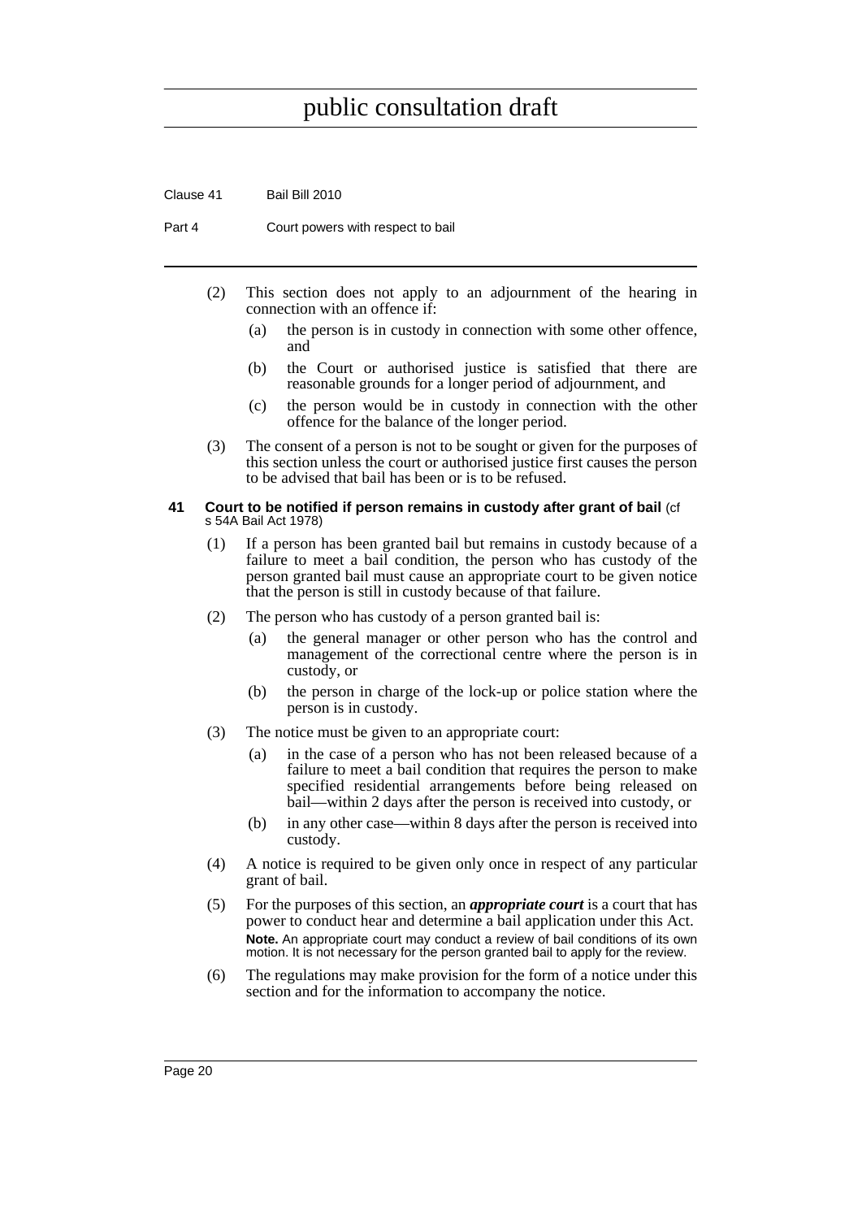(2) This section does not apply to an adjournment of the hearing in connection with an offence if:

   (a) the person is in custody in connection with some other offence, and

   (b) the Court or authorised justice is satisfied that there are reasonable grounds for a longer period of adjournment, and

   (c) the person would be in custody in connection with the other offence for the balance of the longer period.

(3) The consent of a person is not to be sought or given for the purposes of this section unless the court or authorised justice first causes the person to be advised that bail has been or is to be refused.

### 41 Court to be notified if person remains in custody after grant of bail (cf s 54A Bail Act 1978)

(1) If a person has been granted bail but remains in custody because of a failure to meet a bail condition, the person who has custody of the person granted bail must cause an appropriate court to be given notice that the person is still in custody because of that failure.

(2) The person who has custody of a person granted bail is:

   (a) the general manager or other person who has the control and management of the correctional centre where the person is in custody, or

   (b) the person in charge of the lock-up or police station where the person is in custody.

(3) The notice must be given to an appropriate court:

   (a) in the case of a person who has not been released because of a failure to meet a bail condition that requires the person to make specified residential arrangements before being released on bail—within 2 days after the person is received into custody, or

   (b) in any other case—within 8 days after the person is received into custody.

(4) A notice is required to be given only once in respect of any particular grant of bail.

(5) For the purposes of this section, an ***appropriate court*** is a court that has power to conduct hear and determine a bail application under this Act.

   **Note.** An appropriate court may conduct a review of bail conditions of its own motion. It is not necessary for the person granted bail to apply for the review.

(6) The regulations may make provision for the form of a notice under this section and for the information to accompany the notice.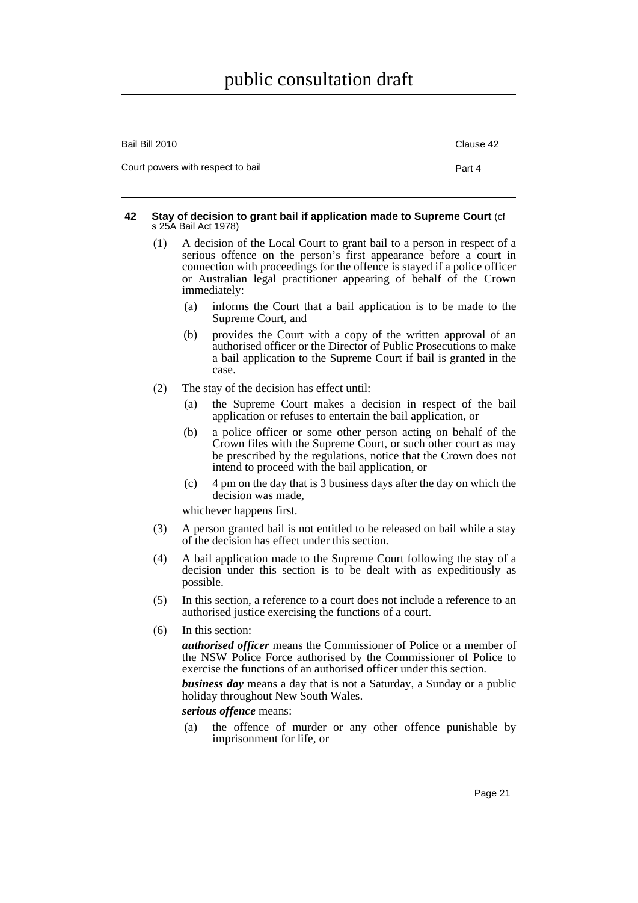## 42 Stay of decision to grant bail if application made to Supreme Court (cf s 25A Bail Act 1978)

(1) A decision of the Local Court to grant bail to a person in respect of a serious offence on the person's first appearance before a court in connection with proceedings for the offence is stayed if a police officer or Australian legal practitioner appearing of behalf of the Crown immediately:

  (a) informs the Court that a bail application is to be made to the Supreme Court, and

  (b) provides the Court with a copy of the written approval of an authorised officer or the Director of Public Prosecutions to make a bail application to the Supreme Court if bail is granted in the case.

(2) The stay of the decision has effect until:

  (a) the Supreme Court makes a decision in respect of the bail application or refuses to entertain the bail application, or

  (b) a police officer or some other person acting on behalf of the Crown files with the Supreme Court, or such other court as may be prescribed by the regulations, notice that the Crown does not intend to proceed with the bail application, or

  (c) 4 pm on the day that is 3 business days after the day on which the decision was made,

whichever happens first.

(3) A person granted bail is not entitled to be released on bail while a stay of the decision has effect under this section.

(4) A bail application made to the Supreme Court following the stay of a decision under this section is to be dealt with as expeditiously as possible.

(5) In this section, a reference to a court does not include a reference to an authorised justice exercising the functions of a court.

(6) In this section:

***authorised officer*** means the Commissioner of Police or a member of the NSW Police Force authorised by the Commissioner of Police to exercise the functions of an authorised officer under this section.

***business day*** means a day that is not a Saturday, a Sunday or a public holiday throughout New South Wales.

***serious offence*** means:

  (a) the offence of murder or any other offence punishable by imprisonment for life, or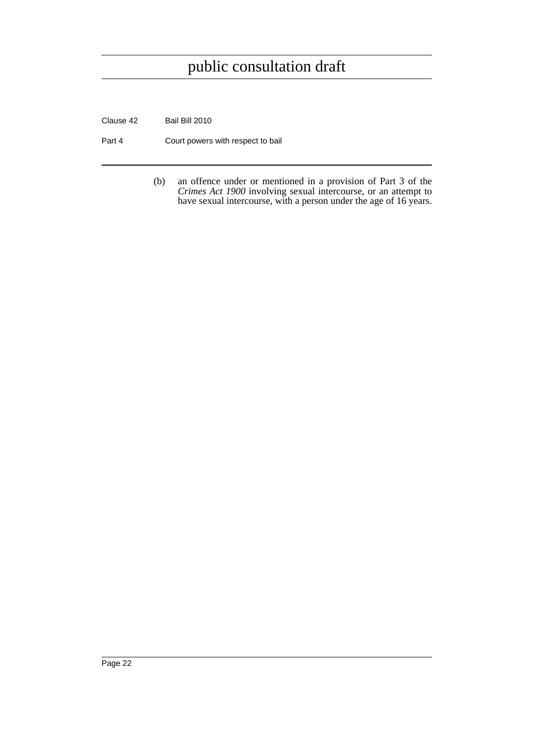(b) an offence under or mentioned in a provision of Part 3 of the *Crimes Act 1900* involving sexual intercourse, or an attempt to have sexual intercourse, with a person under the age of 16 years.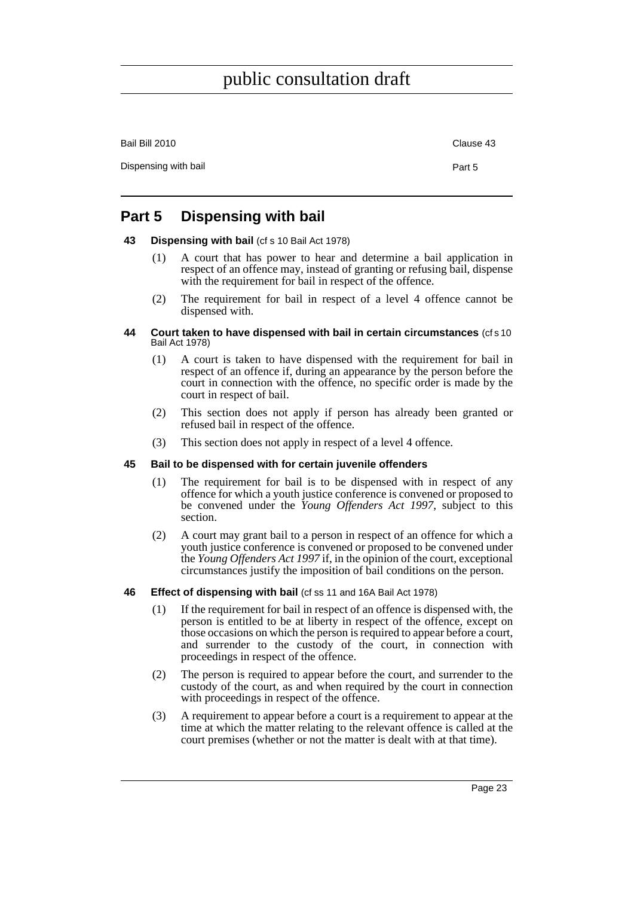# Part 5 Dispensing with bail

**43 Dispensing with bail** (cf s 10 Bail Act 1978)

(1) A court that has power to hear and determine a bail application in respect of an offence may, instead of granting or refusing bail, dispense with the requirement for bail in respect of the offence.

(2) The requirement for bail in respect of a level 4 offence cannot be dispensed with.

**44 Court taken to have dispensed with bail in certain circumstances** (cf s 10 Bail Act 1978)

(1) A court is taken to have dispensed with the requirement for bail in respect of an offence if, during an appearance by the person before the court in connection with the offence, no specific order is made by the court in respect of bail.

(2) This section does not apply if person has already been granted or refused bail in respect of the offence.

(3) This section does not apply in respect of a level 4 offence.

**45 Bail to be dispensed with for certain juvenile offenders**

(1) The requirement for bail is to be dispensed with in respect of any offence for which a youth justice conference is convened or proposed to be convened under the *Young Offenders Act 1997*, subject to this section.

(2) A court may grant bail to a person in respect of an offence for which a youth justice conference is convened or proposed to be convened under the *Young Offenders Act 1997* if, in the opinion of the court, exceptional circumstances justify the imposition of bail conditions on the person.

**46 Effect of dispensing with bail** (cf ss 11 and 16A Bail Act 1978)

(1) If the requirement for bail in respect of an offence is dispensed with, the person is entitled to be at liberty in respect of the offence, except on those occasions on which the person is required to appear before a court, and surrender to the custody of the court, in connection with proceedings in respect of the offence.

(2) The person is required to appear before the court, and surrender to the custody of the court, as and when required by the court in connection with proceedings in respect of the offence.

(3) A requirement to appear before a court is a requirement to appear at the time at which the matter relating to the relevant offence is called at the court premises (whether or not the matter is dealt with at that time).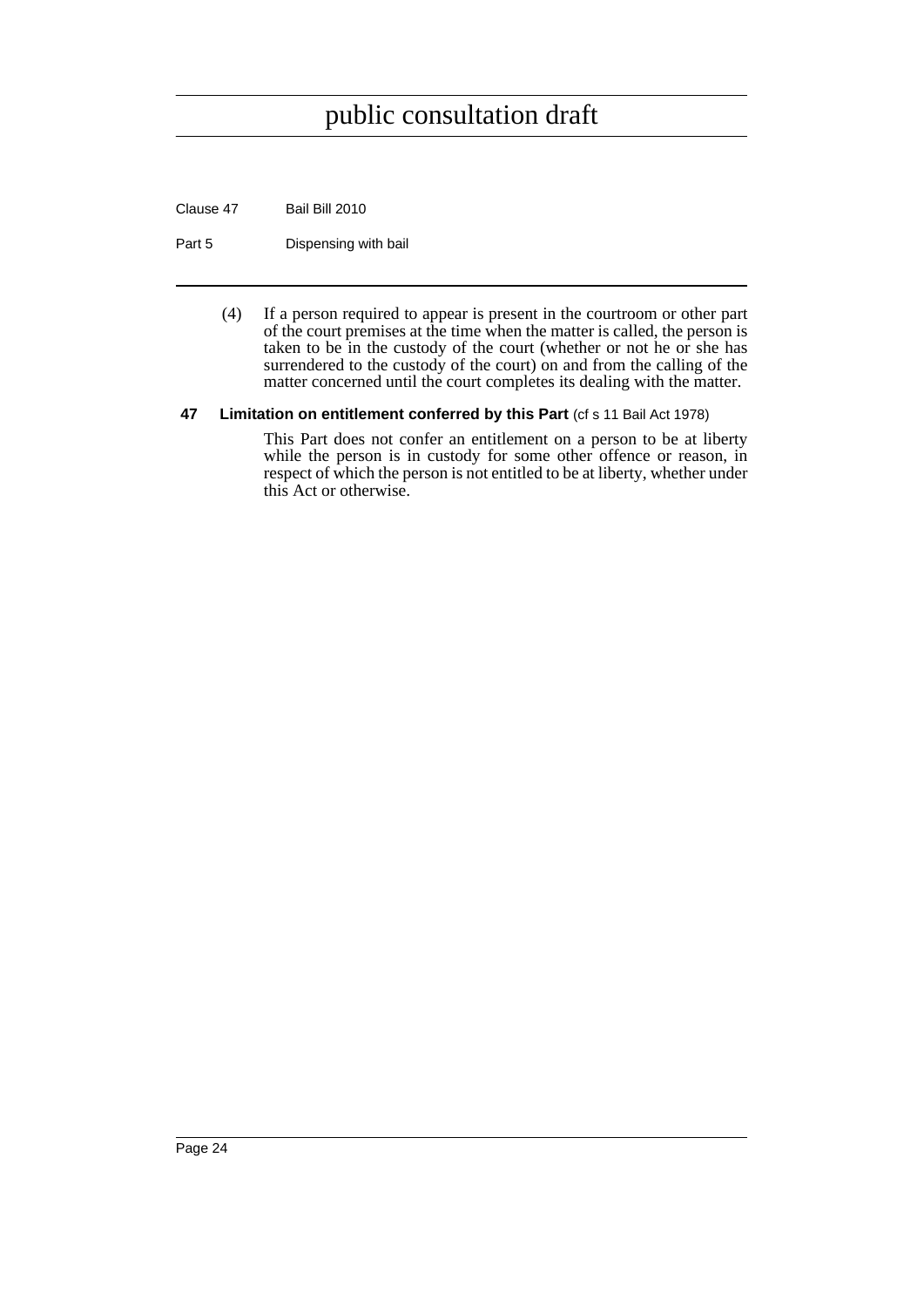(4) If a person required to appear is present in the courtroom or other part of the court premises at the time when the matter is called, the person is taken to be in the custody of the court (whether or not he or she has surrendered to the custody of the court) on and from the calling of the matter concerned until the court completes its dealing with the matter.

### 47 Limitation on entitlement conferred by this Part (cf s 11 Bail Act 1978)

This Part does not confer an entitlement on a person to be at liberty while the person is in custody for some other offence or reason, in respect of which the person is not entitled to be at liberty, whether under this Act or otherwise.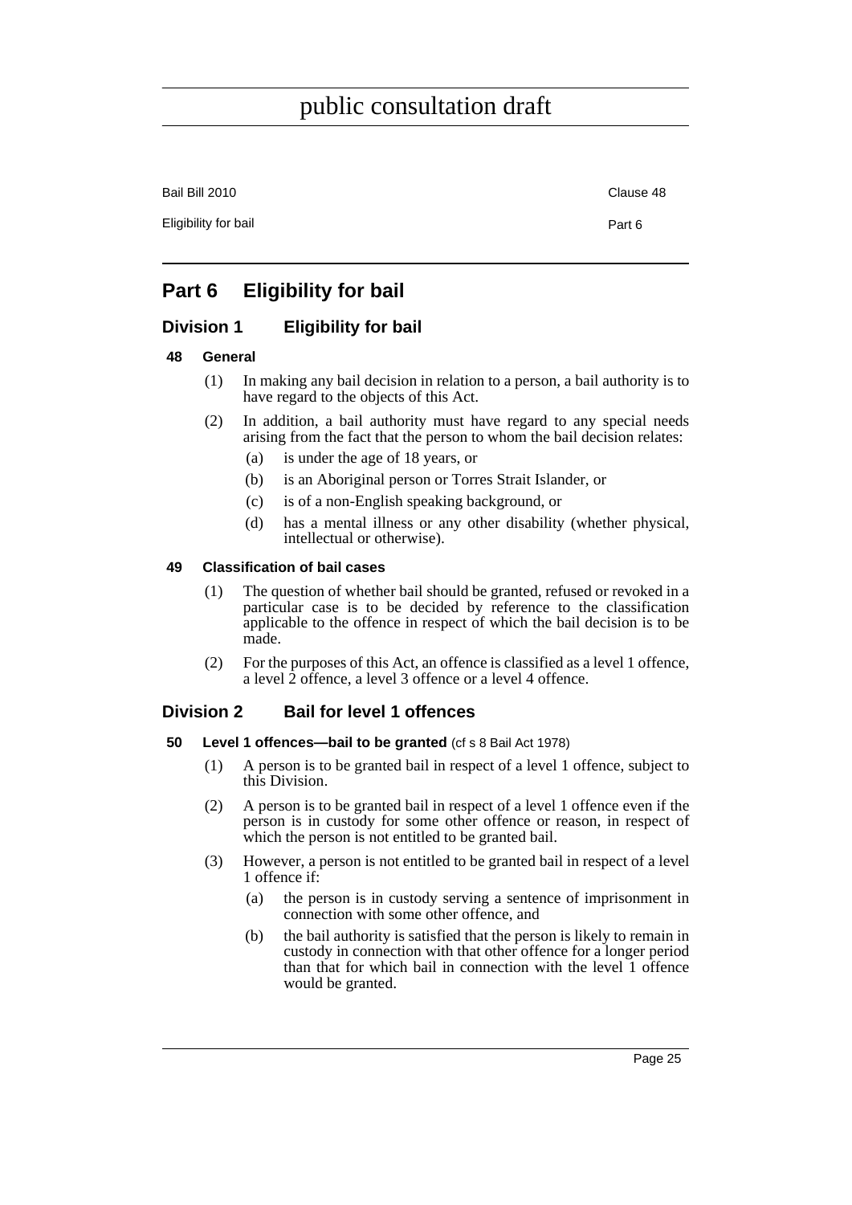# Part 6 Eligibility for bail

## Division 1 Eligibility for bail

### 48 General

(1) In making any bail decision in relation to a person, a bail authority is to have regard to the objects of this Act.

(2) In addition, a bail authority must have regard to any special needs arising from the fact that the person to whom the bail decision relates:

- (a) is under the age of 18 years, or
- (b) is an Aboriginal person or Torres Strait Islander, or
- (c) is of a non-English speaking background, or
- (d) has a mental illness or any other disability (whether physical, intellectual or otherwise).

### 49 Classification of bail cases

(1) The question of whether bail should be granted, refused or revoked in a particular case is to be decided by reference to the classification applicable to the offence in respect of which the bail decision is to be made.

(2) For the purposes of this Act, an offence is classified as a level 1 offence, a level 2 offence, a level 3 offence or a level 4 offence.

## Division 2 Bail for level 1 offences

### 50 Level 1 offences—bail to be granted (cf s 8 Bail Act 1978)

(1) A person is to be granted bail in respect of a level 1 offence, subject to this Division.

(2) A person is to be granted bail in respect of a level 1 offence even if the person is in custody for some other offence or reason, in respect of which the person is not entitled to be granted bail.

(3) However, a person is not entitled to be granted bail in respect of a level 1 offence if:

- (a) the person is in custody serving a sentence of imprisonment in connection with some other offence, and
- (b) the bail authority is satisfied that the person is likely to remain in custody in connection with that other offence for a longer period than that for which bail in connection with the level 1 offence would be granted.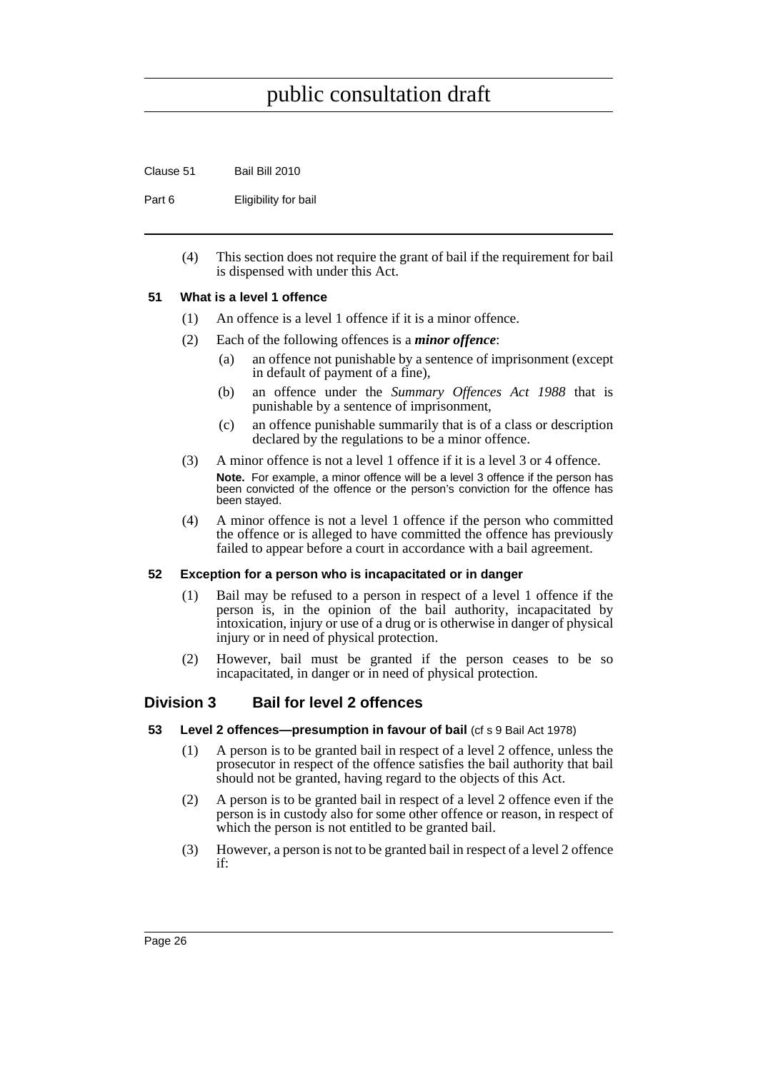(4) This section does not require the grant of bail if the requirement for bail is dispensed with under this Act.

### 51 What is a level 1 offence

(1) An offence is a level 1 offence if it is a minor offence.

(2) Each of the following offences is a ***minor offence***:

- (a) an offence not punishable by a sentence of imprisonment (except in default of payment of a fine),
- (b) an offence under the *Summary Offences Act 1988* that is punishable by a sentence of imprisonment,
- (c) an offence punishable summarily that is of a class or description declared by the regulations to be a minor offence.

(3) A minor offence is not a level 1 offence if it is a level 3 or 4 offence.

**Note.** For example, a minor offence will be a level 3 offence if the person has been convicted of the offence or the person's conviction for the offence has been stayed.

(4) A minor offence is not a level 1 offence if the person who committed the offence or is alleged to have committed the offence has previously failed to appear before a court in accordance with a bail agreement.

### 52 Exception for a person who is incapacitated or in danger

(1) Bail may be refused to a person in respect of a level 1 offence if the person is, in the opinion of the bail authority, incapacitated by intoxication, injury or use of a drug or is otherwise in danger of physical injury or in need of physical protection.

(2) However, bail must be granted if the person ceases to be so incapacitated, in danger or in need of physical protection.

## Division 3 Bail for level 2 offences

### 53 Level 2 offences—presumption in favour of bail (cf s 9 Bail Act 1978)

(1) A person is to be granted bail in respect of a level 2 offence, unless the prosecutor in respect of the offence satisfies the bail authority that bail should not be granted, having regard to the objects of this Act.

(2) A person is to be granted bail in respect of a level 2 offence even if the person is in custody also for some other offence or reason, in respect of which the person is not entitled to be granted bail.

(3) However, a person is not to be granted bail in respect of a level 2 offence if: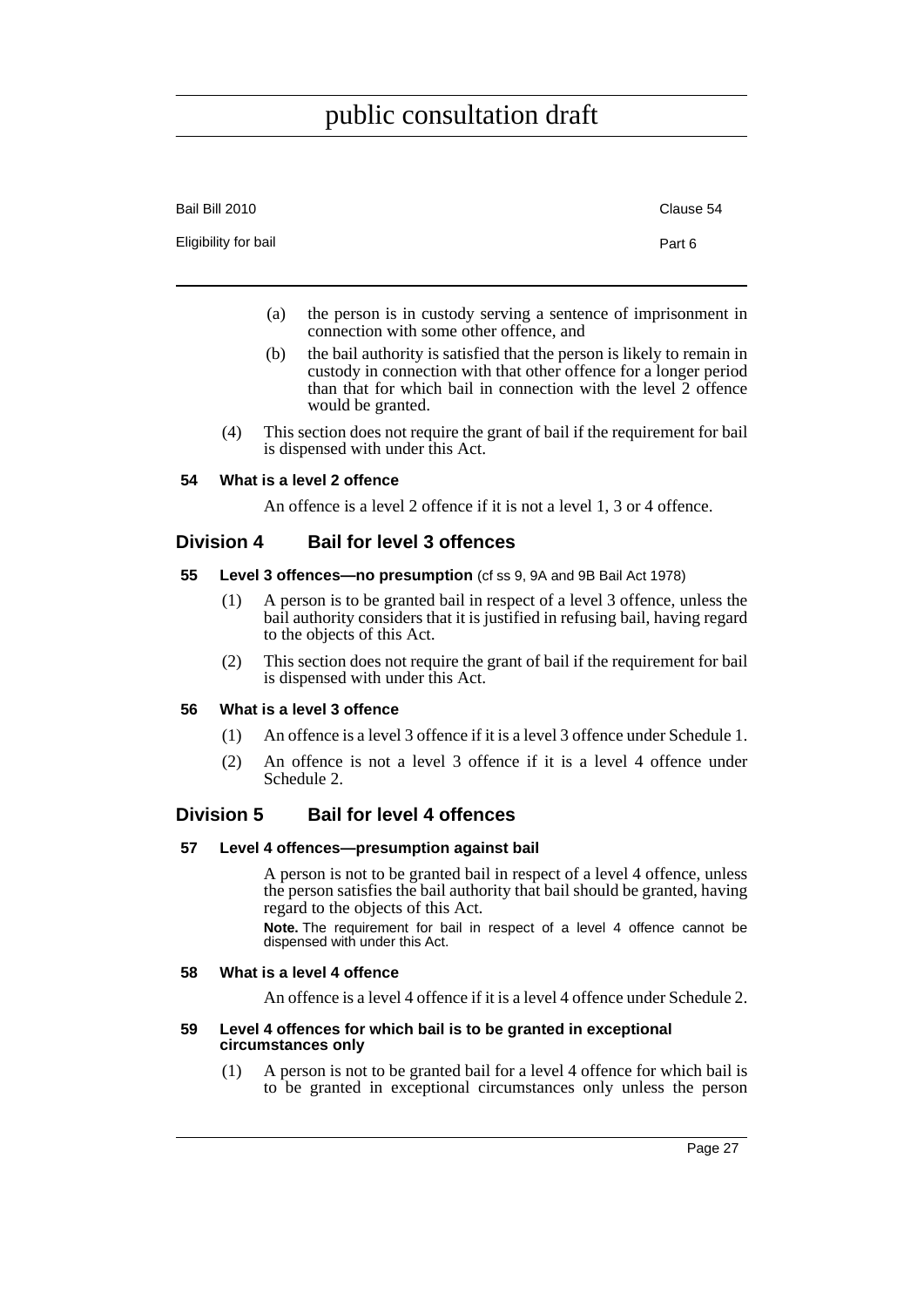(a) the person is in custody serving a sentence of imprisonment in connection with some other offence, and

(b) the bail authority is satisfied that the person is likely to remain in custody in connection with that other offence for a longer period than that for which bail in connection with the level 2 offence would be granted.

(4) This section does not require the grant of bail if the requirement for bail is dispensed with under this Act.

#### 54 What is a level 2 offence

An offence is a level 2 offence if it is not a level 1, 3 or 4 offence.

## Division 4 Bail for level 3 offences

#### 55 Level 3 offences—no presumption (cf ss 9, 9A and 9B Bail Act 1978)

(1) A person is to be granted bail in respect of a level 3 offence, unless the bail authority considers that it is justified in refusing bail, having regard to the objects of this Act.

(2) This section does not require the grant of bail if the requirement for bail is dispensed with under this Act.

#### 56 What is a level 3 offence

(1) An offence is a level 3 offence if it is a level 3 offence under Schedule 1.

(2) An offence is not a level 3 offence if it is a level 4 offence under Schedule 2.

## Division 5 Bail for level 4 offences

#### 57 Level 4 offences—presumption against bail

A person is not to be granted bail in respect of a level 4 offence, unless the person satisfies the bail authority that bail should be granted, having regard to the objects of this Act.

**Note.** The requirement for bail in respect of a level 4 offence cannot be dispensed with under this Act.

#### 58 What is a level 4 offence

An offence is a level 4 offence if it is a level 4 offence under Schedule 2.

#### 59 Level 4 offences for which bail is to be granted in exceptional circumstances only

(1) A person is not to be granted bail for a level 4 offence for which bail is to be granted in exceptional circumstances only unless the person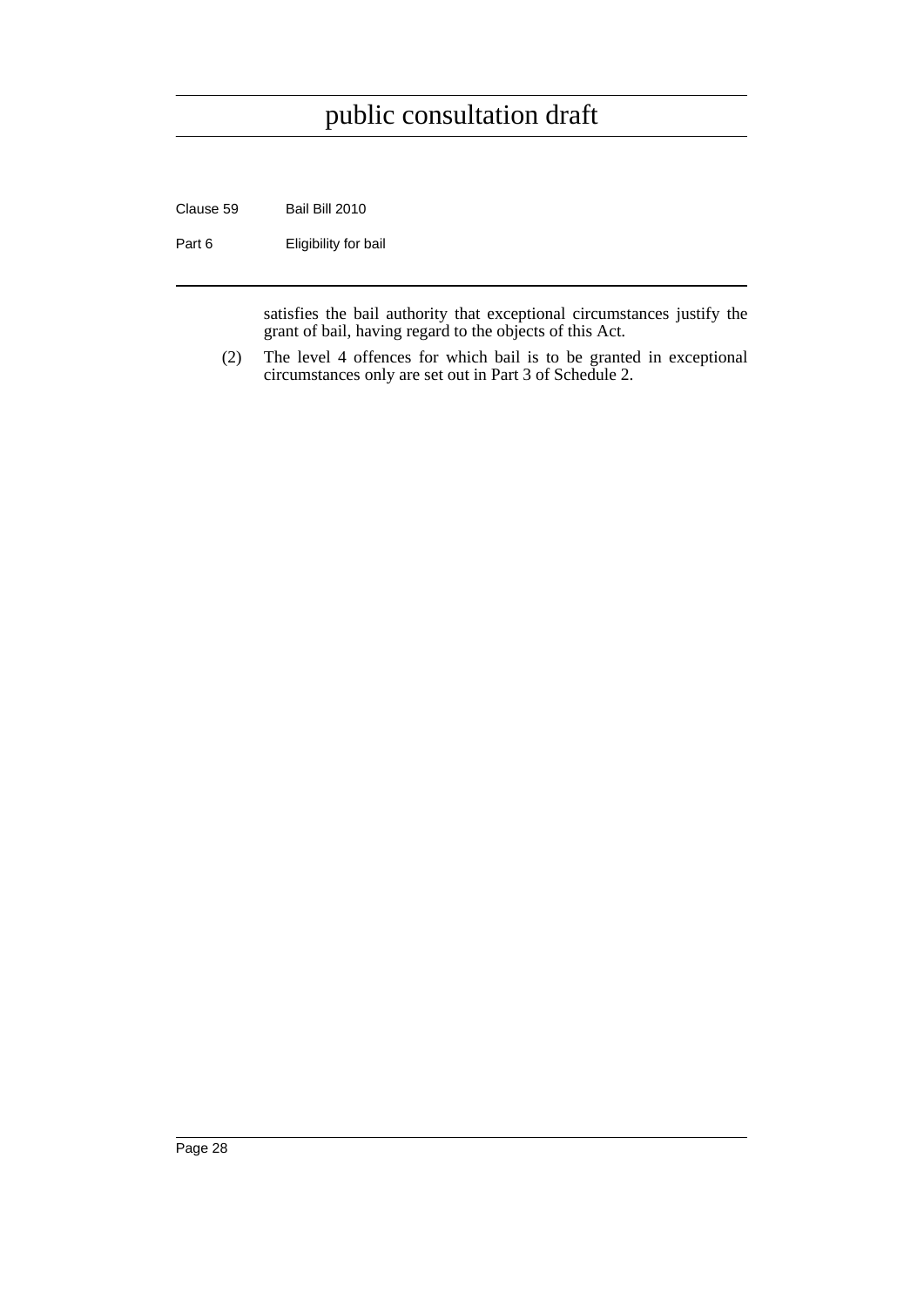satisfies the bail authority that exceptional circumstances justify the grant of bail, having regard to the objects of this Act.

(2) The level 4 offences for which bail is to be granted in exceptional circumstances only are set out in Part 3 of Schedule 2.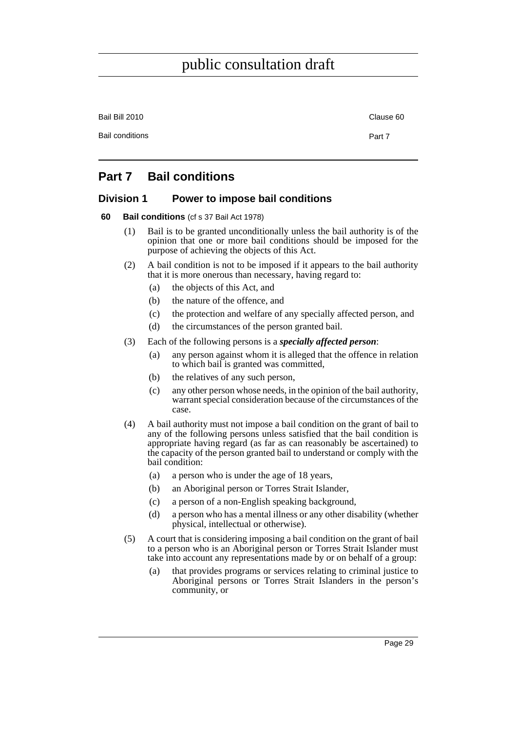# Part 7 Bail conditions

## Division 1 Power to impose bail conditions

**60 Bail conditions** (cf s 37 Bail Act 1978)

(1) Bail is to be granted unconditionally unless the bail authority is of the opinion that one or more bail conditions should be imposed for the purpose of achieving the objects of this Act.

(2) A bail condition is not to be imposed if it appears to the bail authority that it is more onerous than necessary, having regard to:

- (a) the objects of this Act, and
- (b) the nature of the offence, and
- (c) the protection and welfare of any specially affected person, and
- (d) the circumstances of the person granted bail.

(3) Each of the following persons is a ***specially affected person***:

- (a) any person against whom it is alleged that the offence in relation to which bail is granted was committed,
- (b) the relatives of any such person,
- (c) any other person whose needs, in the opinion of the bail authority, warrant special consideration because of the circumstances of the case.

(4) A bail authority must not impose a bail condition on the grant of bail to any of the following persons unless satisfied that the bail condition is appropriate having regard (as far as can reasonably be ascertained) to the capacity of the person granted bail to understand or comply with the bail condition:

- (a) a person who is under the age of 18 years,
- (b) an Aboriginal person or Torres Strait Islander,
- (c) a person of a non-English speaking background,
- (d) a person who has a mental illness or any other disability (whether physical, intellectual or otherwise).

(5) A court that is considering imposing a bail condition on the grant of bail to a person who is an Aboriginal person or Torres Strait Islander must take into account any representations made by or on behalf of a group:

- (a) that provides programs or services relating to criminal justice to Aboriginal persons or Torres Strait Islanders in the person's community, or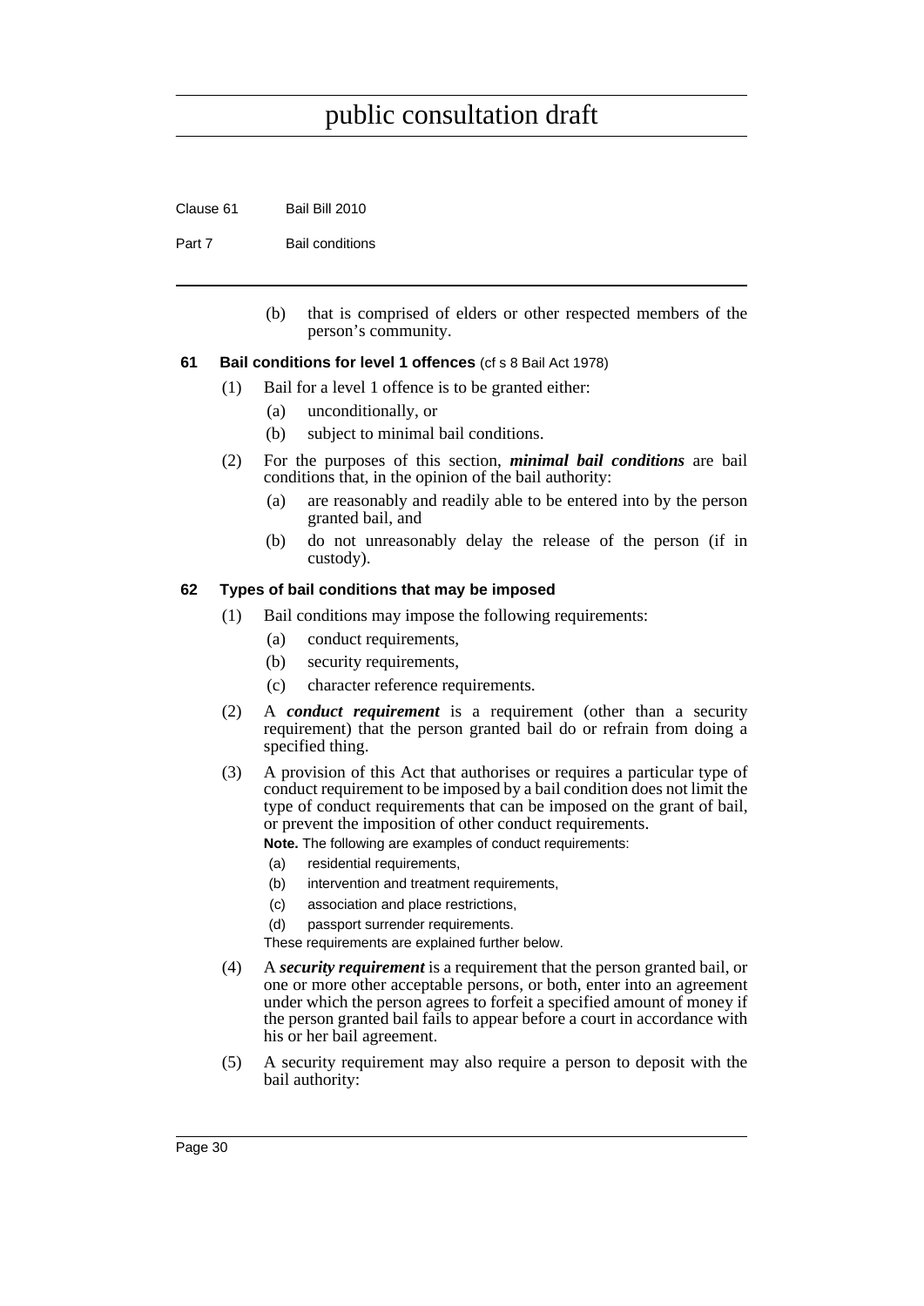(b) that is comprised of elders or other respected members of the person's community.

### 61 Bail conditions for level 1 offences (cf s 8 Bail Act 1978)

(1) Bail for a level 1 offence is to be granted either:

(a) unconditionally, or

(b) subject to minimal bail conditions.

(2) For the purposes of this section, ***minimal bail conditions*** are bail conditions that, in the opinion of the bail authority:

(a) are reasonably and readily able to be entered into by the person granted bail, and

(b) do not unreasonably delay the release of the person (if in custody).

### 62 Types of bail conditions that may be imposed

(1) Bail conditions may impose the following requirements:

(a) conduct requirements,

(b) security requirements,

(c) character reference requirements.

(2) A ***conduct requirement*** is a requirement (other than a security requirement) that the person granted bail do or refrain from doing a specified thing.

(3) A provision of this Act that authorises or requires a particular type of conduct requirement to be imposed by a bail condition does not limit the type of conduct requirements that can be imposed on the grant of bail, or prevent the imposition of other conduct requirements.

**Note.** The following are examples of conduct requirements:

(a) residential requirements,

(b) intervention and treatment requirements,

(c) association and place restrictions,

(d) passport surrender requirements.

These requirements are explained further below.

(4) A ***security requirement*** is a requirement that the person granted bail, or one or more other acceptable persons, or both, enter into an agreement under which the person agrees to forfeit a specified amount of money if the person granted bail fails to appear before a court in accordance with his or her bail agreement.

(5) A security requirement may also require a person to deposit with the bail authority: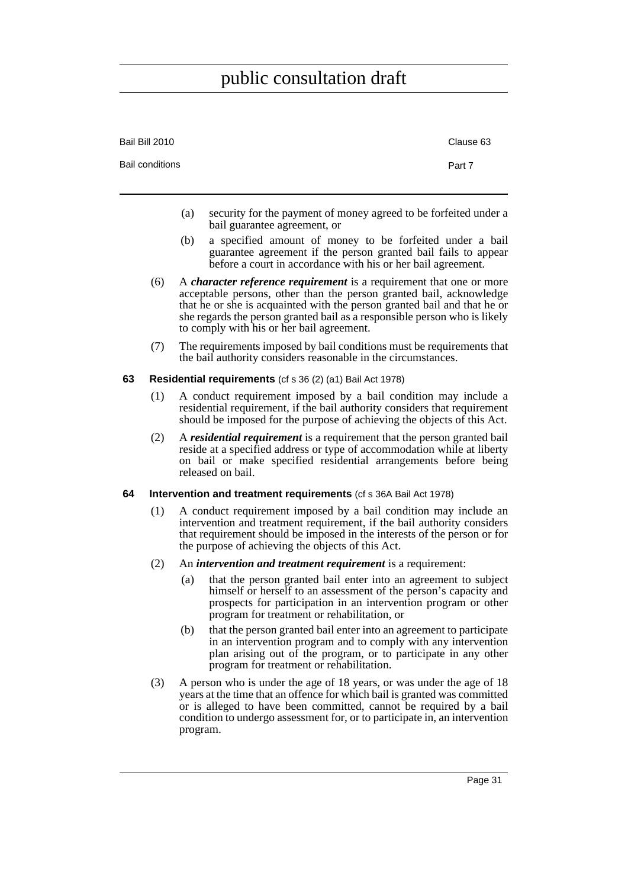(a) security for the payment of money agreed to be forfeited under a bail guarantee agreement, or

(b) a specified amount of money to be forfeited under a bail guarantee agreement if the person granted bail fails to appear before a court in accordance with his or her bail agreement.

(6) A ***character reference requirement*** is a requirement that one or more acceptable persons, other than the person granted bail, acknowledge that he or she is acquainted with the person granted bail and that he or she regards the person granted bail as a responsible person who is likely to comply with his or her bail agreement.

(7) The requirements imposed by bail conditions must be requirements that the bail authority considers reasonable in the circumstances.

### 63 Residential requirements (cf s 36 (2) (a1) Bail Act 1978)

(1) A conduct requirement imposed by a bail condition may include a residential requirement, if the bail authority considers that requirement should be imposed for the purpose of achieving the objects of this Act.

(2) A ***residential requirement*** is a requirement that the person granted bail reside at a specified address or type of accommodation while at liberty on bail or make specified residential arrangements before being released on bail.

### 64 Intervention and treatment requirements (cf s 36A Bail Act 1978)

(1) A conduct requirement imposed by a bail condition may include an intervention and treatment requirement, if the bail authority considers that requirement should be imposed in the interests of the person or for the purpose of achieving the objects of this Act.

(2) An ***intervention and treatment requirement*** is a requirement:

(a) that the person granted bail enter into an agreement to subject himself or herself to an assessment of the person's capacity and prospects for participation in an intervention program or other program for treatment or rehabilitation, or

(b) that the person granted bail enter into an agreement to participate in an intervention program and to comply with any intervention plan arising out of the program, or to participate in any other program for treatment or rehabilitation.

(3) A person who is under the age of 18 years, or was under the age of 18 years at the time that an offence for which bail is granted was committed or is alleged to have been committed, cannot be required by a bail condition to undergo assessment for, or to participate in, an intervention program.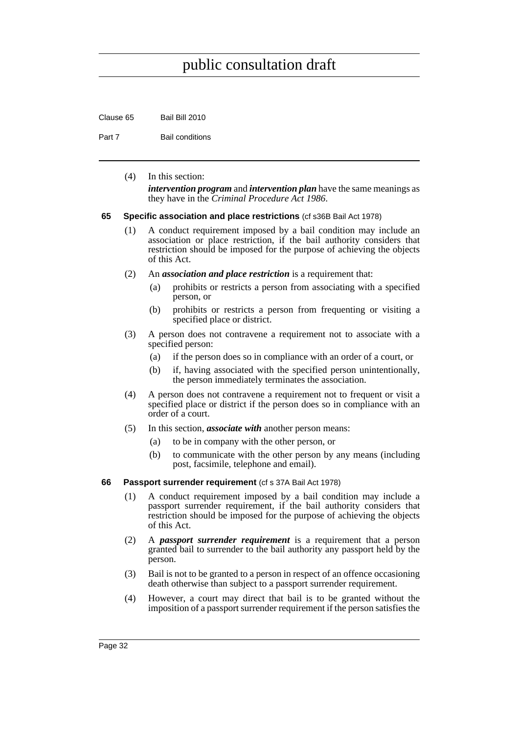(4) In this section:

*intervention program* and *intervention plan* have the same meanings as they have in the *Criminal Procedure Act 1986*.

### 65 Specific association and place restrictions (cf s36B Bail Act 1978)

(1) A conduct requirement imposed by a bail condition may include an association or place restriction, if the bail authority considers that restriction should be imposed for the purpose of achieving the objects of this Act.

(2) An ***association and place restriction*** is a requirement that:

- (a) prohibits or restricts a person from associating with a specified person, or
- (b) prohibits or restricts a person from frequenting or visiting a specified place or district.

(3) A person does not contravene a requirement not to associate with a specified person:

- (a) if the person does so in compliance with an order of a court, or
- (b) if, having associated with the specified person unintentionally, the person immediately terminates the association.

(4) A person does not contravene a requirement not to frequent or visit a specified place or district if the person does so in compliance with an order of a court.

(5) In this section, ***associate with*** another person means:

- (a) to be in company with the other person, or
- (b) to communicate with the other person by any means (including post, facsimile, telephone and email).

### 66 Passport surrender requirement (cf s 37A Bail Act 1978)

(1) A conduct requirement imposed by a bail condition may include a passport surrender requirement, if the bail authority considers that restriction should be imposed for the purpose of achieving the objects of this Act.

(2) A ***passport surrender requirement*** is a requirement that a person granted bail to surrender to the bail authority any passport held by the person.

(3) Bail is not to be granted to a person in respect of an offence occasioning death otherwise than subject to a passport surrender requirement.

(4) However, a court may direct that bail is to be granted without the imposition of a passport surrender requirement if the person satisfies the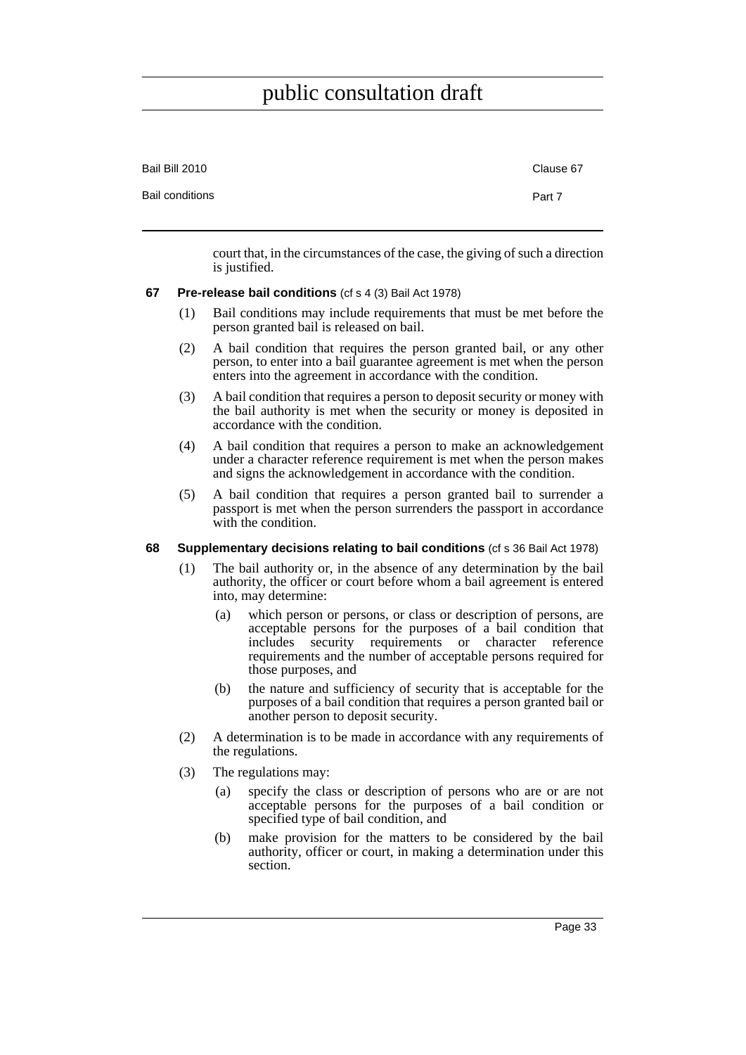court that, in the circumstances of the case, the giving of such a direction is justified.

**67 Pre-release bail conditions** (cf s 4 (3) Bail Act 1978)

(1) Bail conditions may include requirements that must be met before the person granted bail is released on bail.

(2) A bail condition that requires the person granted bail, or any other person, to enter into a bail guarantee agreement is met when the person enters into the agreement in accordance with the condition.

(3) A bail condition that requires a person to deposit security or money with the bail authority is met when the security or money is deposited in accordance with the condition.

(4) A bail condition that requires a person to make an acknowledgement under a character reference requirement is met when the person makes and signs the acknowledgement in accordance with the condition.

(5) A bail condition that requires a person granted bail to surrender a passport is met when the person surrenders the passport in accordance with the condition.

**68 Supplementary decisions relating to bail conditions** (cf s 36 Bail Act 1978)

(1) The bail authority or, in the absence of any determination by the bail authority, the officer or court before whom a bail agreement is entered into, may determine:

(a) which person or persons, or class or description of persons, are acceptable persons for the purposes of a bail condition that includes security requirements or character reference requirements and the number of acceptable persons required for those purposes, and

(b) the nature and sufficiency of security that is acceptable for the purposes of a bail condition that requires a person granted bail or another person to deposit security.

(2) A determination is to be made in accordance with any requirements of the regulations.

(3) The regulations may:

(a) specify the class or description of persons who are or are not acceptable persons for the purposes of a bail condition or specified type of bail condition, and

(b) make provision for the matters to be considered by the bail authority, officer or court, in making a determination under this section.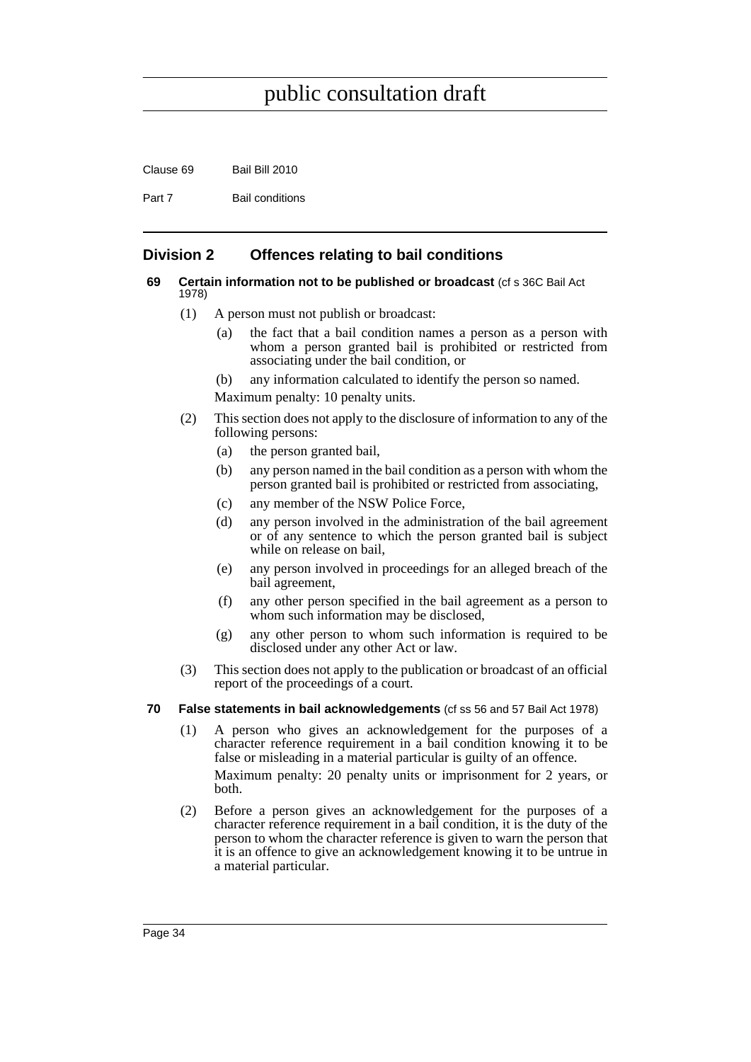## Division 2 Offences relating to bail conditions

**69 Certain information not to be published or broadcast** (cf s 36C Bail Act 1978)

(1) A person must not publish or broadcast:

- (a) the fact that a bail condition names a person as a person with whom a person granted bail is prohibited or restricted from associating under the bail condition, or
- (b) any information calculated to identify the person so named.

Maximum penalty: 10 penalty units.

(2) This section does not apply to the disclosure of information to any of the following persons:

- (a) the person granted bail,
- (b) any person named in the bail condition as a person with whom the person granted bail is prohibited or restricted from associating,
- (c) any member of the NSW Police Force,
- (d) any person involved in the administration of the bail agreement or of any sentence to which the person granted bail is subject while on release on bail,
- (e) any person involved in proceedings for an alleged breach of the bail agreement,
- (f) any other person specified in the bail agreement as a person to whom such information may be disclosed,
- (g) any other person to whom such information is required to be disclosed under any other Act or law.

(3) This section does not apply to the publication or broadcast of an official report of the proceedings of a court.

**70 False statements in bail acknowledgements** (cf ss 56 and 57 Bail Act 1978)

(1) A person who gives an acknowledgement for the purposes of a character reference requirement in a bail condition knowing it to be false or misleading in a material particular is guilty of an offence.

Maximum penalty: 20 penalty units or imprisonment for 2 years, or both.

(2) Before a person gives an acknowledgement for the purposes of a character reference requirement in a bail condition, it is the duty of the person to whom the character reference is given to warn the person that it is an offence to give an acknowledgement knowing it to be untrue in a material particular.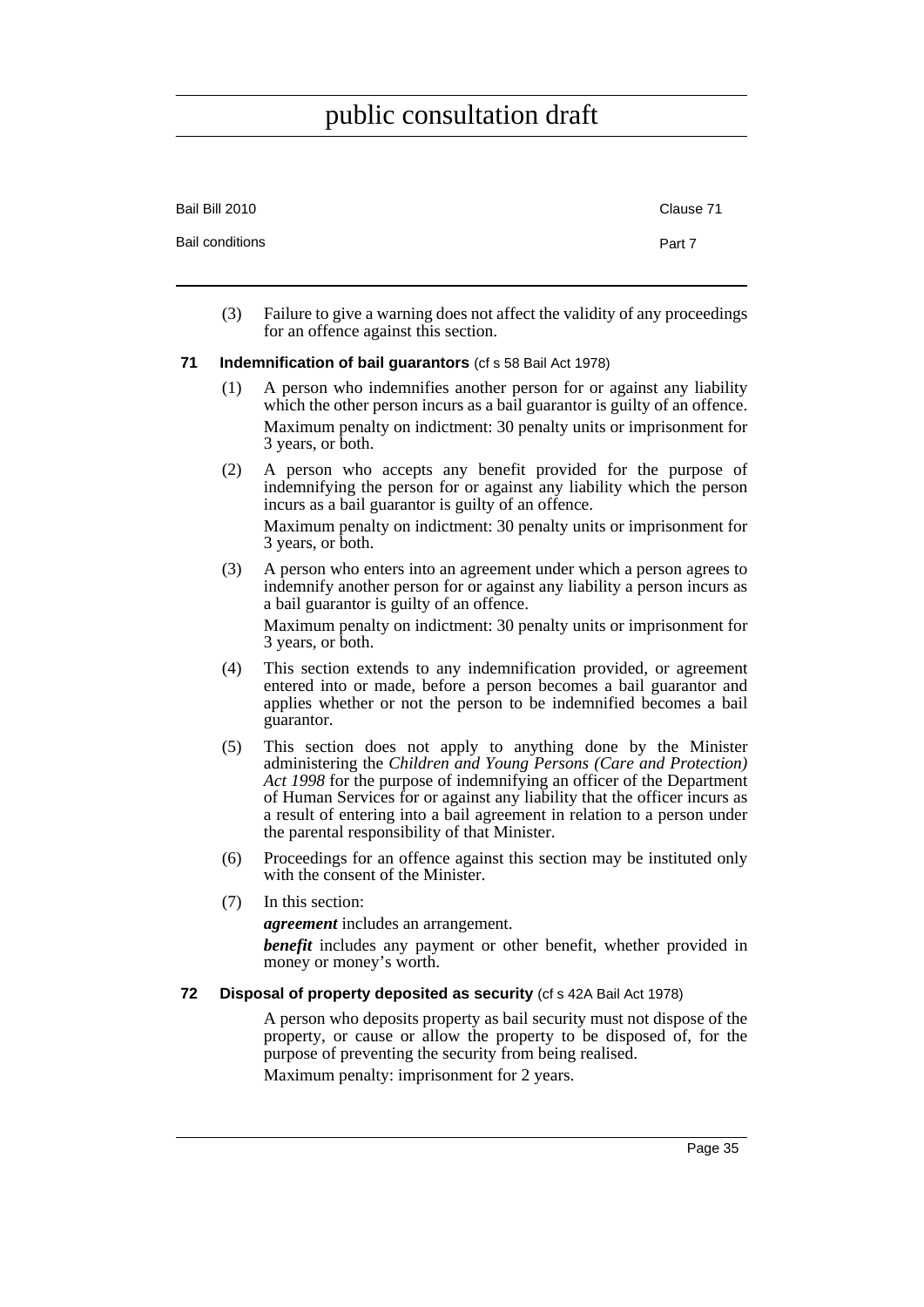(3) Failure to give a warning does not affect the validity of any proceedings for an offence against this section.

### 71 Indemnification of bail guarantors (cf s 58 Bail Act 1978)

(1) A person who indemnifies another person for or against any liability which the other person incurs as a bail guarantor is guilty of an offence.

Maximum penalty on indictment: 30 penalty units or imprisonment for 3 years, or both.

(2) A person who accepts any benefit provided for the purpose of indemnifying the person for or against any liability which the person incurs as a bail guarantor is guilty of an offence.

Maximum penalty on indictment: 30 penalty units or imprisonment for 3 years, or both.

(3) A person who enters into an agreement under which a person agrees to indemnify another person for or against any liability a person incurs as a bail guarantor is guilty of an offence.

Maximum penalty on indictment: 30 penalty units or imprisonment for 3 years, or both.

(4) This section extends to any indemnification provided, or agreement entered into or made, before a person becomes a bail guarantor and applies whether or not the person to be indemnified becomes a bail guarantor.

(5) This section does not apply to anything done by the Minister administering the *Children and Young Persons (Care and Protection) Act 1998* for the purpose of indemnifying an officer of the Department of Human Services for or against any liability that the officer incurs as a result of entering into a bail agreement in relation to a person under the parental responsibility of that Minister.

(6) Proceedings for an offence against this section may be instituted only with the consent of the Minister.

(7) In this section:

***agreement*** includes an arrangement.

***benefit*** includes any payment or other benefit, whether provided in money or money's worth.

### 72 Disposal of property deposited as security (cf s 42A Bail Act 1978)

A person who deposits property as bail security must not dispose of the property, or cause or allow the property to be disposed of, for the purpose of preventing the security from being realised.

Maximum penalty: imprisonment for 2 years.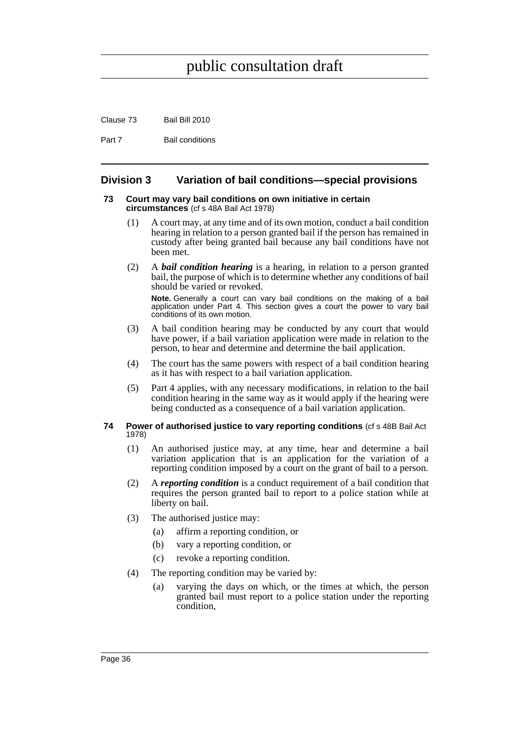## Division 3 Variation of bail conditions—special provisions

### 73 Court may vary bail conditions on own initiative in certain circumstances (cf s 48A Bail Act 1978)

(1) A court may, at any time and of its own motion, conduct a bail condition hearing in relation to a person granted bail if the person has remained in custody after being granted bail because any bail conditions have not been met.

(2) A ***bail condition hearing*** is a hearing, in relation to a person granted bail, the purpose of which is to determine whether any conditions of bail should be varied or revoked.

**Note.** Generally a court can vary bail conditions on the making of a bail application under Part 4. This section gives a court the power to vary bail conditions of its own motion.

(3) A bail condition hearing may be conducted by any court that would have power, if a bail variation application were made in relation to the person, to hear and determine and determine the bail application.

(4) The court has the same powers with respect of a bail condition hearing as it has with respect to a bail variation application.

(5) Part 4 applies, with any necessary modifications, in relation to the bail condition hearing in the same way as it would apply if the hearing were being conducted as a consequence of a bail variation application.

### 74 Power of authorised justice to vary reporting conditions (cf s 48B Bail Act 1978)

(1) An authorised justice may, at any time, hear and determine a bail variation application that is an application for the variation of a reporting condition imposed by a court on the grant of bail to a person.

(2) A ***reporting condition*** is a conduct requirement of a bail condition that requires the person granted bail to report to a police station while at liberty on bail.

(3) The authorised justice may:

- (a) affirm a reporting condition, or
- (b) vary a reporting condition, or
- (c) revoke a reporting condition.

(4) The reporting condition may be varied by:

- (a) varying the days on which, or the times at which, the person granted bail must report to a police station under the reporting condition,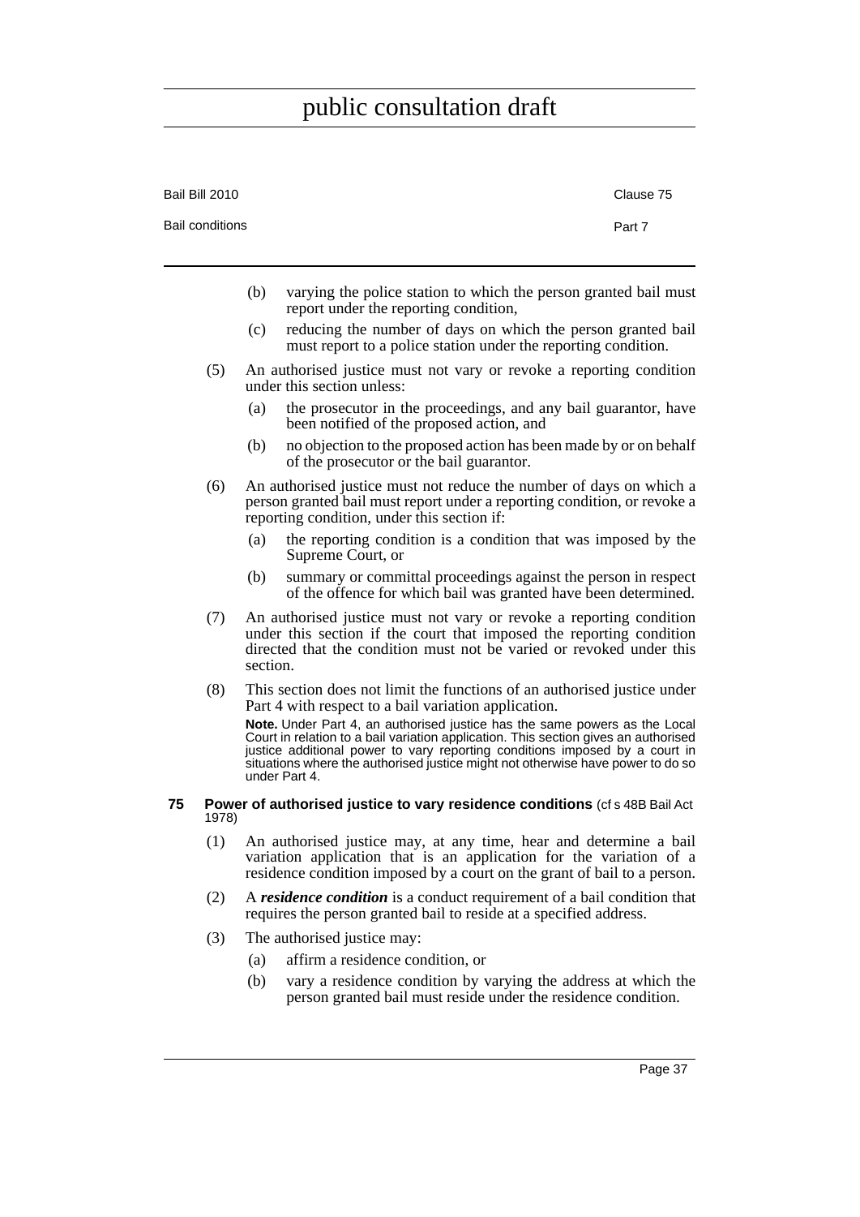public consultation draft

(b) varying the police station to which the person granted bail must report under the reporting condition,

(c) reducing the number of days on which the person granted bail must report to a police station under the reporting condition.

(5) An authorised justice must not vary or revoke a reporting condition under this section unless:

(a) the prosecutor in the proceedings, and any bail guarantor, have been notified of the proposed action, and

(b) no objection to the proposed action has been made by or on behalf of the prosecutor or the bail guarantor.

(6) An authorised justice must not reduce the number of days on which a person granted bail must report under a reporting condition, or revoke a reporting condition, under this section if:

(a) the reporting condition is a condition that was imposed by the Supreme Court, or

(b) summary or committal proceedings against the person in respect of the offence for which bail was granted have been determined.

(7) An authorised justice must not vary or revoke a reporting condition under this section if the court that imposed the reporting condition directed that the condition must not be varied or revoked under this section.

(8) This section does not limit the functions of an authorised justice under Part 4 with respect to a bail variation application.

**Note.** Under Part 4, an authorised justice has the same powers as the Local Court in relation to a bail variation application. This section gives an authorised justice additional power to vary reporting conditions imposed by a court in situations where the authorised justice might not otherwise have power to do so under Part 4.

### 75 Power of authorised justice to vary residence conditions (cf s 48B Bail Act 1978)

(1) An authorised justice may, at any time, hear and determine a bail variation application that is an application for the variation of a residence condition imposed by a court on the grant of bail to a person.

(2) A ***residence condition*** is a conduct requirement of a bail condition that requires the person granted bail to reside at a specified address.

(3) The authorised justice may:

(a) affirm a residence condition, or

(b) vary a residence condition by varying the address at which the person granted bail must reside under the residence condition.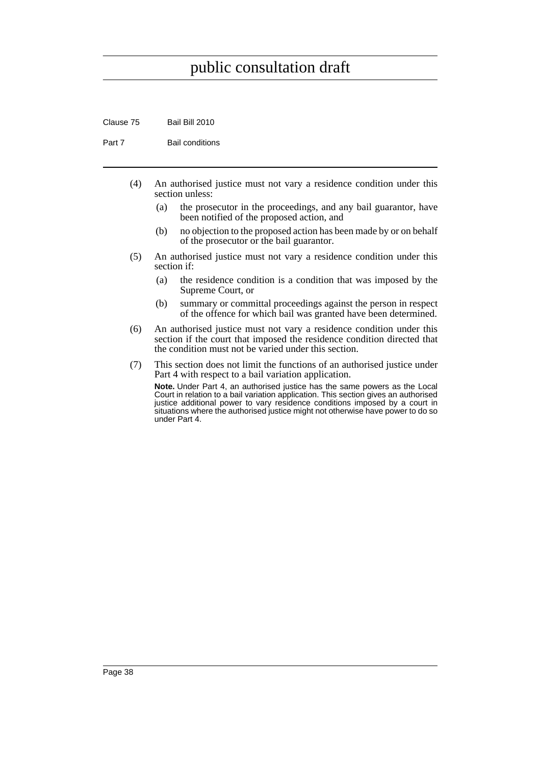(4) An authorised justice must not vary a residence condition under this section unless:

  (a) the prosecutor in the proceedings, and any bail guarantor, have been notified of the proposed action, and

  (b) no objection to the proposed action has been made by or on behalf of the prosecutor or the bail guarantor.

(5) An authorised justice must not vary a residence condition under this section if:

  (a) the residence condition is a condition that was imposed by the Supreme Court, or

  (b) summary or committal proceedings against the person in respect of the offence for which bail was granted have been determined.

(6) An authorised justice must not vary a residence condition under this section if the court that imposed the residence condition directed that the condition must not be varied under this section.

(7) This section does not limit the functions of an authorised justice under Part 4 with respect to a bail variation application.

**Note.** Under Part 4, an authorised justice has the same powers as the Local Court in relation to a bail variation application. This section gives an authorised justice additional power to vary residence conditions imposed by a court in situations where the authorised justice might not otherwise have power to do so under Part 4.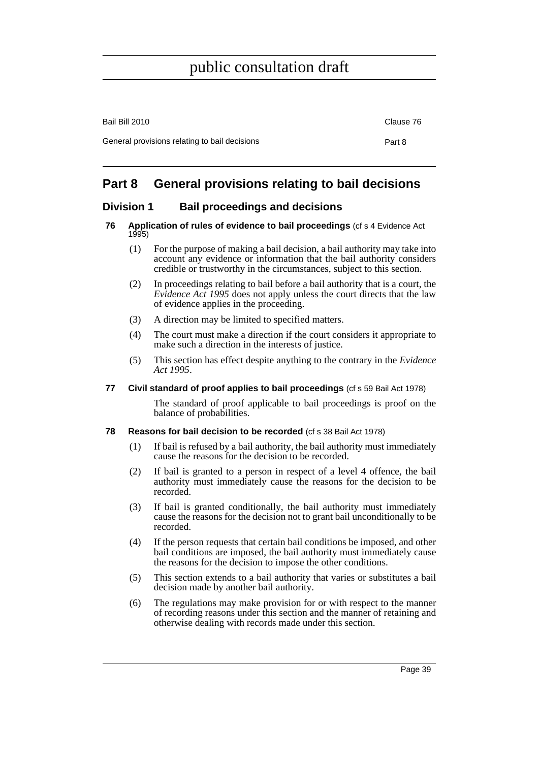# Part 8 General provisions relating to bail decisions

## Division 1 Bail proceedings and decisions

### 76 Application of rules of evidence to bail proceedings (cf s 4 Evidence Act 1995)

(1) For the purpose of making a bail decision, a bail authority may take into account any evidence or information that the bail authority considers credible or trustworthy in the circumstances, subject to this section.

(2) In proceedings relating to bail before a bail authority that is a court, the *Evidence Act 1995* does not apply unless the court directs that the law of evidence applies in the proceeding.

(3) A direction may be limited to specified matters.

(4) The court must make a direction if the court considers it appropriate to make such a direction in the interests of justice.

(5) This section has effect despite anything to the contrary in the *Evidence Act 1995*.

### 77 Civil standard of proof applies to bail proceedings (cf s 59 Bail Act 1978)

The standard of proof applicable to bail proceedings is proof on the balance of probabilities.

### 78 Reasons for bail decision to be recorded (cf s 38 Bail Act 1978)

(1) If bail is refused by a bail authority, the bail authority must immediately cause the reasons for the decision to be recorded.

(2) If bail is granted to a person in respect of a level 4 offence, the bail authority must immediately cause the reasons for the decision to be recorded.

(3) If bail is granted conditionally, the bail authority must immediately cause the reasons for the decision not to grant bail unconditionally to be recorded.

(4) If the person requests that certain bail conditions be imposed, and other bail conditions are imposed, the bail authority must immediately cause the reasons for the decision to impose the other conditions.

(5) This section extends to a bail authority that varies or substitutes a bail decision made by another bail authority.

(6) The regulations may make provision for or with respect to the manner of recording reasons under this section and the manner of retaining and otherwise dealing with records made under this section.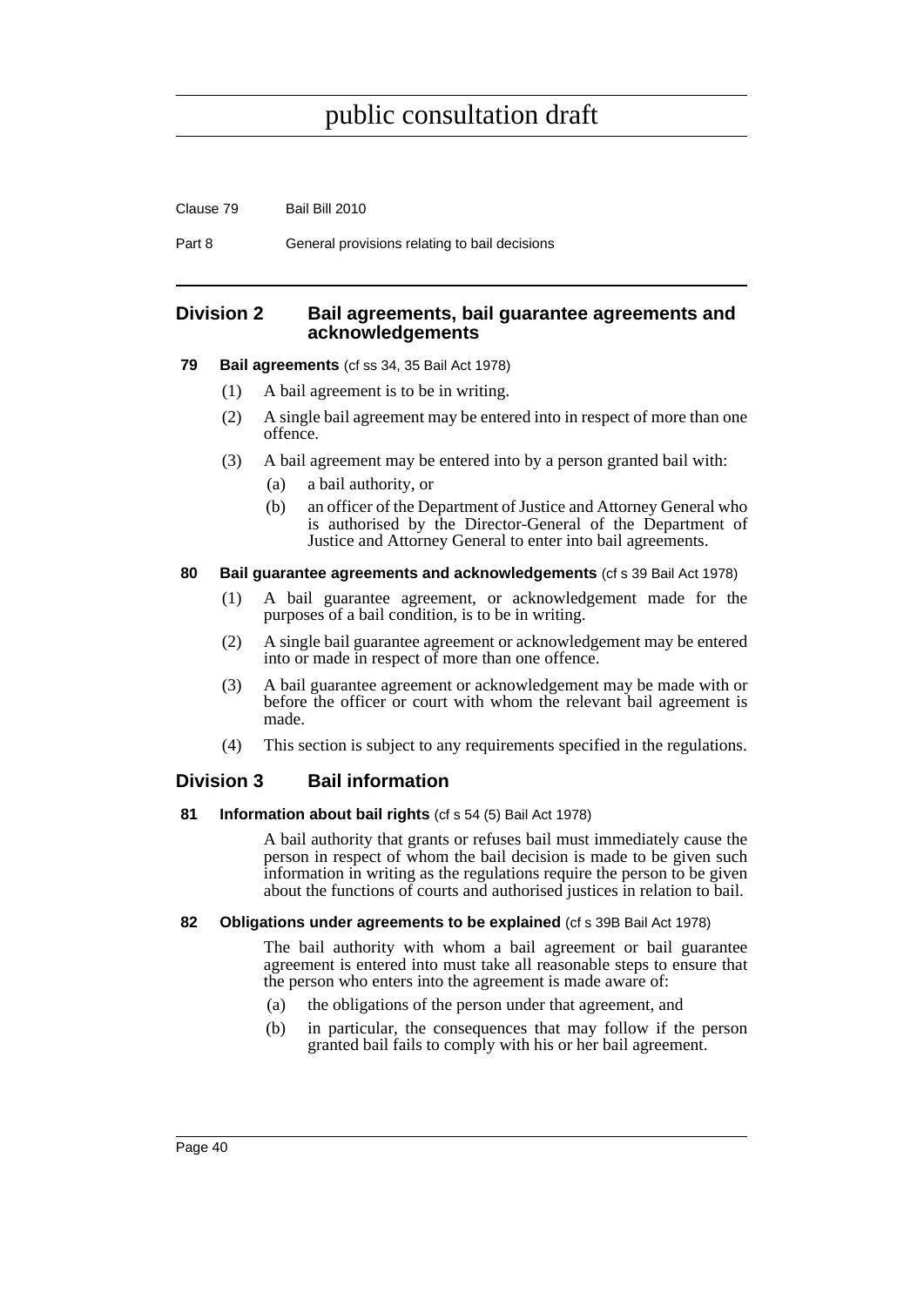## Division 2 Bail agreements, bail guarantee agreements and acknowledgements

### 79 Bail agreements (cf ss 34, 35 Bail Act 1978)

(1) A bail agreement is to be in writing.

(2) A single bail agreement may be entered into in respect of more than one offence.

(3) A bail agreement may be entered into by a person granted bail with:

(a) a bail authority, or

(b) an officer of the Department of Justice and Attorney General who is authorised by the Director-General of the Department of Justice and Attorney General to enter into bail agreements.

### 80 Bail guarantee agreements and acknowledgements (cf s 39 Bail Act 1978)

(1) A bail guarantee agreement, or acknowledgement made for the purposes of a bail condition, is to be in writing.

(2) A single bail guarantee agreement or acknowledgement may be entered into or made in respect of more than one offence.

(3) A bail guarantee agreement or acknowledgement may be made with or before the officer or court with whom the relevant bail agreement is made.

(4) This section is subject to any requirements specified in the regulations.

## Division 3 Bail information

### 81 Information about bail rights (cf s 54 (5) Bail Act 1978)

A bail authority that grants or refuses bail must immediately cause the person in respect of whom the bail decision is made to be given such information in writing as the regulations require the person to be given about the functions of courts and authorised justices in relation to bail.

### 82 Obligations under agreements to be explained (cf s 39B Bail Act 1978)

The bail authority with whom a bail agreement or bail guarantee agreement is entered into must take all reasonable steps to ensure that the person who enters into the agreement is made aware of:

(a) the obligations of the person under that agreement, and

(b) in particular, the consequences that may follow if the person granted bail fails to comply with his or her bail agreement.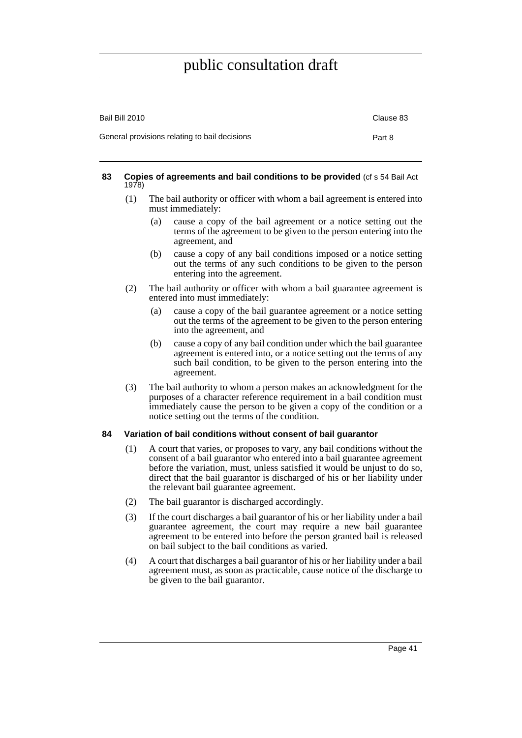### 83 Copies of agreements and bail conditions to be provided (cf s 54 Bail Act 1978)

(1) The bail authority or officer with whom a bail agreement is entered into must immediately:

  (a) cause a copy of the bail agreement or a notice setting out the terms of the agreement to be given to the person entering into the agreement, and

  (b) cause a copy of any bail conditions imposed or a notice setting out the terms of any such conditions to be given to the person entering into the agreement.

(2) The bail authority or officer with whom a bail guarantee agreement is entered into must immediately:

  (a) cause a copy of the bail guarantee agreement or a notice setting out the terms of the agreement to be given to the person entering into the agreement, and

  (b) cause a copy of any bail condition under which the bail guarantee agreement is entered into, or a notice setting out the terms of any such bail condition, to be given to the person entering into the agreement.

(3) The bail authority to whom a person makes an acknowledgment for the purposes of a character reference requirement in a bail condition must immediately cause the person to be given a copy of the condition or a notice setting out the terms of the condition.

### 84 Variation of bail conditions without consent of bail guarantor

(1) A court that varies, or proposes to vary, any bail conditions without the consent of a bail guarantor who entered into a bail guarantee agreement before the variation, must, unless satisfied it would be unjust to do so, direct that the bail guarantor is discharged of his or her liability under the relevant bail guarantee agreement.

(2) The bail guarantor is discharged accordingly.

(3) If the court discharges a bail guarantor of his or her liability under a bail guarantee agreement, the court may require a new bail guarantee agreement to be entered into before the person granted bail is released on bail subject to the bail conditions as varied.

(4) A court that discharges a bail guarantor of his or her liability under a bail agreement must, as soon as practicable, cause notice of the discharge to be given to the bail guarantor.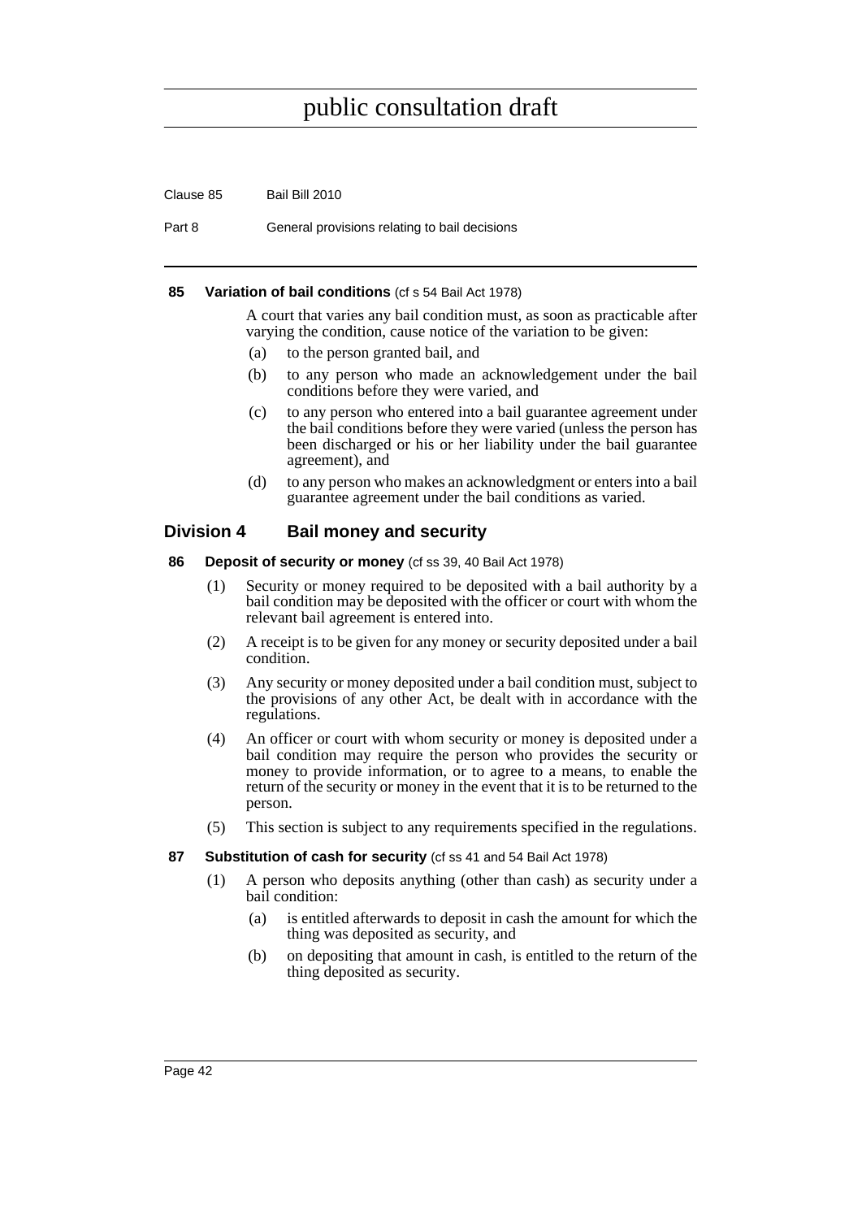#### 85 Variation of bail conditions (cf s 54 Bail Act 1978)

A court that varies any bail condition must, as soon as practicable after varying the condition, cause notice of the variation to be given:

(a) to the person granted bail, and

(b) to any person who made an acknowledgement under the bail conditions before they were varied, and

(c) to any person who entered into a bail guarantee agreement under the bail conditions before they were varied (unless the person has been discharged or his or her liability under the bail guarantee agreement), and

(d) to any person who makes an acknowledgment or enters into a bail guarantee agreement under the bail conditions as varied.

## Division 4 Bail money and security

#### 86 Deposit of security or money (cf ss 39, 40 Bail Act 1978)

(1) Security or money required to be deposited with a bail authority by a bail condition may be deposited with the officer or court with whom the relevant bail agreement is entered into.

(2) A receipt is to be given for any money or security deposited under a bail condition.

(3) Any security or money deposited under a bail condition must, subject to the provisions of any other Act, be dealt with in accordance with the regulations.

(4) An officer or court with whom security or money is deposited under a bail condition may require the person who provides the security or money to provide information, or to agree to a means, to enable the return of the security or money in the event that it is to be returned to the person.

(5) This section is subject to any requirements specified in the regulations.

#### 87 Substitution of cash for security (cf ss 41 and 54 Bail Act 1978)

(1) A person who deposits anything (other than cash) as security under a bail condition:

(a) is entitled afterwards to deposit in cash the amount for which the thing was deposited as security, and

(b) on depositing that amount in cash, is entitled to the return of the thing deposited as security.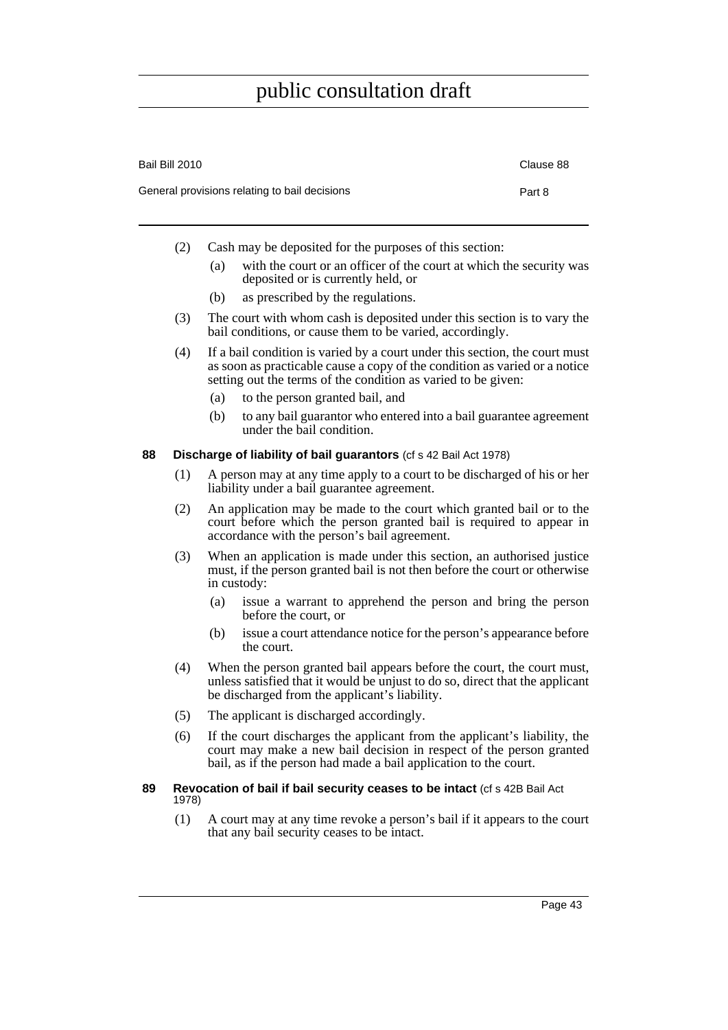(2) Cash may be deposited for the purposes of this section:

- (a) with the court or an officer of the court at which the security was deposited or is currently held, or
- (b) as prescribed by the regulations.

(3) The court with whom cash is deposited under this section is to vary the bail conditions, or cause them to be varied, accordingly.

(4) If a bail condition is varied by a court under this section, the court must as soon as practicable cause a copy of the condition as varied or a notice setting out the terms of the condition as varied to be given:

- (a) to the person granted bail, and
- (b) to any bail guarantor who entered into a bail guarantee agreement under the bail condition.

### 88 Discharge of liability of bail guarantors (cf s 42 Bail Act 1978)

(1) A person may at any time apply to a court to be discharged of his or her liability under a bail guarantee agreement.

(2) An application may be made to the court which granted bail or to the court before which the person granted bail is required to appear in accordance with the person's bail agreement.

(3) When an application is made under this section, an authorised justice must, if the person granted bail is not then before the court or otherwise in custody:

- (a) issue a warrant to apprehend the person and bring the person before the court, or
- (b) issue a court attendance notice for the person's appearance before the court.

(4) When the person granted bail appears before the court, the court must, unless satisfied that it would be unjust to do so, direct that the applicant be discharged from the applicant's liability.

(5) The applicant is discharged accordingly.

(6) If the court discharges the applicant from the applicant's liability, the court may make a new bail decision in respect of the person granted bail, as if the person had made a bail application to the court.

### 89 Revocation of bail if bail security ceases to be intact (cf s 42B Bail Act 1978)

(1) A court may at any time revoke a person's bail if it appears to the court that any bail security ceases to be intact.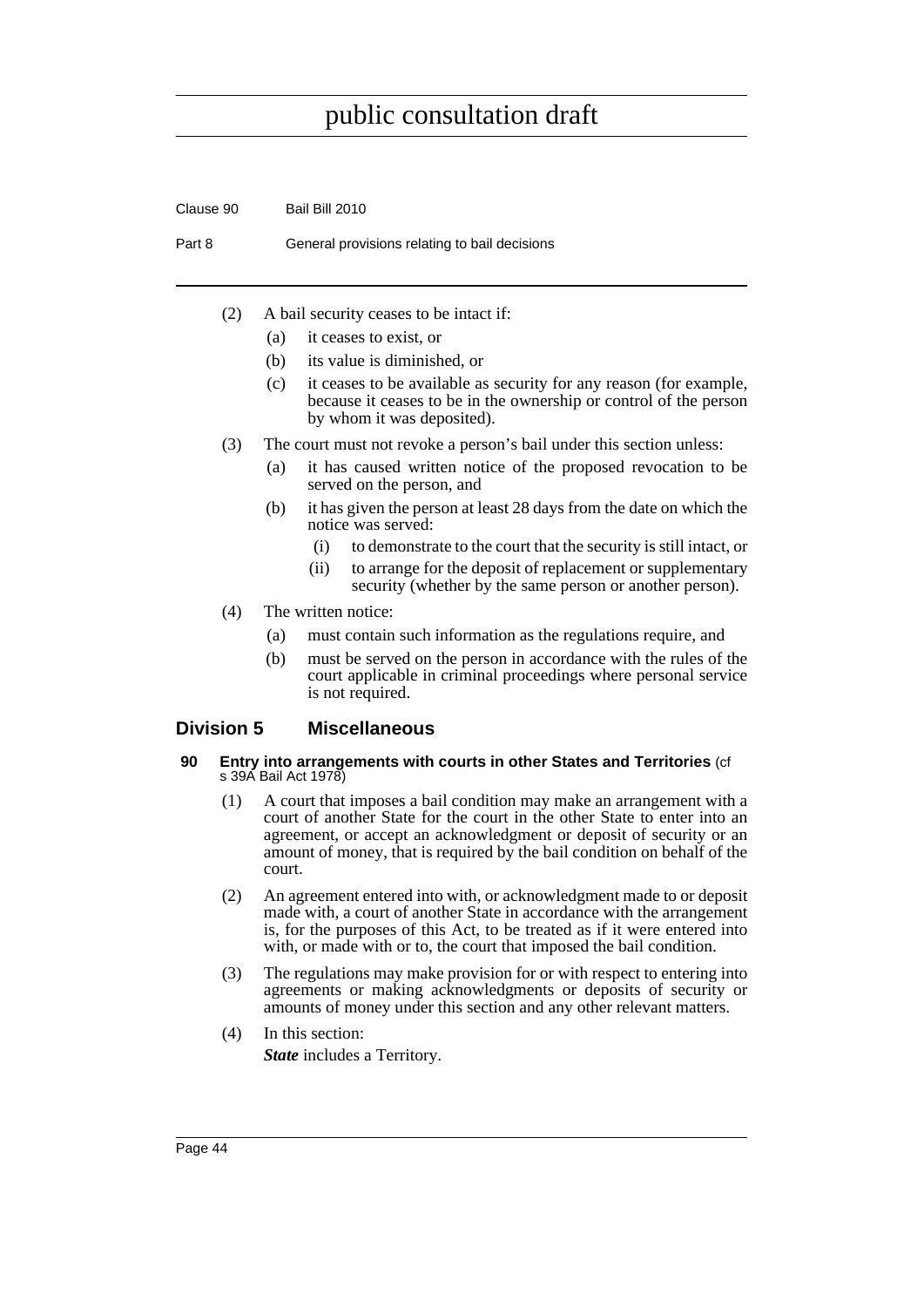(2) A bail security ceases to be intact if:

- (a) it ceases to exist, or
- (b) its value is diminished, or
- (c) it ceases to be available as security for any reason (for example, because it ceases to be in the ownership or control of the person by whom it was deposited).

(3) The court must not revoke a person's bail under this section unless:

- (a) it has caused written notice of the proposed revocation to be served on the person, and
- (b) it has given the person at least 28 days from the date on which the notice was served:
  - (i) to demonstrate to the court that the security is still intact, or
  - (ii) to arrange for the deposit of replacement or supplementary security (whether by the same person or another person).

(4) The written notice:

- (a) must contain such information as the regulations require, and
- (b) must be served on the person in accordance with the rules of the court applicable in criminal proceedings where personal service is not required.

## Division 5 Miscellaneous

### 90 Entry into arrangements with courts in other States and Territories (cf s 39A Bail Act 1978)

(1) A court that imposes a bail condition may make an arrangement with a court of another State for the court in the other State to enter into an agreement, or accept an acknowledgment or deposit of security or an amount of money, that is required by the bail condition on behalf of the court.

(2) An agreement entered into with, or acknowledgment made to or deposit made with, a court of another State in accordance with the arrangement is, for the purposes of this Act, to be treated as if it were entered into with, or made with or to, the court that imposed the bail condition.

(3) The regulations may make provision for or with respect to entering into agreements or making acknowledgments or deposits of security or amounts of money under this section and any other relevant matters.

(4) In this section:

***State*** includes a Territory.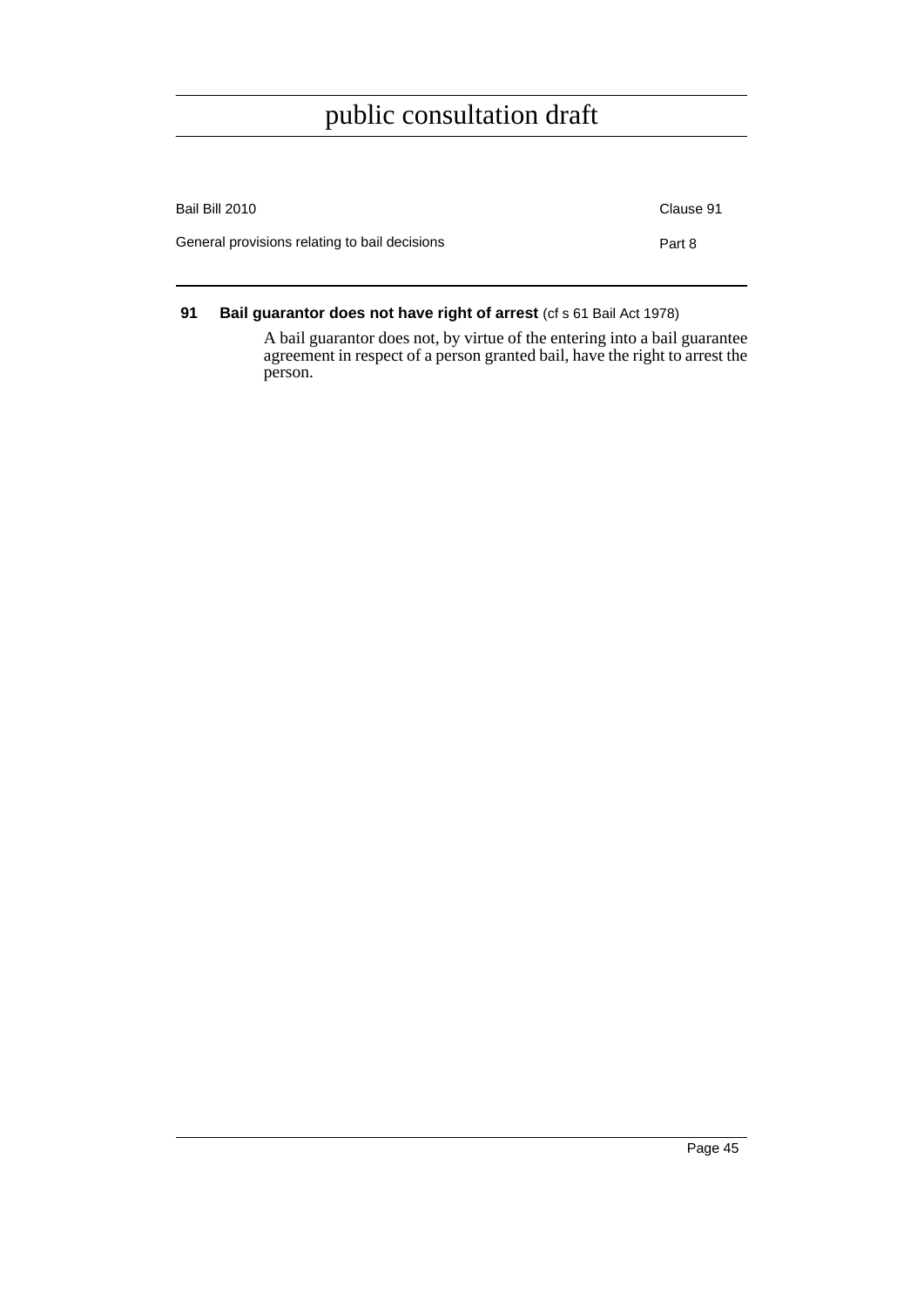**91 Bail guarantor does not have right of arrest** (cf s 61 Bail Act 1978)

A bail guarantor does not, by virtue of the entering into a bail guarantee agreement in respect of a person granted bail, have the right to arrest the person.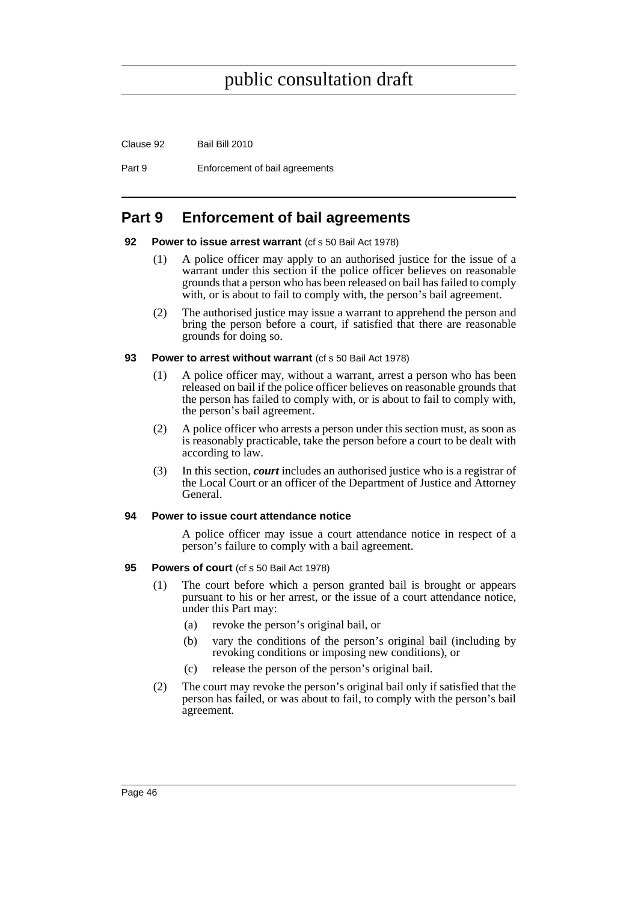# Part 9 Enforcement of bail agreements

### 92 Power to issue arrest warrant (cf s 50 Bail Act 1978)

(1) A police officer may apply to an authorised justice for the issue of a warrant under this section if the police officer believes on reasonable grounds that a person who has been released on bail has failed to comply with, or is about to fail to comply with, the person's bail agreement.

(2) The authorised justice may issue a warrant to apprehend the person and bring the person before a court, if satisfied that there are reasonable grounds for doing so.

### 93 Power to arrest without warrant (cf s 50 Bail Act 1978)

(1) A police officer may, without a warrant, arrest a person who has been released on bail if the police officer believes on reasonable grounds that the person has failed to comply with, or is about to fail to comply with, the person's bail agreement.

(2) A police officer who arrests a person under this section must, as soon as is reasonably practicable, take the person before a court to be dealt with according to law.

(3) In this section, ***court*** includes an authorised justice who is a registrar of the Local Court or an officer of the Department of Justice and Attorney General.

### 94 Power to issue court attendance notice

A police officer may issue a court attendance notice in respect of a person's failure to comply with a bail agreement.

### 95 Powers of court (cf s 50 Bail Act 1978)

(1) The court before which a person granted bail is brought or appears pursuant to his or her arrest, or the issue of a court attendance notice, under this Part may:

- (a) revoke the person's original bail, or
- (b) vary the conditions of the person's original bail (including by revoking conditions or imposing new conditions), or
- (c) release the person of the person's original bail.

(2) The court may revoke the person's original bail only if satisfied that the person has failed, or was about to fail, to comply with the person's bail agreement.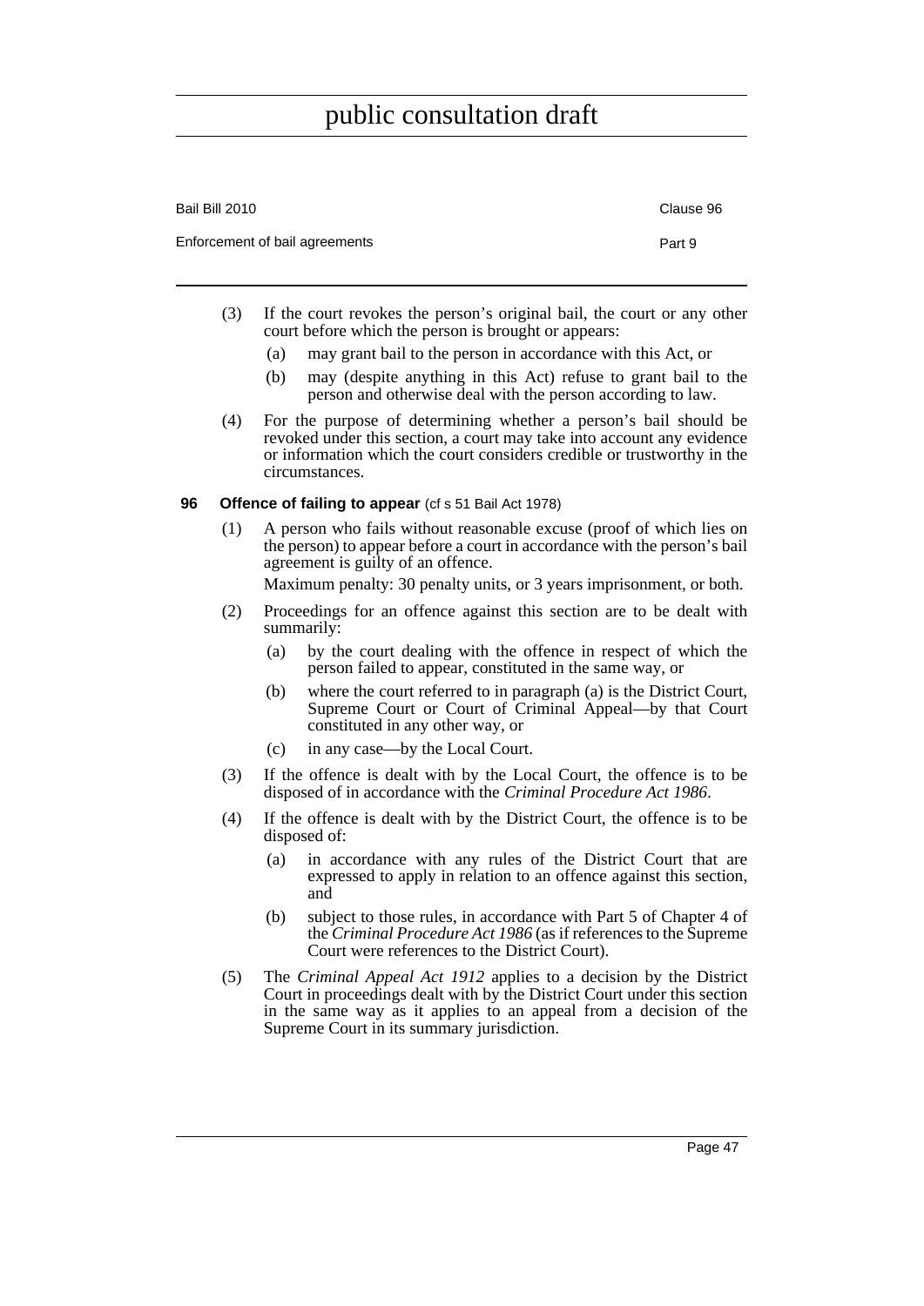(3) If the court revokes the person's original bail, the court or any other court before which the person is brought or appears:

(a) may grant bail to the person in accordance with this Act, or

(b) may (despite anything in this Act) refuse to grant bail to the person and otherwise deal with the person according to law.

(4) For the purpose of determining whether a person's bail should be revoked under this section, a court may take into account any evidence or information which the court considers credible or trustworthy in the circumstances.

### 96 Offence of failing to appear (cf s 51 Bail Act 1978)

(1) A person who fails without reasonable excuse (proof of which lies on the person) to appear before a court in accordance with the person's bail agreement is guilty of an offence.

Maximum penalty: 30 penalty units, or 3 years imprisonment, or both.

(2) Proceedings for an offence against this section are to be dealt with summarily:

(a) by the court dealing with the offence in respect of which the person failed to appear, constituted in the same way, or

(b) where the court referred to in paragraph (a) is the District Court, Supreme Court or Court of Criminal Appeal—by that Court constituted in any other way, or

(c) in any case—by the Local Court.

(3) If the offence is dealt with by the Local Court, the offence is to be disposed of in accordance with the *Criminal Procedure Act 1986*.

(4) If the offence is dealt with by the District Court, the offence is to be disposed of:

(a) in accordance with any rules of the District Court that are expressed to apply in relation to an offence against this section, and

(b) subject to those rules, in accordance with Part 5 of Chapter 4 of the *Criminal Procedure Act 1986* (as if references to the Supreme Court were references to the District Court).

(5) The *Criminal Appeal Act 1912* applies to a decision by the District Court in proceedings dealt with by the District Court under this section in the same way as it applies to an appeal from a decision of the Supreme Court in its summary jurisdiction.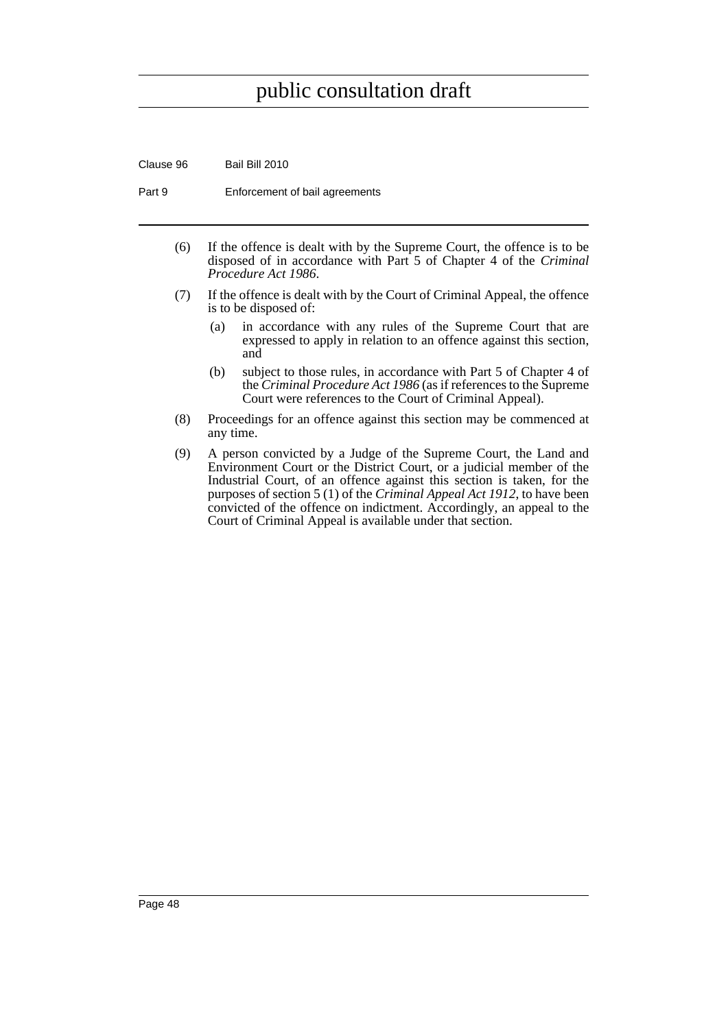(6) If the offence is dealt with by the Supreme Court, the offence is to be disposed of in accordance with Part 5 of Chapter 4 of the *Criminal Procedure Act 1986*.

(7) If the offence is dealt with by the Court of Criminal Appeal, the offence is to be disposed of:

- (a) in accordance with any rules of the Supreme Court that are expressed to apply in relation to an offence against this section, and
- (b) subject to those rules, in accordance with Part 5 of Chapter 4 of the *Criminal Procedure Act 1986* (as if references to the Supreme Court were references to the Court of Criminal Appeal).

(8) Proceedings for an offence against this section may be commenced at any time.

(9) A person convicted by a Judge of the Supreme Court, the Land and Environment Court or the District Court, or a judicial member of the Industrial Court, of an offence against this section is taken, for the purposes of section 5 (1) of the *Criminal Appeal Act 1912*, to have been convicted of the offence on indictment. Accordingly, an appeal to the Court of Criminal Appeal is available under that section.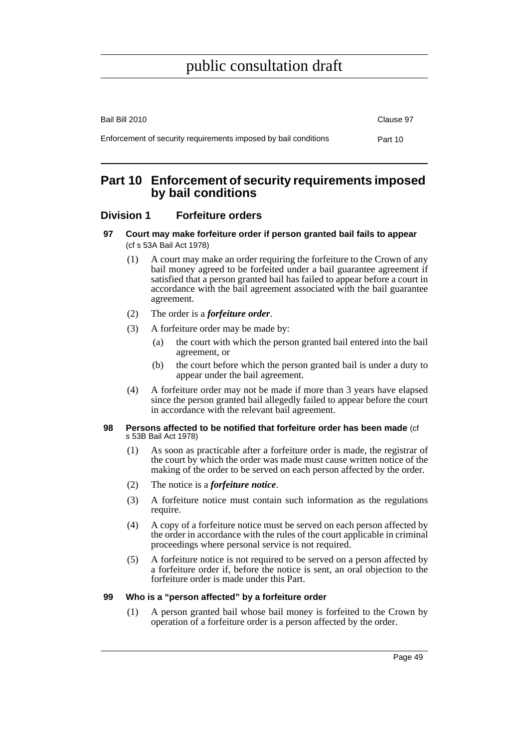# Part 10 Enforcement of security requirements imposed by bail conditions

## Division 1 Forfeiture orders

### 97 Court may make forfeiture order if person granted bail fails to appear (cf s 53A Bail Act 1978)

(1) A court may make an order requiring the forfeiture to the Crown of any bail money agreed to be forfeited under a bail guarantee agreement if satisfied that a person granted bail has failed to appear before a court in accordance with the bail agreement associated with the bail guarantee agreement.

(2) The order is a ***forfeiture order***.

(3) A forfeiture order may be made by:

- (a) the court with which the person granted bail entered into the bail agreement, or
- (b) the court before which the person granted bail is under a duty to appear under the bail agreement.

(4) A forfeiture order may not be made if more than 3 years have elapsed since the person granted bail allegedly failed to appear before the court in accordance with the relevant bail agreement.

### 98 Persons affected to be notified that forfeiture order has been made (cf s 53B Bail Act 1978)

(1) As soon as practicable after a forfeiture order is made, the registrar of the court by which the order was made must cause written notice of the making of the order to be served on each person affected by the order.

(2) The notice is a ***forfeiture notice***.

(3) A forfeiture notice must contain such information as the regulations require.

(4) A copy of a forfeiture notice must be served on each person affected by the order in accordance with the rules of the court applicable in criminal proceedings where personal service is not required.

(5) A forfeiture notice is not required to be served on a person affected by a forfeiture order if, before the notice is sent, an oral objection to the forfeiture order is made under this Part.

### 99 Who is a "person affected" by a forfeiture order

(1) A person granted bail whose bail money is forfeited to the Crown by operation of a forfeiture order is a person affected by the order.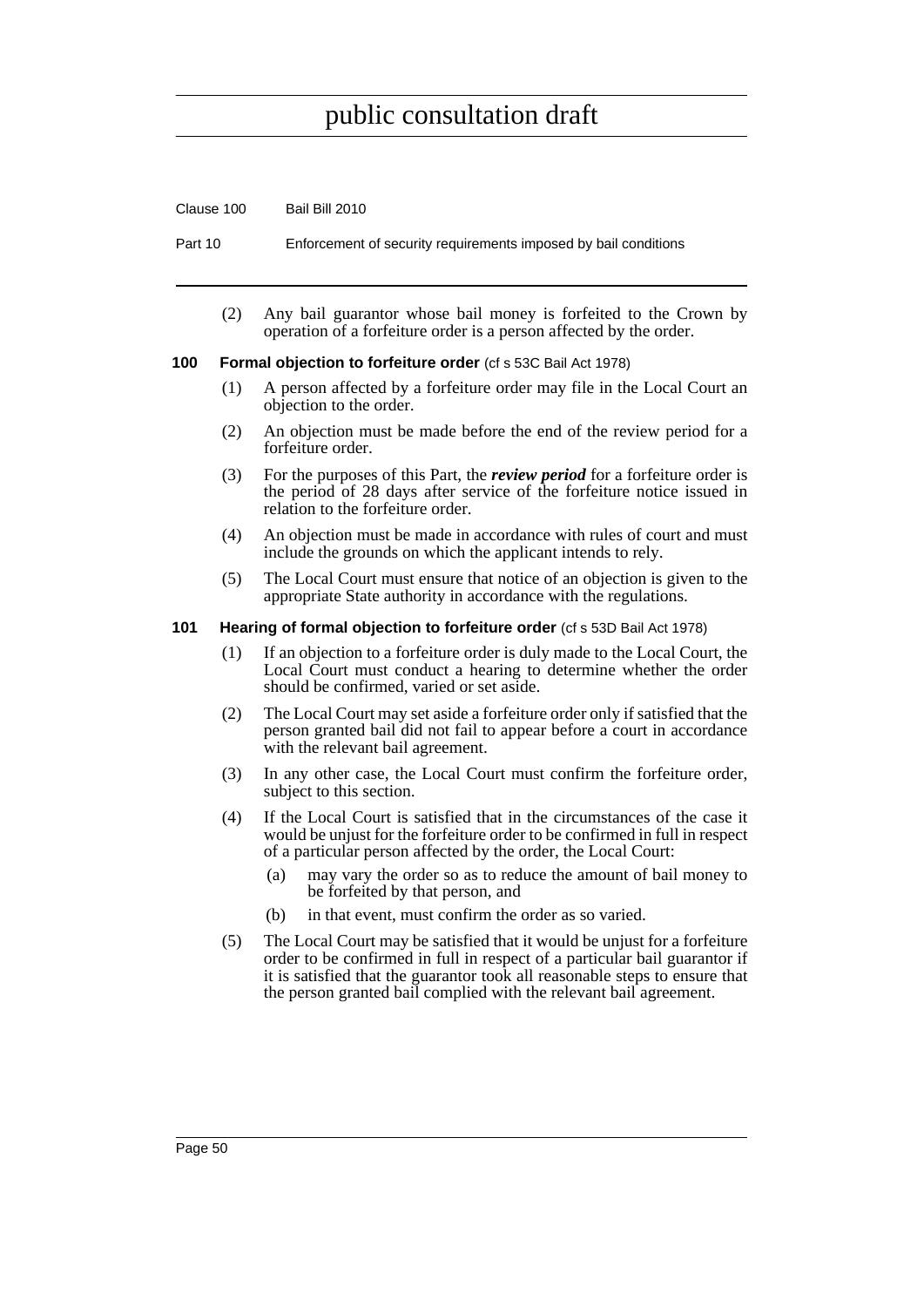(2) Any bail guarantor whose bail money is forfeited to the Crown by operation of a forfeiture order is a person affected by the order.

### 100 Formal objection to forfeiture order (cf s 53C Bail Act 1978)

(1) A person affected by a forfeiture order may file in the Local Court an objection to the order.

(2) An objection must be made before the end of the review period for a forfeiture order.

(3) For the purposes of this Part, the ***review period*** for a forfeiture order is the period of 28 days after service of the forfeiture notice issued in relation to the forfeiture order.

(4) An objection must be made in accordance with rules of court and must include the grounds on which the applicant intends to rely.

(5) The Local Court must ensure that notice of an objection is given to the appropriate State authority in accordance with the regulations.

### 101 Hearing of formal objection to forfeiture order (cf s 53D Bail Act 1978)

(1) If an objection to a forfeiture order is duly made to the Local Court, the Local Court must conduct a hearing to determine whether the order should be confirmed, varied or set aside.

(2) The Local Court may set aside a forfeiture order only if satisfied that the person granted bail did not fail to appear before a court in accordance with the relevant bail agreement.

(3) In any other case, the Local Court must confirm the forfeiture order, subject to this section.

(4) If the Local Court is satisfied that in the circumstances of the case it would be unjust for the forfeiture order to be confirmed in full in respect of a particular person affected by the order, the Local Court:

- (a) may vary the order so as to reduce the amount of bail money to be forfeited by that person, and
- (b) in that event, must confirm the order as so varied.

(5) The Local Court may be satisfied that it would be unjust for a forfeiture order to be confirmed in full in respect of a particular bail guarantor if it is satisfied that the guarantor took all reasonable steps to ensure that the person granted bail complied with the relevant bail agreement.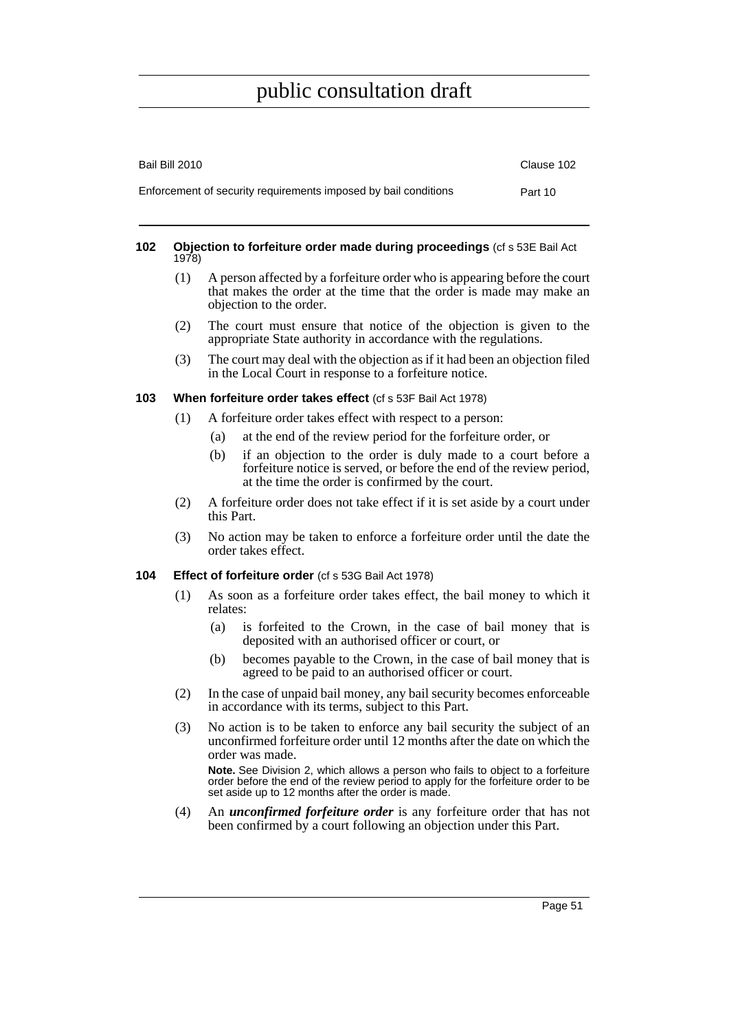#### 102 Objection to forfeiture order made during proceedings (cf s 53E Bail Act 1978)

(1) A person affected by a forfeiture order who is appearing before the court that makes the order at the time that the order is made may make an objection to the order.

(2) The court must ensure that notice of the objection is given to the appropriate State authority in accordance with the regulations.

(3) The court may deal with the objection as if it had been an objection filed in the Local Court in response to a forfeiture notice.

#### 103 When forfeiture order takes effect (cf s 53F Bail Act 1978)

(1) A forfeiture order takes effect with respect to a person:

(a) at the end of the review period for the forfeiture order, or

(b) if an objection to the order is duly made to a court before a forfeiture notice is served, or before the end of the review period, at the time the order is confirmed by the court.

(2) A forfeiture order does not take effect if it is set aside by a court under this Part.

(3) No action may be taken to enforce a forfeiture order until the date the order takes effect.

#### 104 Effect of forfeiture order (cf s 53G Bail Act 1978)

(1) As soon as a forfeiture order takes effect, the bail money to which it relates:

(a) is forfeited to the Crown, in the case of bail money that is deposited with an authorised officer or court, or

(b) becomes payable to the Crown, in the case of bail money that is agreed to be paid to an authorised officer or court.

(2) In the case of unpaid bail money, any bail security becomes enforceable in accordance with its terms, subject to this Part.

(3) No action is to be taken to enforce any bail security the subject of an unconfirmed forfeiture order until 12 months after the date on which the order was made.

**Note.** See Division 2, which allows a person who fails to object to a forfeiture order before the end of the review period to apply for the forfeiture order to be set aside up to 12 months after the order is made.

(4) An ***unconfirmed forfeiture order*** is any forfeiture order that has not been confirmed by a court following an objection under this Part.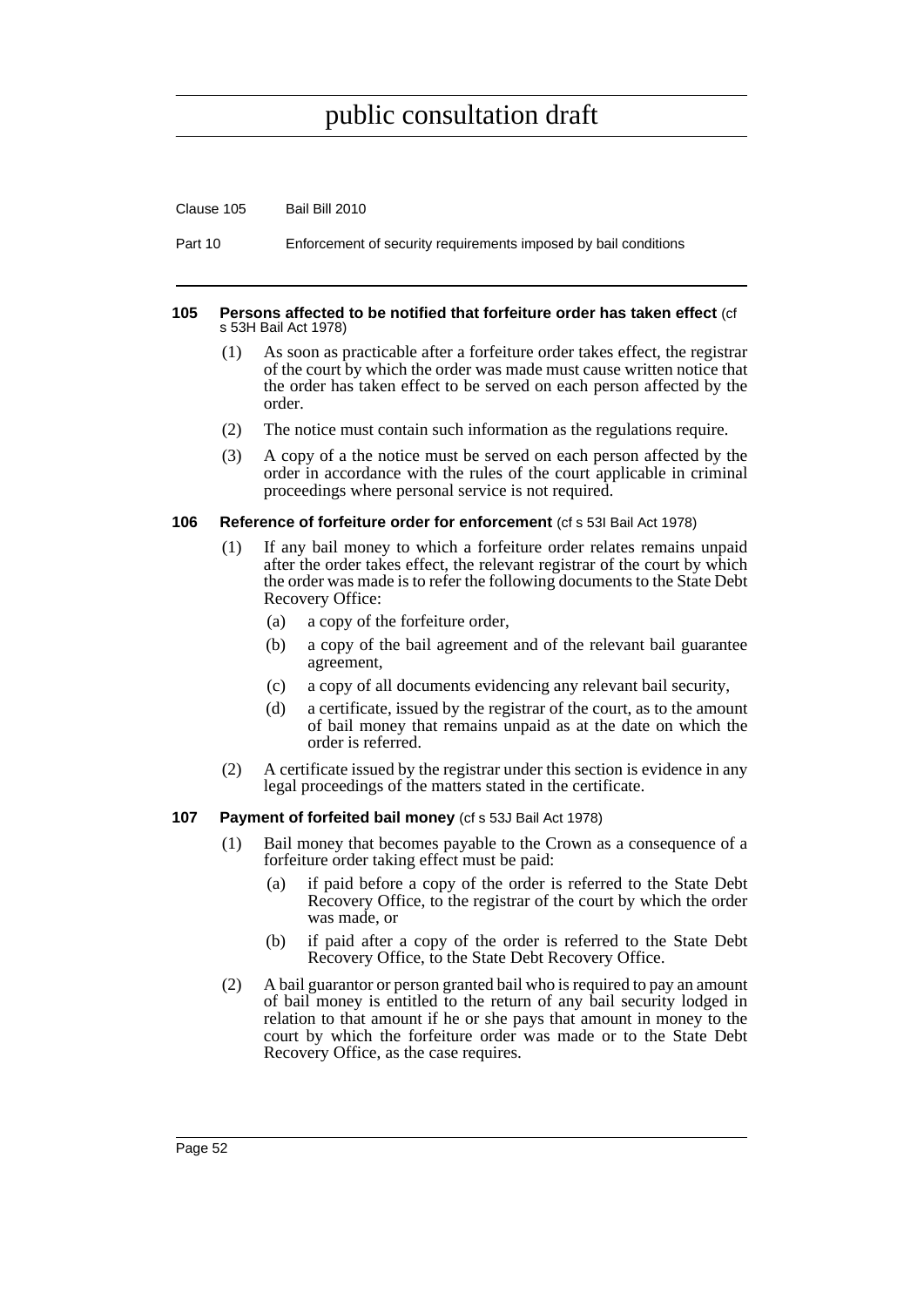#### 105 Persons affected to be notified that forfeiture order has taken effect (cf s 53H Bail Act 1978)

(1) As soon as practicable after a forfeiture order takes effect, the registrar of the court by which the order was made must cause written notice that the order has taken effect to be served on each person affected by the order.

(2) The notice must contain such information as the regulations require.

(3) A copy of a the notice must be served on each person affected by the order in accordance with the rules of the court applicable in criminal proceedings where personal service is not required.

#### 106 Reference of forfeiture order for enforcement (cf s 53I Bail Act 1978)

(1) If any bail money to which a forfeiture order relates remains unpaid after the order takes effect, the relevant registrar of the court by which the order was made is to refer the following documents to the State Debt Recovery Office:

- (a) a copy of the forfeiture order,
- (b) a copy of the bail agreement and of the relevant bail guarantee agreement,
- (c) a copy of all documents evidencing any relevant bail security,
- (d) a certificate, issued by the registrar of the court, as to the amount of bail money that remains unpaid as at the date on which the order is referred.

(2) A certificate issued by the registrar under this section is evidence in any legal proceedings of the matters stated in the certificate.

#### 107 Payment of forfeited bail money (cf s 53J Bail Act 1978)

(1) Bail money that becomes payable to the Crown as a consequence of a forfeiture order taking effect must be paid:

- (a) if paid before a copy of the order is referred to the State Debt Recovery Office, to the registrar of the court by which the order was made, or
- (b) if paid after a copy of the order is referred to the State Debt Recovery Office, to the State Debt Recovery Office.

(2) A bail guarantor or person granted bail who is required to pay an amount of bail money is entitled to the return of any bail security lodged in relation to that amount if he or she pays that amount in money to the court by which the forfeiture order was made or to the State Debt Recovery Office, as the case requires.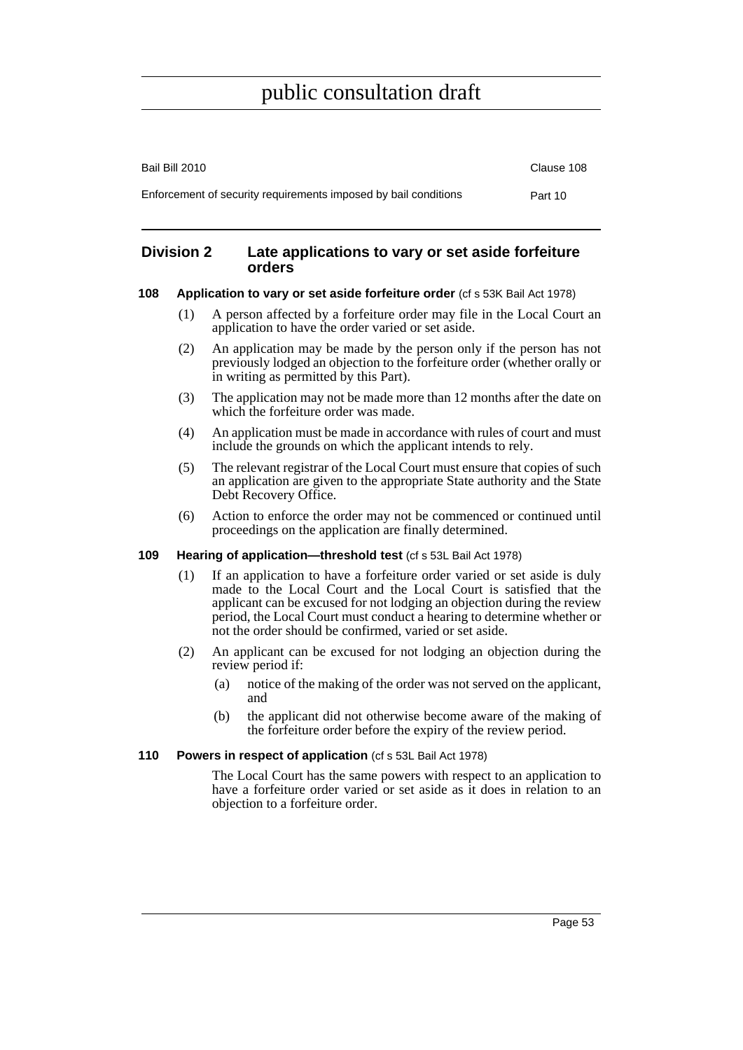## Division 2 Late applications to vary or set aside forfeiture orders

### 108 Application to vary or set aside forfeiture order (cf s 53K Bail Act 1978)

(1) A person affected by a forfeiture order may file in the Local Court an application to have the order varied or set aside.

(2) An application may be made by the person only if the person has not previously lodged an objection to the forfeiture order (whether orally or in writing as permitted by this Part).

(3) The application may not be made more than 12 months after the date on which the forfeiture order was made.

(4) An application must be made in accordance with rules of court and must include the grounds on which the applicant intends to rely.

(5) The relevant registrar of the Local Court must ensure that copies of such an application are given to the appropriate State authority and the State Debt Recovery Office.

(6) Action to enforce the order may not be commenced or continued until proceedings on the application are finally determined.

### 109 Hearing of application—threshold test (cf s 53L Bail Act 1978)

(1) If an application to have a forfeiture order varied or set aside is duly made to the Local Court and the Local Court is satisfied that the applicant can be excused for not lodging an objection during the review period, the Local Court must conduct a hearing to determine whether or not the order should be confirmed, varied or set aside.

(2) An applicant can be excused for not lodging an objection during the review period if:

(a) notice of the making of the order was not served on the applicant, and

(b) the applicant did not otherwise become aware of the making of the forfeiture order before the expiry of the review period.

### 110 Powers in respect of application (cf s 53L Bail Act 1978)

The Local Court has the same powers with respect to an application to have a forfeiture order varied or set aside as it does in relation to an objection to a forfeiture order.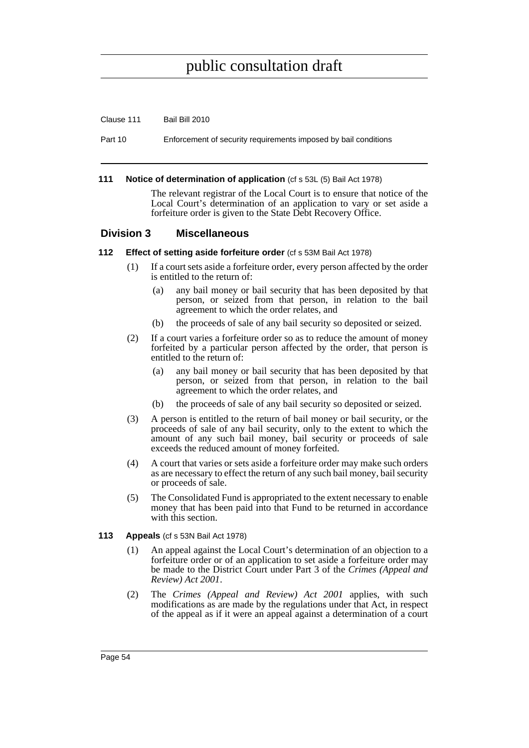#### 111 Notice of determination of application (cf s 53L (5) Bail Act 1978)

The relevant registrar of the Local Court is to ensure that notice of the Local Court's determination of an application to vary or set aside a forfeiture order is given to the State Debt Recovery Office.

## Division 3 Miscellaneous

#### 112 Effect of setting aside forfeiture order (cf s 53M Bail Act 1978)

(1) If a court sets aside a forfeiture order, every person affected by the order is entitled to the return of:

- (a) any bail money or bail security that has been deposited by that person, or seized from that person, in relation to the bail agreement to which the order relates, and
- (b) the proceeds of sale of any bail security so deposited or seized.

(2) If a court varies a forfeiture order so as to reduce the amount of money forfeited by a particular person affected by the order, that person is entitled to the return of:

- (a) any bail money or bail security that has been deposited by that person, or seized from that person, in relation to the bail agreement to which the order relates, and
- (b) the proceeds of sale of any bail security so deposited or seized.

(3) A person is entitled to the return of bail money or bail security, or the proceeds of sale of any bail security, only to the extent to which the amount of any such bail money, bail security or proceeds of sale exceeds the reduced amount of money forfeited.

(4) A court that varies or sets aside a forfeiture order may make such orders as are necessary to effect the return of any such bail money, bail security or proceeds of sale.

(5) The Consolidated Fund is appropriated to the extent necessary to enable money that has been paid into that Fund to be returned in accordance with this section.

#### 113 Appeals (cf s 53N Bail Act 1978)

(1) An appeal against the Local Court's determination of an objection to a forfeiture order or of an application to set aside a forfeiture order may be made to the District Court under Part 3 of the *Crimes (Appeal and Review) Act 2001*.

(2) The *Crimes (Appeal and Review) Act 2001* applies, with such modifications as are made by the regulations under that Act, in respect of the appeal as if it were an appeal against a determination of a court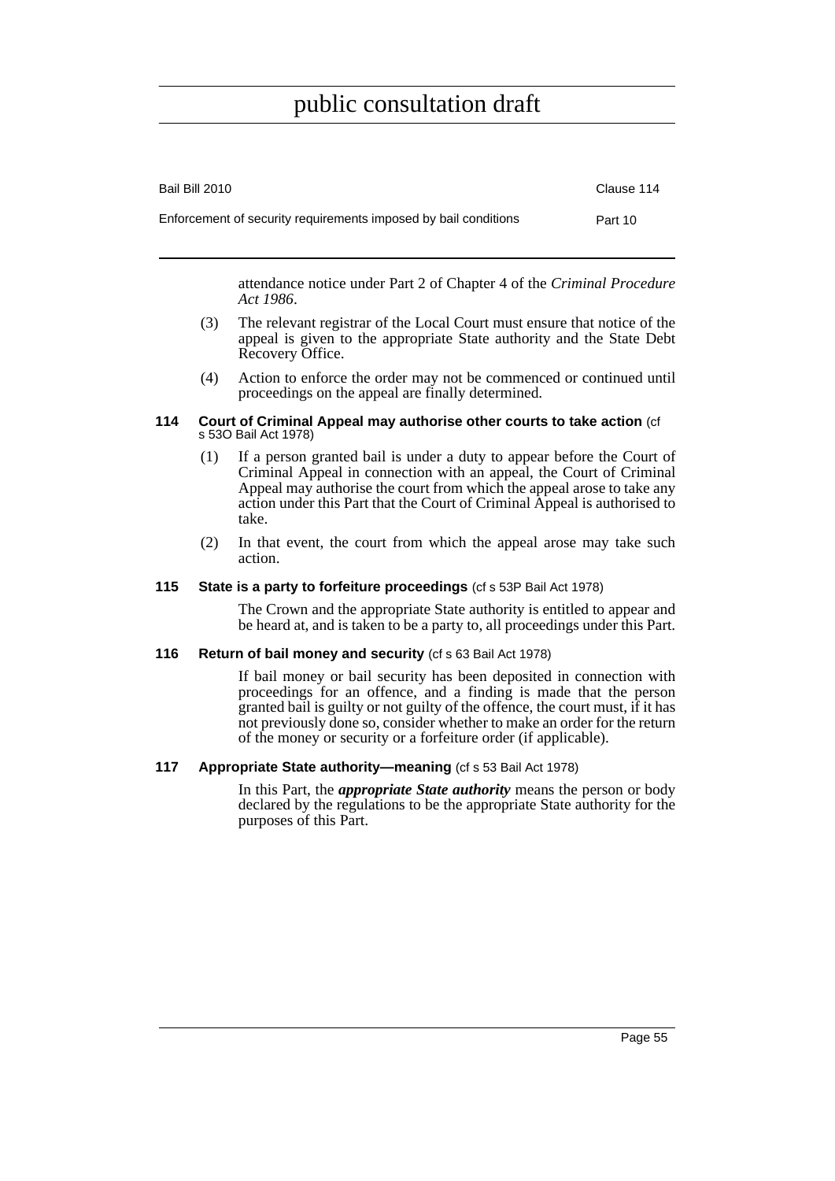attendance notice under Part 2 of Chapter 4 of the *Criminal Procedure Act 1986*.

(3) The relevant registrar of the Local Court must ensure that notice of the appeal is given to the appropriate State authority and the State Debt Recovery Office.

(4) Action to enforce the order may not be commenced or continued until proceedings on the appeal are finally determined.

### 114 Court of Criminal Appeal may authorise other courts to take action (cf s 53O Bail Act 1978)

(1) If a person granted bail is under a duty to appear before the Court of Criminal Appeal in connection with an appeal, the Court of Criminal Appeal may authorise the court from which the appeal arose to take any action under this Part that the Court of Criminal Appeal is authorised to take.

(2) In that event, the court from which the appeal arose may take such action.

### 115 State is a party to forfeiture proceedings (cf s 53P Bail Act 1978)

The Crown and the appropriate State authority is entitled to appear and be heard at, and is taken to be a party to, all proceedings under this Part.

### 116 Return of bail money and security (cf s 63 Bail Act 1978)

If bail money or bail security has been deposited in connection with proceedings for an offence, and a finding is made that the person granted bail is guilty or not guilty of the offence, the court must, if it has not previously done so, consider whether to make an order for the return of the money or security or a forfeiture order (if applicable).

### 117 Appropriate State authority—meaning (cf s 53 Bail Act 1978)

In this Part, the ***appropriate State authority*** means the person or body declared by the regulations to be the appropriate State authority for the purposes of this Part.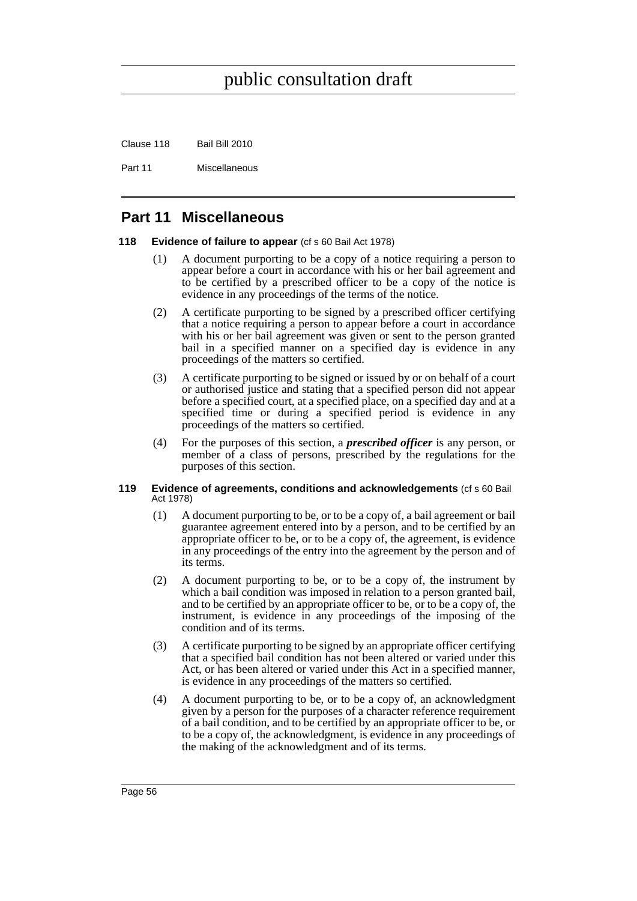## Part 11 Miscellaneous

**118 Evidence of failure to appear** (cf s 60 Bail Act 1978)

(1) A document purporting to be a copy of a notice requiring a person to appear before a court in accordance with his or her bail agreement and to be certified by a prescribed officer to be a copy of the notice is evidence in any proceedings of the terms of the notice.

(2) A certificate purporting to be signed by a prescribed officer certifying that a notice requiring a person to appear before a court in accordance with his or her bail agreement was given or sent to the person granted bail in a specified manner on a specified day is evidence in any proceedings of the matters so certified.

(3) A certificate purporting to be signed or issued by or on behalf of a court or authorised justice and stating that a specified person did not appear before a specified court, at a specified place, on a specified day and at a specified time or during a specified period is evidence in any proceedings of the matters so certified.

(4) For the purposes of this section, a ***prescribed officer*** is any person, or member of a class of persons, prescribed by the regulations for the purposes of this section.

**119 Evidence of agreements, conditions and acknowledgements** (cf s 60 Bail Act 1978)

(1) A document purporting to be, or to be a copy of, a bail agreement or bail guarantee agreement entered into by a person, and to be certified by an appropriate officer to be, or to be a copy of, the agreement, is evidence in any proceedings of the entry into the agreement by the person and of its terms.

(2) A document purporting to be, or to be a copy of, the instrument by which a bail condition was imposed in relation to a person granted bail, and to be certified by an appropriate officer to be, or to be a copy of, the instrument, is evidence in any proceedings of the imposing of the condition and of its terms.

(3) A certificate purporting to be signed by an appropriate officer certifying that a specified bail condition has not been altered or varied under this Act, or has been altered or varied under this Act in a specified manner, is evidence in any proceedings of the matters so certified.

(4) A document purporting to be, or to be a copy of, an acknowledgment given by a person for the purposes of a character reference requirement of a bail condition, and to be certified by an appropriate officer to be, or to be a copy of, the acknowledgment, is evidence in any proceedings of the making of the acknowledgment and of its terms.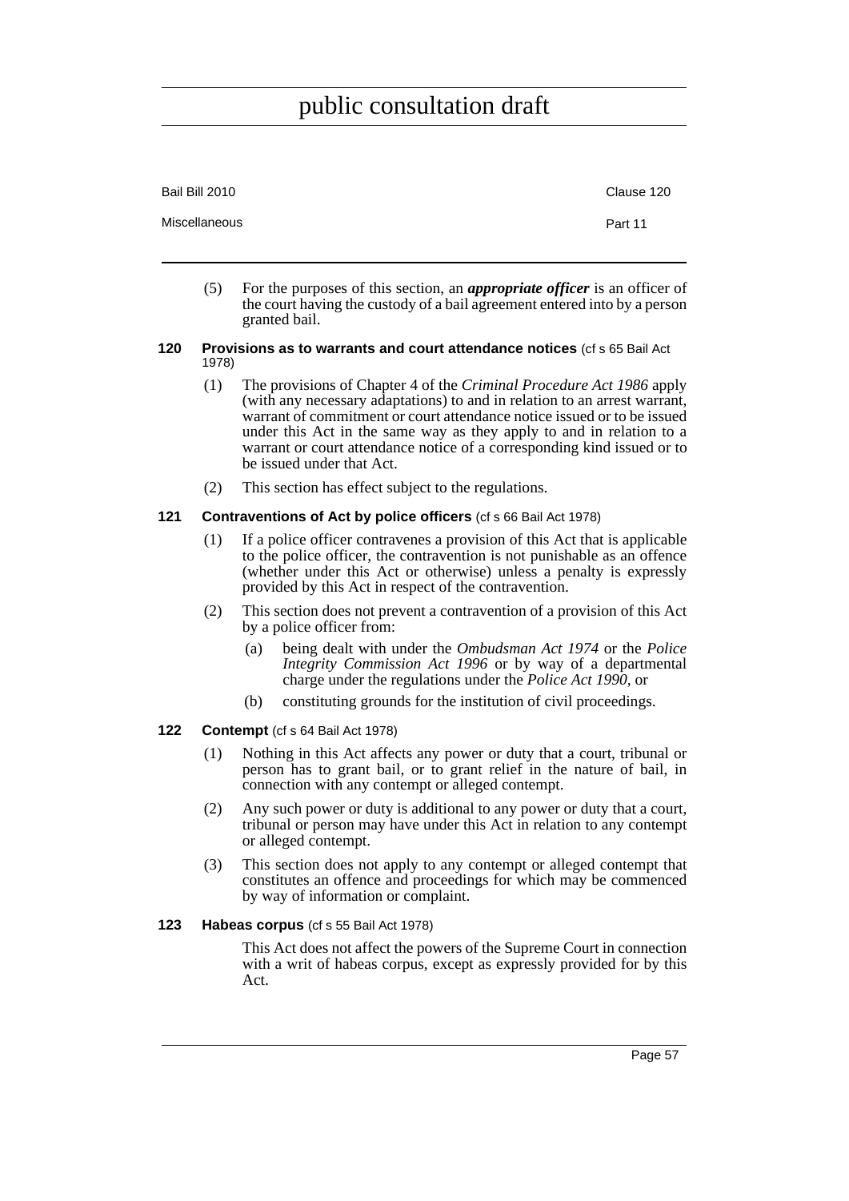(5) For the purposes of this section, an ***appropriate officer*** is an officer of the court having the custody of a bail agreement entered into by a person granted bail.

### 120 Provisions as to warrants and court attendance notices (cf s 65 Bail Act 1978)

(1) The provisions of Chapter 4 of the *Criminal Procedure Act 1986* apply (with any necessary adaptations) to and in relation to an arrest warrant, warrant of commitment or court attendance notice issued or to be issued under this Act in the same way as they apply to and in relation to a warrant or court attendance notice of a corresponding kind issued or to be issued under that Act.

(2) This section has effect subject to the regulations.

### 121 Contraventions of Act by police officers (cf s 66 Bail Act 1978)

(1) If a police officer contravenes a provision of this Act that is applicable to the police officer, the contravention is not punishable as an offence (whether under this Act or otherwise) unless a penalty is expressly provided by this Act in respect of the contravention.

(2) This section does not prevent a contravention of a provision of this Act by a police officer from:

- (a) being dealt with under the *Ombudsman Act 1974* or the *Police Integrity Commission Act 1996* or by way of a departmental charge under the regulations under the *Police Act 1990*, or
- (b) constituting grounds for the institution of civil proceedings.

### 122 Contempt (cf s 64 Bail Act 1978)

(1) Nothing in this Act affects any power or duty that a court, tribunal or person has to grant bail, or to grant relief in the nature of bail, in connection with any contempt or alleged contempt.

(2) Any such power or duty is additional to any power or duty that a court, tribunal or person may have under this Act in relation to any contempt or alleged contempt.

(3) This section does not apply to any contempt or alleged contempt that constitutes an offence and proceedings for which may be commenced by way of information or complaint.

### 123 Habeas corpus (cf s 55 Bail Act 1978)

This Act does not affect the powers of the Supreme Court in connection with a writ of habeas corpus, except as expressly provided for by this Act.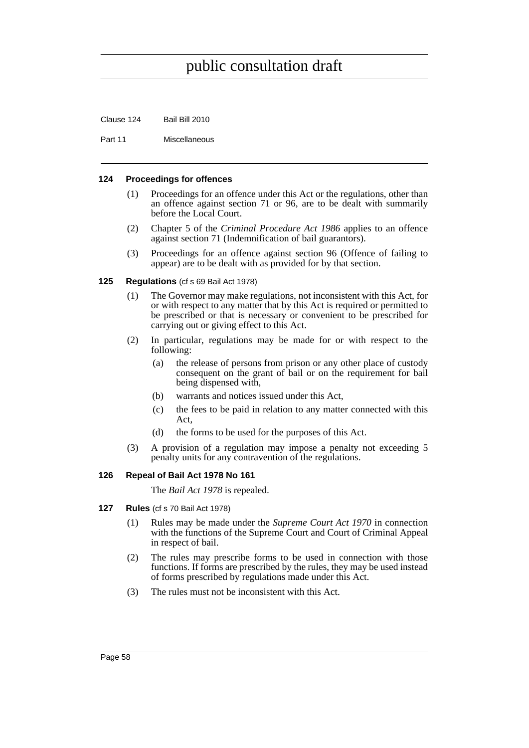#### 124 Proceedings for offences

(1) Proceedings for an offence under this Act or the regulations, other than an offence against section 71 or 96, are to be dealt with summarily before the Local Court.

(2) Chapter 5 of the *Criminal Procedure Act 1986* applies to an offence against section 71 (Indemnification of bail guarantors).

(3) Proceedings for an offence against section 96 (Offence of failing to appear) are to be dealt with as provided for by that section.

#### 125 Regulations (cf s 69 Bail Act 1978)

(1) The Governor may make regulations, not inconsistent with this Act, for or with respect to any matter that by this Act is required or permitted to be prescribed or that is necessary or convenient to be prescribed for carrying out or giving effect to this Act.

(2) In particular, regulations may be made for or with respect to the following:

- (a) the release of persons from prison or any other place of custody consequent on the grant of bail or on the requirement for bail being dispensed with,
- (b) warrants and notices issued under this Act,
- (c) the fees to be paid in relation to any matter connected with this Act,
- (d) the forms to be used for the purposes of this Act.

(3) A provision of a regulation may impose a penalty not exceeding 5 penalty units for any contravention of the regulations.

#### 126 Repeal of Bail Act 1978 No 161

The *Bail Act 1978* is repealed.

#### 127 Rules (cf s 70 Bail Act 1978)

(1) Rules may be made under the *Supreme Court Act 1970* in connection with the functions of the Supreme Court and Court of Criminal Appeal in respect of bail.

(2) The rules may prescribe forms to be used in connection with those functions. If forms are prescribed by the rules, they may be used instead of forms prescribed by regulations made under this Act.

(3) The rules must not be inconsistent with this Act.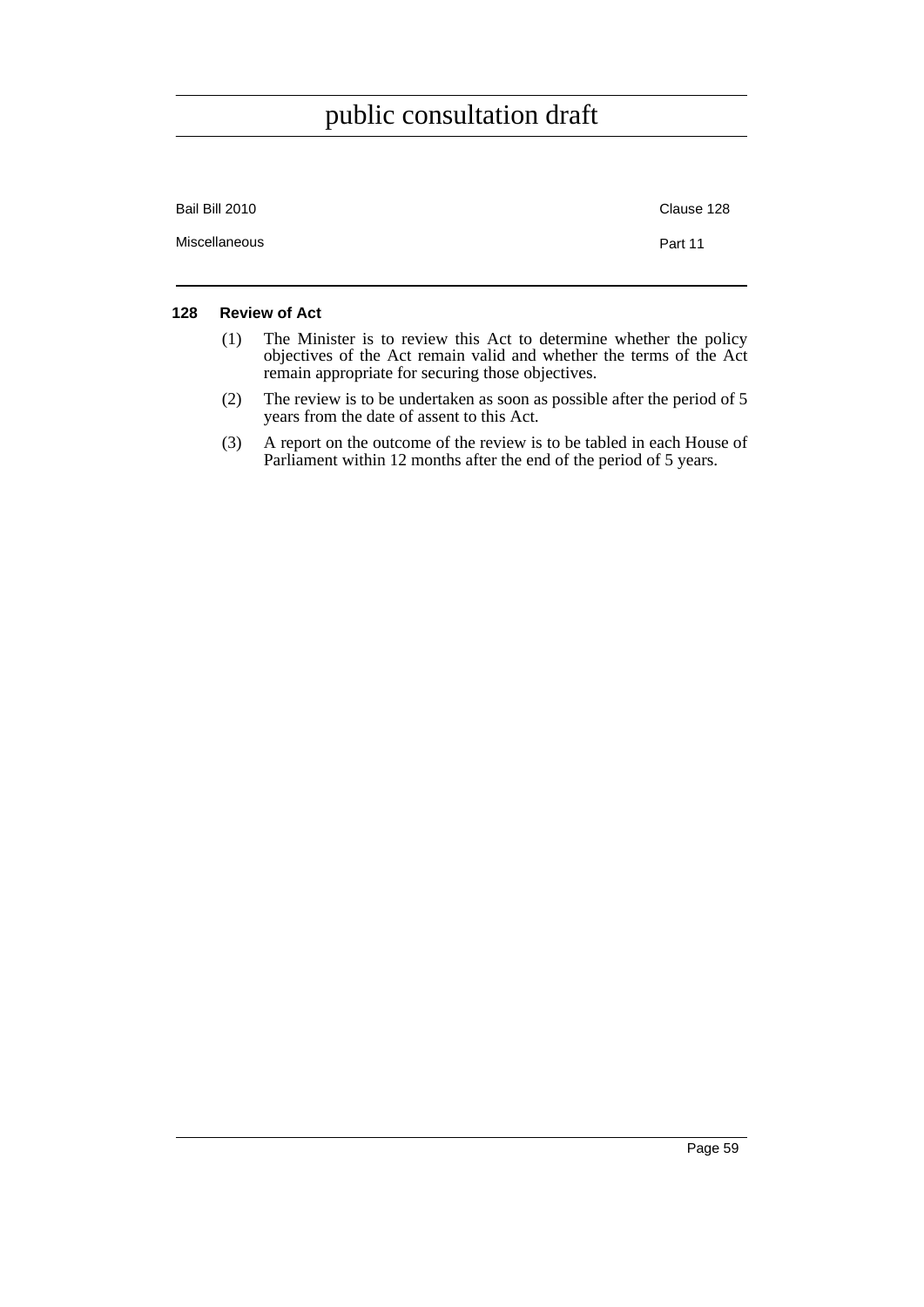#### 128 Review of Act

(1) The Minister is to review this Act to determine whether the policy objectives of the Act remain valid and whether the terms of the Act remain appropriate for securing those objectives.

(2) The review is to be undertaken as soon as possible after the period of 5 years from the date of assent to this Act.

(3) A report on the outcome of the review is to be tabled in each House of Parliament within 12 months after the end of the period of 5 years.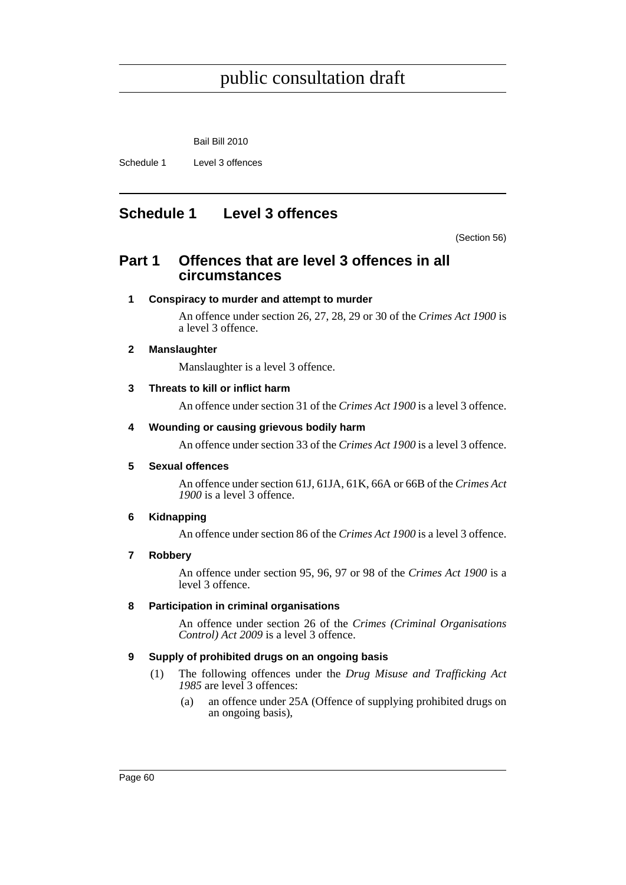# Schedule 1 Level 3 offences

(Section 56)

## Part 1 Offences that are level 3 offences in all circumstances

### 1 Conspiracy to murder and attempt to murder

An offence under section 26, 27, 28, 29 or 30 of the *Crimes Act 1900* is a level 3 offence.

### 2 Manslaughter

Manslaughter is a level 3 offence.

### 3 Threats to kill or inflict harm

An offence under section 31 of the *Crimes Act 1900* is a level 3 offence.

### 4 Wounding or causing grievous bodily harm

An offence under section 33 of the *Crimes Act 1900* is a level 3 offence.

### 5 Sexual offences

An offence under section 61J, 61JA, 61K, 66A or 66B of the *Crimes Act 1900* is a level 3 offence.

### 6 Kidnapping

An offence under section 86 of the *Crimes Act 1900* is a level 3 offence.

### 7 Robbery

An offence under section 95, 96, 97 or 98 of the *Crimes Act 1900* is a level 3 offence.

### 8 Participation in criminal organisations

An offence under section 26 of the *Crimes (Criminal Organisations Control) Act 2009* is a level 3 offence.

### 9 Supply of prohibited drugs on an ongoing basis

(1) The following offences under the *Drug Misuse and Trafficking Act 1985* are level 3 offences:

(a) an offence under 25A (Offence of supplying prohibited drugs on an ongoing basis),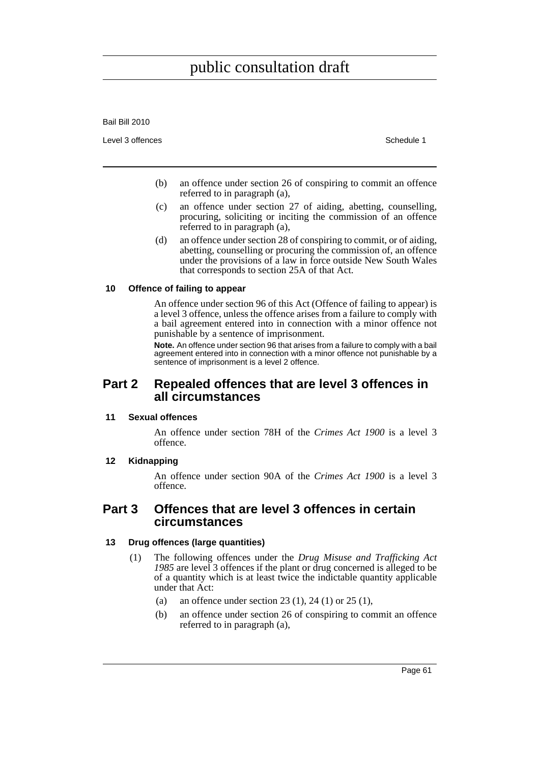(b) an offence under section 26 of conspiring to commit an offence referred to in paragraph (a),

(c) an offence under section 27 of aiding, abetting, counselling, procuring, soliciting or inciting the commission of an offence referred to in paragraph (a),

(d) an offence under section 28 of conspiring to commit, or of aiding, abetting, counselling or procuring the commission of, an offence under the provisions of a law in force outside New South Wales that corresponds to section 25A of that Act.

#### 10 Offence of failing to appear

An offence under section 96 of this Act (Offence of failing to appear) is a level 3 offence, unless the offence arises from a failure to comply with a bail agreement entered into in connection with a minor offence not punishable by a sentence of imprisonment.

**Note.** An offence under section 96 that arises from a failure to comply with a bail agreement entered into in connection with a minor offence not punishable by a sentence of imprisonment is a level 2 offence.

## Part 2 Repealed offences that are level 3 offences in all circumstances

#### 11 Sexual offences

An offence under section 78H of the *Crimes Act 1900* is a level 3 offence.

#### 12 Kidnapping

An offence under section 90A of the *Crimes Act 1900* is a level 3 offence.

## Part 3 Offences that are level 3 offences in certain circumstances

#### 13 Drug offences (large quantities)

(1) The following offences under the *Drug Misuse and Trafficking Act 1985* are level 3 offences if the plant or drug concerned is alleged to be of a quantity which is at least twice the indictable quantity applicable under that Act:

(a) an offence under section 23 (1), 24 (1) or 25 (1),

(b) an offence under section 26 of conspiring to commit an offence referred to in paragraph (a),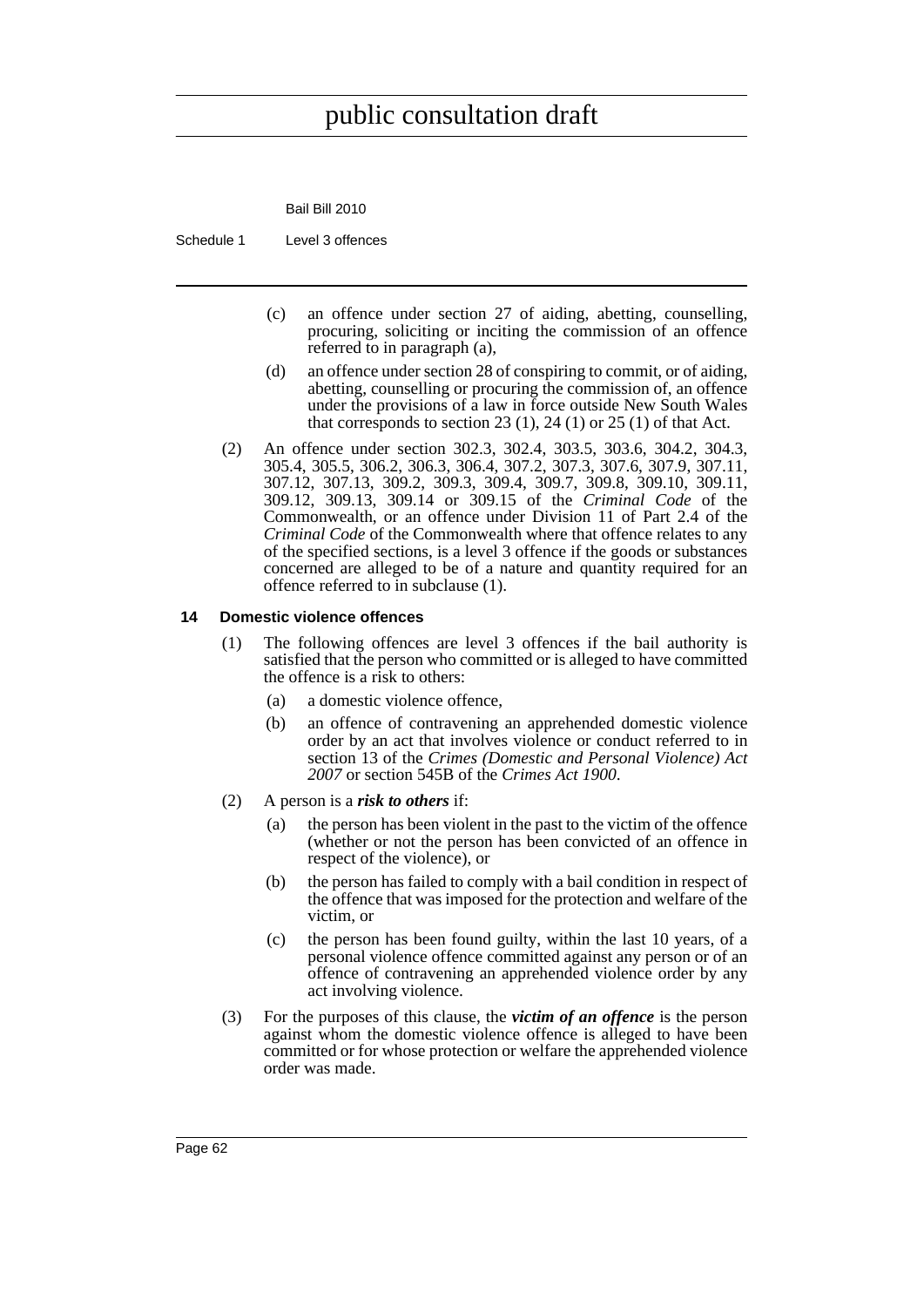(c) an offence under section 27 of aiding, abetting, counselling, procuring, soliciting or inciting the commission of an offence referred to in paragraph (a),

(d) an offence under section 28 of conspiring to commit, or of aiding, abetting, counselling or procuring the commission of, an offence under the provisions of a law in force outside New South Wales that corresponds to section 23 (1), 24 (1) or 25 (1) of that Act.

(2) An offence under section 302.3, 302.4, 303.5, 303.6, 304.2, 304.3, 305.4, 305.5, 306.2, 306.3, 306.4, 307.2, 307.3, 307.6, 307.9, 307.11, 307.12, 307.13, 309.2, 309.3, 309.4, 309.7, 309.8, 309.10, 309.11, 309.12, 309.13, 309.14 or 309.15 of the *Criminal Code* of the Commonwealth, or an offence under Division 11 of Part 2.4 of the *Criminal Code* of the Commonwealth where that offence relates to any of the specified sections, is a level 3 offence if the goods or substances concerned are alleged to be of a nature and quantity required for an offence referred to in subclause (1).

### 14 Domestic violence offences

(1) The following offences are level 3 offences if the bail authority is satisfied that the person who committed or is alleged to have committed the offence is a risk to others:

(a) a domestic violence offence,

(b) an offence of contravening an apprehended domestic violence order by an act that involves violence or conduct referred to in section 13 of the *Crimes (Domestic and Personal Violence) Act 2007* or section 545B of the *Crimes Act 1900*.

(2) A person is a ***risk to others*** if:

(a) the person has been violent in the past to the victim of the offence (whether or not the person has been convicted of an offence in respect of the violence), or

(b) the person has failed to comply with a bail condition in respect of the offence that was imposed for the protection and welfare of the victim, or

(c) the person has been found guilty, within the last 10 years, of a personal violence offence committed against any person or of an offence of contravening an apprehended violence order by any act involving violence.

(3) For the purposes of this clause, the ***victim of an offence*** is the person against whom the domestic violence offence is alleged to have been committed or for whose protection or welfare the apprehended violence order was made.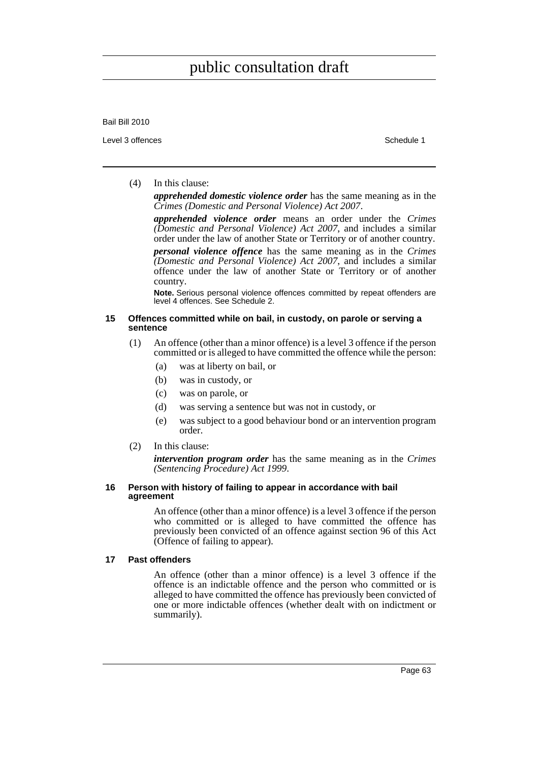(4) In this clause:

***apprehended domestic violence order*** has the same meaning as in the *Crimes (Domestic and Personal Violence) Act 2007*.

***apprehended violence order*** means an order under the *Crimes (Domestic and Personal Violence) Act 2007*, and includes a similar order under the law of another State or Territory or of another country.

***personal violence offence*** has the same meaning as in the *Crimes (Domestic and Personal Violence) Act 2007*, and includes a similar offence under the law of another State or Territory or of another country.

**Note.** Serious personal violence offences committed by repeat offenders are level 4 offences. See Schedule 2.

#### 15 Offences committed while on bail, in custody, on parole or serving a sentence

(1) An offence (other than a minor offence) is a level 3 offence if the person committed or is alleged to have committed the offence while the person:

- (a) was at liberty on bail, or
- (b) was in custody, or
- (c) was on parole, or
- (d) was serving a sentence but was not in custody, or
- (e) was subject to a good behaviour bond or an intervention program order.

(2) In this clause:

***intervention program order*** has the same meaning as in the *Crimes (Sentencing Procedure) Act 1999*.

#### 16 Person with history of failing to appear in accordance with bail agreement

An offence (other than a minor offence) is a level 3 offence if the person who committed or is alleged to have committed the offence has previously been convicted of an offence against section 96 of this Act (Offence of failing to appear).

#### 17 Past offenders

An offence (other than a minor offence) is a level 3 offence if the offence is an indictable offence and the person who committed or is alleged to have committed the offence has previously been convicted of one or more indictable offences (whether dealt with on indictment or summarily).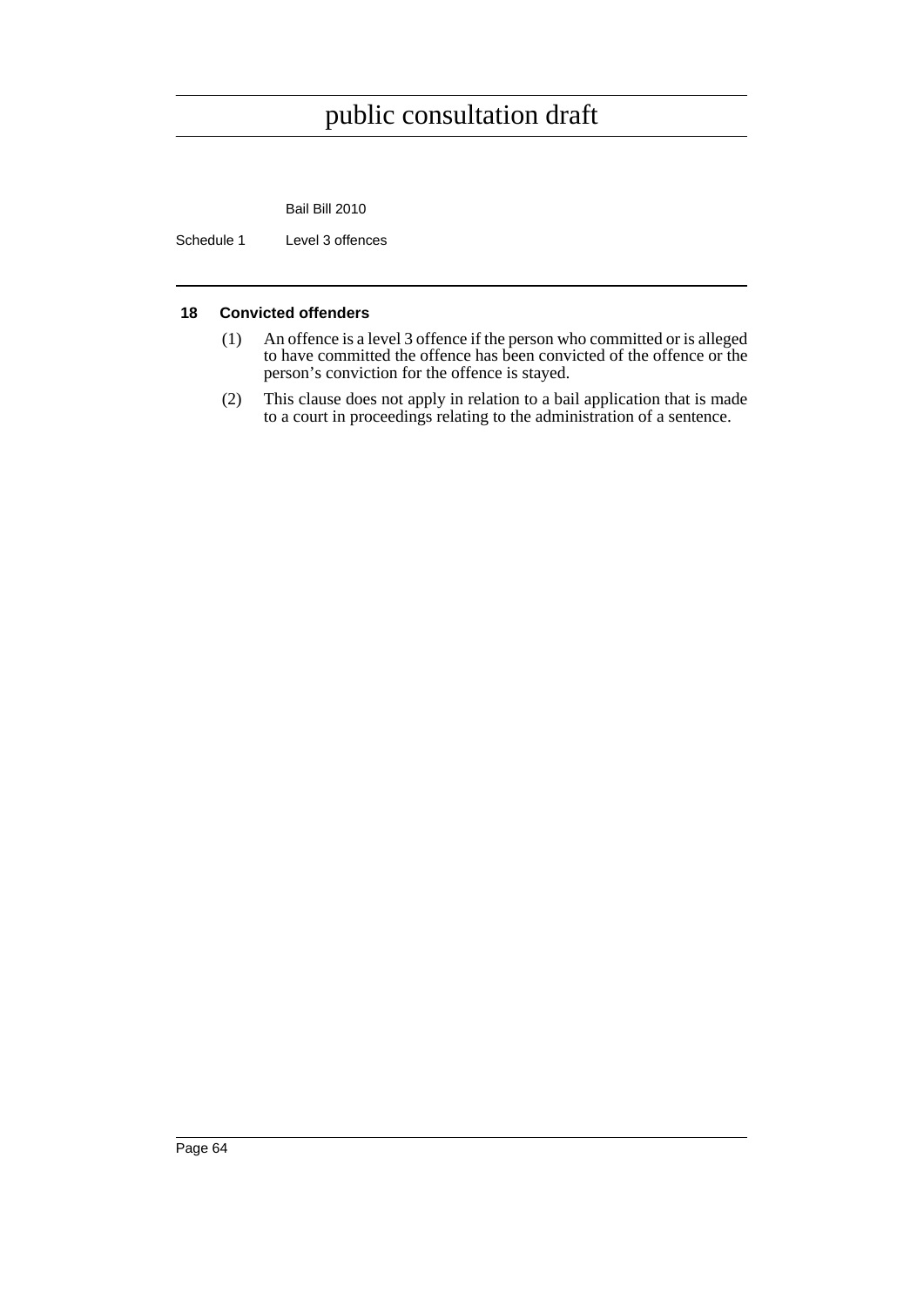### 18 Convicted offenders

(1) An offence is a level 3 offence if the person who committed or is alleged to have committed the offence has been convicted of the offence or the person's conviction for the offence is stayed.

(2) This clause does not apply in relation to a bail application that is made to a court in proceedings relating to the administration of a sentence.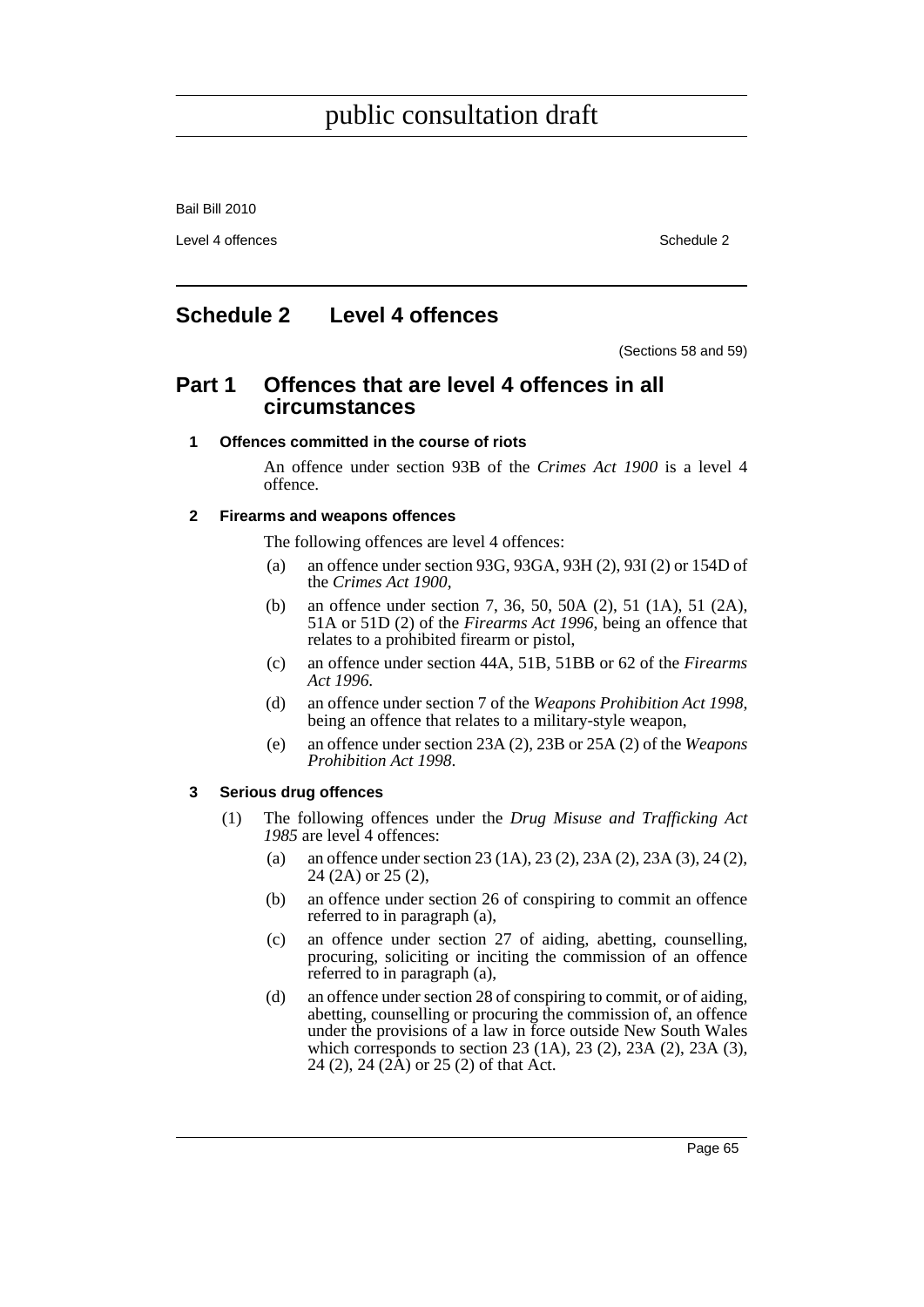## Schedule 2 Level 4 offences

(Sections 58 and 59)

### Part 1 Offences that are level 4 offences in all circumstances

#### 1 Offences committed in the course of riots

An offence under section 93B of the *Crimes Act 1900* is a level 4 offence.

#### 2 Firearms and weapons offences

The following offences are level 4 offences:

(a) an offence under section 93G, 93GA, 93H (2), 93I (2) or 154D of the *Crimes Act 1900*,

(b) an offence under section 7, 36, 50, 50A (2), 51 (1A), 51 (2A), 51A or 51D (2) of the *Firearms Act 1996*, being an offence that relates to a prohibited firearm or pistol,

(c) an offence under section 44A, 51B, 51BB or 62 of the *Firearms Act 1996*.

(d) an offence under section 7 of the *Weapons Prohibition Act 1998*, being an offence that relates to a military-style weapon,

(e) an offence under section 23A (2), 23B or 25A (2) of the *Weapons Prohibition Act 1998*.

#### 3 Serious drug offences

(1) The following offences under the *Drug Misuse and Trafficking Act 1985* are level 4 offences:

(a) an offence under section 23 (1A), 23 (2), 23A (2), 23A (3), 24 (2), 24 (2A) or 25 (2),

(b) an offence under section 26 of conspiring to commit an offence referred to in paragraph (a),

(c) an offence under section 27 of aiding, abetting, counselling, procuring, soliciting or inciting the commission of an offence referred to in paragraph (a),

(d) an offence under section 28 of conspiring to commit, or of aiding, abetting, counselling or procuring the commission of, an offence under the provisions of a law in force outside New South Wales which corresponds to section 23 (1A), 23 (2), 23A (2), 23A (3), 24 (2), 24 (2A) or 25 (2) of that Act.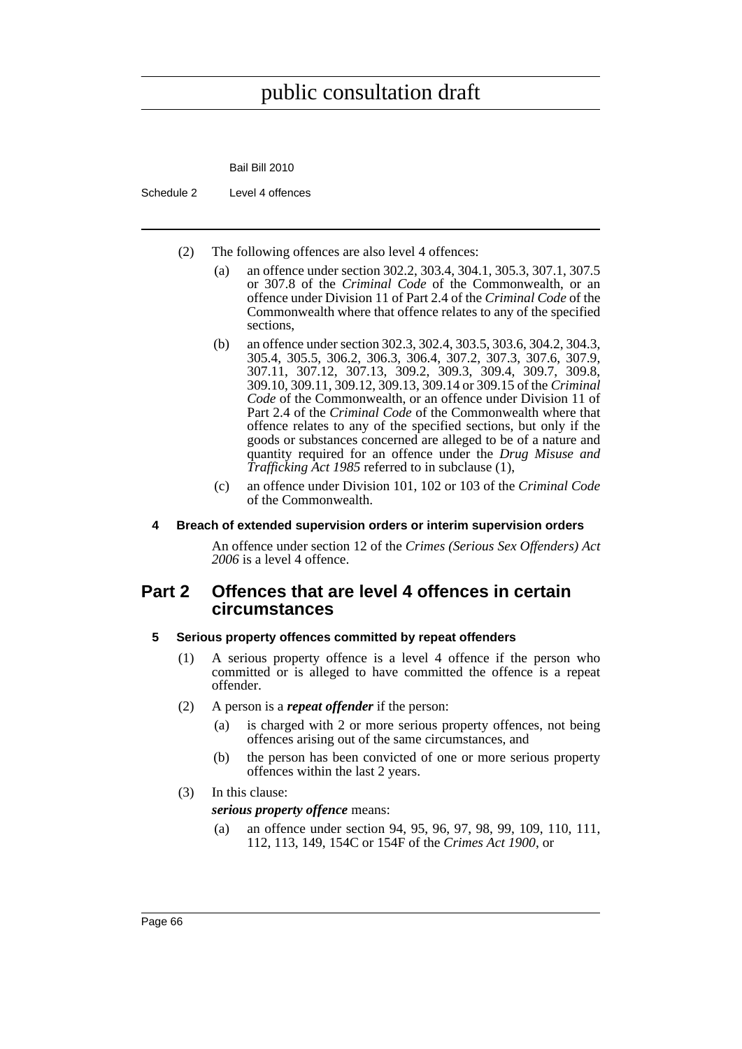(2) The following offences are also level 4 offences:

(a) an offence under section 302.2, 303.4, 304.1, 305.3, 307.1, 307.5 or 307.8 of the *Criminal Code* of the Commonwealth, or an offence under Division 11 of Part 2.4 of the *Criminal Code* of the Commonwealth where that offence relates to any of the specified sections,

(b) an offence under section 302.3, 302.4, 303.5, 303.6, 304.2, 304.3, 305.4, 305.5, 306.2, 306.3, 306.4, 307.2, 307.3, 307.6, 307.9, 307.11, 307.12, 307.13, 309.2, 309.3, 309.4, 309.7, 309.8, 309.10, 309.11, 309.12, 309.13, 309.14 or 309.15 of the *Criminal Code* of the Commonwealth, or an offence under Division 11 of Part 2.4 of the *Criminal Code* of the Commonwealth where that offence relates to any of the specified sections, but only if the goods or substances concerned are alleged to be of a nature and quantity required for an offence under the *Drug Misuse and Trafficking Act 1985* referred to in subclause (1),

(c) an offence under Division 101, 102 or 103 of the *Criminal Code* of the Commonwealth.

#### 4 Breach of extended supervision orders or interim supervision orders

An offence under section 12 of the *Crimes (Serious Sex Offenders) Act 2006* is a level 4 offence.

## Part 2 Offences that are level 4 offences in certain circumstances

#### 5 Serious property offences committed by repeat offenders

(1) A serious property offence is a level 4 offence if the person who committed or is alleged to have committed the offence is a repeat offender.

(2) A person is a ***repeat offender*** if the person:

(a) is charged with 2 or more serious property offences, not being offences arising out of the same circumstances, and

(b) the person has been convicted of one or more serious property offences within the last 2 years.

(3) In this clause:

***serious property offence*** means:

(a) an offence under section 94, 95, 96, 97, 98, 99, 109, 110, 111, 112, 113, 149, 154C or 154F of the *Crimes Act 1900*, or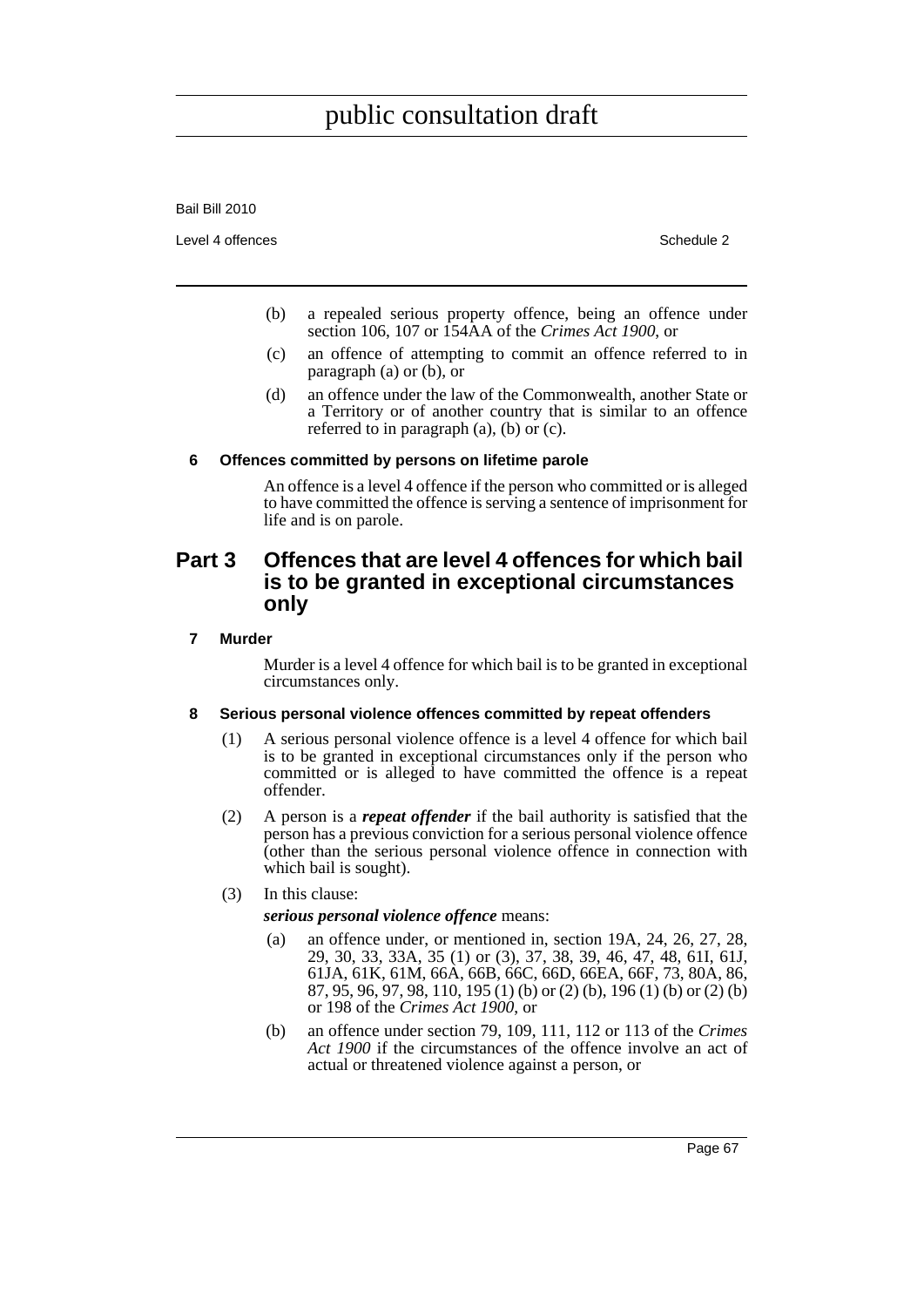(b) a repealed serious property offence, being an offence under section 106, 107 or 154AA of the *Crimes Act 1900*, or

(c) an offence of attempting to commit an offence referred to in paragraph (a) or (b), or

(d) an offence under the law of the Commonwealth, another State or a Territory or of another country that is similar to an offence referred to in paragraph (a), (b) or (c).

#### 6 Offences committed by persons on lifetime parole

An offence is a level 4 offence if the person who committed or is alleged to have committed the offence is serving a sentence of imprisonment for life and is on parole.

## Part 3 Offences that are level 4 offences for which bail is to be granted in exceptional circumstances only

#### 7 Murder

Murder is a level 4 offence for which bail is to be granted in exceptional circumstances only.

#### 8 Serious personal violence offences committed by repeat offenders

(1) A serious personal violence offence is a level 4 offence for which bail is to be granted in exceptional circumstances only if the person who committed or is alleged to have committed the offence is a repeat offender.

(2) A person is a ***repeat offender*** if the bail authority is satisfied that the person has a previous conviction for a serious personal violence offence (other than the serious personal violence offence in connection with which bail is sought).

(3) In this clause:

***serious personal violence offence*** means:

(a) an offence under, or mentioned in, section 19A, 24, 26, 27, 28, 29, 30, 33, 33A, 35 (1) or (3), 37, 38, 39, 46, 47, 48, 61I, 61J, 61JA, 61K, 61M, 66A, 66B, 66C, 66D, 66EA, 66F, 73, 80A, 86, 87, 95, 96, 97, 98, 110, 195 (1) (b) or (2) (b), 196 (1) (b) or (2) (b) or 198 of the *Crimes Act 1900*, or

(b) an offence under section 79, 109, 111, 112 or 113 of the *Crimes Act 1900* if the circumstances of the offence involve an act of actual or threatened violence against a person, or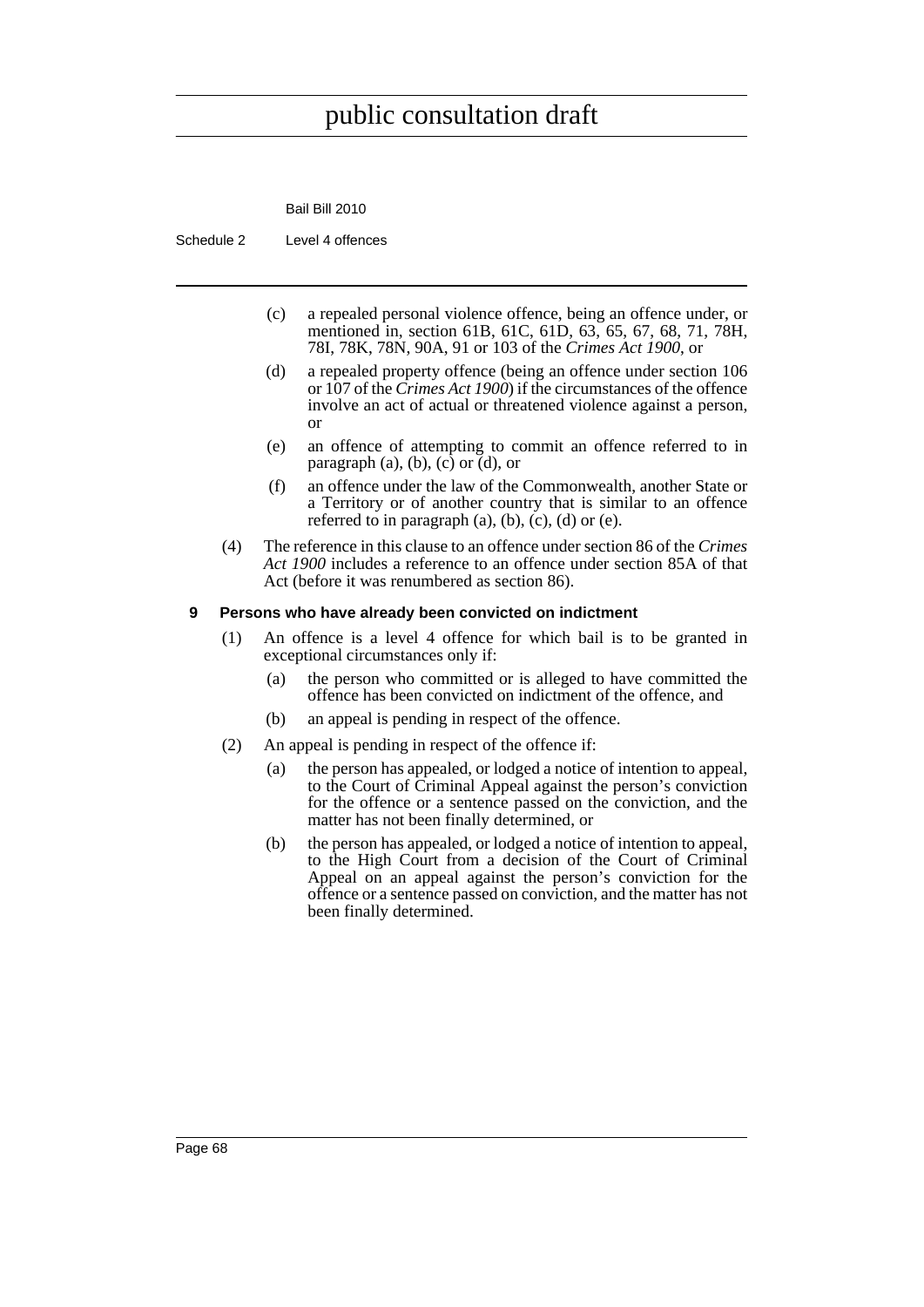(c) a repealed personal violence offence, being an offence under, or mentioned in, section 61B, 61C, 61D, 63, 65, 67, 68, 71, 78H, 78I, 78K, 78N, 90A, 91 or 103 of the *Crimes Act 1900*, or

(d) a repealed property offence (being an offence under section 106 or 107 of the *Crimes Act 1900*) if the circumstances of the offence involve an act of actual or threatened violence against a person, or

(e) an offence of attempting to commit an offence referred to in paragraph (a), (b), (c) or (d), or

(f) an offence under the law of the Commonwealth, another State or a Territory or of another country that is similar to an offence referred to in paragraph (a), (b), (c), (d) or (e).

(4) The reference in this clause to an offence under section 86 of the *Crimes Act 1900* includes a reference to an offence under section 85A of that Act (before it was renumbered as section 86).

**9 Persons who have already been convicted on indictment**

(1) An offence is a level 4 offence for which bail is to be granted in exceptional circumstances only if:

(a) the person who committed or is alleged to have committed the offence has been convicted on indictment of the offence, and

(b) an appeal is pending in respect of the offence.

(2) An appeal is pending in respect of the offence if:

(a) the person has appealed, or lodged a notice of intention to appeal, to the Court of Criminal Appeal against the person's conviction for the offence or a sentence passed on the conviction, and the matter has not been finally determined, or

(b) the person has appealed, or lodged a notice of intention to appeal, to the High Court from a decision of the Court of Criminal Appeal on an appeal against the person's conviction for the offence or a sentence passed on conviction, and the matter has not been finally determined.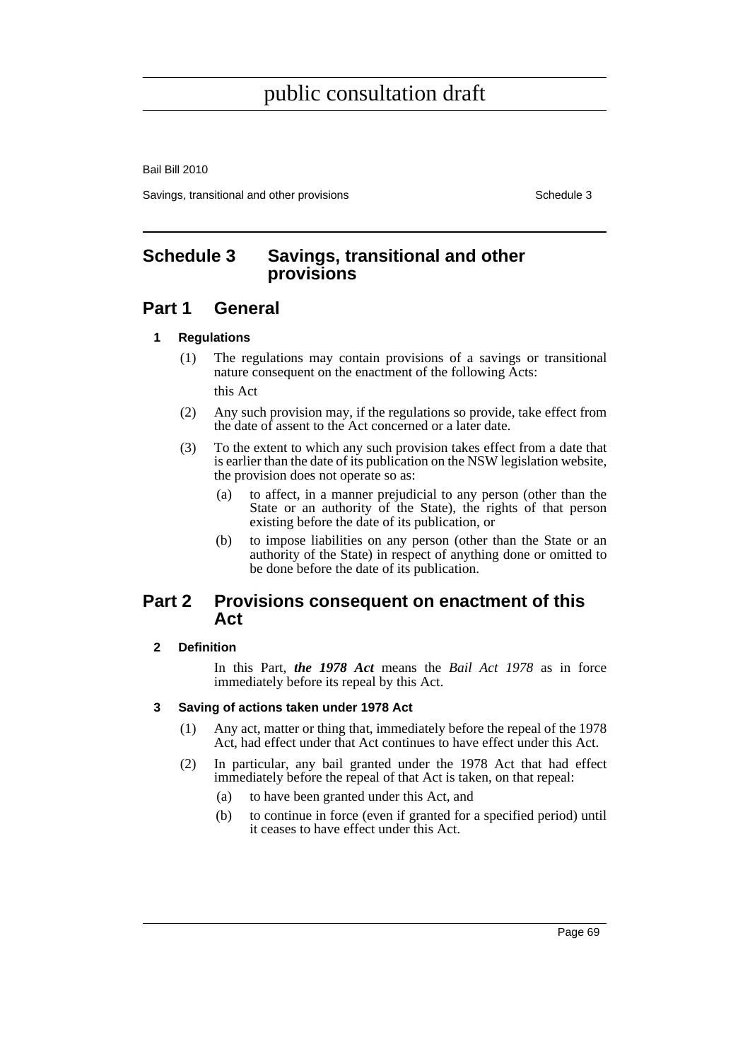# Schedule 3 Savings, transitional and other provisions

## Part 1 General

### 1 Regulations

(1) The regulations may contain provisions of a savings or transitional nature consequent on the enactment of the following Acts:

this Act

(2) Any such provision may, if the regulations so provide, take effect from the date of assent to the Act concerned or a later date.

(3) To the extent to which any such provision takes effect from a date that is earlier than the date of its publication on the NSW legislation website, the provision does not operate so as:

(a) to affect, in a manner prejudicial to any person (other than the State or an authority of the State), the rights of that person existing before the date of its publication, or

(b) to impose liabilities on any person (other than the State or an authority of the State) in respect of anything done or omitted to be done before the date of its publication.

## Part 2 Provisions consequent on enactment of this Act

### 2 Definition

In this Part, ***the 1978 Act*** means the *Bail Act 1978* as in force immediately before its repeal by this Act.

### 3 Saving of actions taken under 1978 Act

(1) Any act, matter or thing that, immediately before the repeal of the 1978 Act, had effect under that Act continues to have effect under this Act.

(2) In particular, any bail granted under the 1978 Act that had effect immediately before the repeal of that Act is taken, on that repeal:

(a) to have been granted under this Act, and

(b) to continue in force (even if granted for a specified period) until it ceases to have effect under this Act.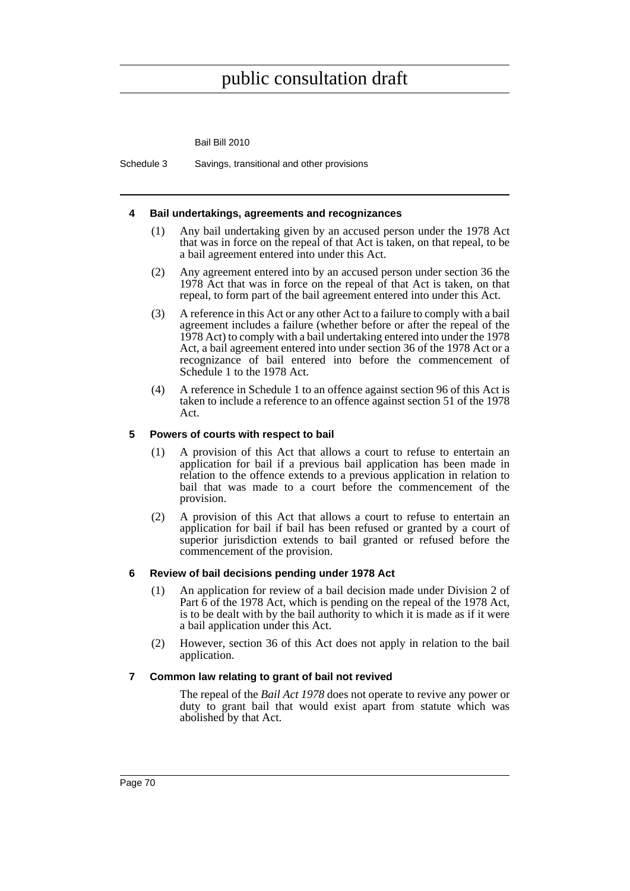#### 4 Bail undertakings, agreements and recognizances

(1) Any bail undertaking given by an accused person under the 1978 Act that was in force on the repeal of that Act is taken, on that repeal, to be a bail agreement entered into under this Act.

(2) Any agreement entered into by an accused person under section 36 the 1978 Act that was in force on the repeal of that Act is taken, on that repeal, to form part of the bail agreement entered into under this Act.

(3) A reference in this Act or any other Act to a failure to comply with a bail agreement includes a failure (whether before or after the repeal of the 1978 Act) to comply with a bail undertaking entered into under the 1978 Act, a bail agreement entered into under section 36 of the 1978 Act or a recognizance of bail entered into before the commencement of Schedule 1 to the 1978 Act.

(4) A reference in Schedule 1 to an offence against section 96 of this Act is taken to include a reference to an offence against section 51 of the 1978 Act.

#### 5 Powers of courts with respect to bail

(1) A provision of this Act that allows a court to refuse to entertain an application for bail if a previous bail application has been made in relation to the offence extends to a previous application in relation to bail that was made to a court before the commencement of the provision.

(2) A provision of this Act that allows a court to refuse to entertain an application for bail if bail has been refused or granted by a court of superior jurisdiction extends to bail granted or refused before the commencement of the provision.

#### 6 Review of bail decisions pending under 1978 Act

(1) An application for review of a bail decision made under Division 2 of Part 6 of the 1978 Act, which is pending on the repeal of the 1978 Act, is to be dealt with by the bail authority to which it is made as if it were a bail application under this Act.

(2) However, section 36 of this Act does not apply in relation to the bail application.

#### 7 Common law relating to grant of bail not revived

The repeal of the *Bail Act 1978* does not operate to revive any power or duty to grant bail that would exist apart from statute which was abolished by that Act.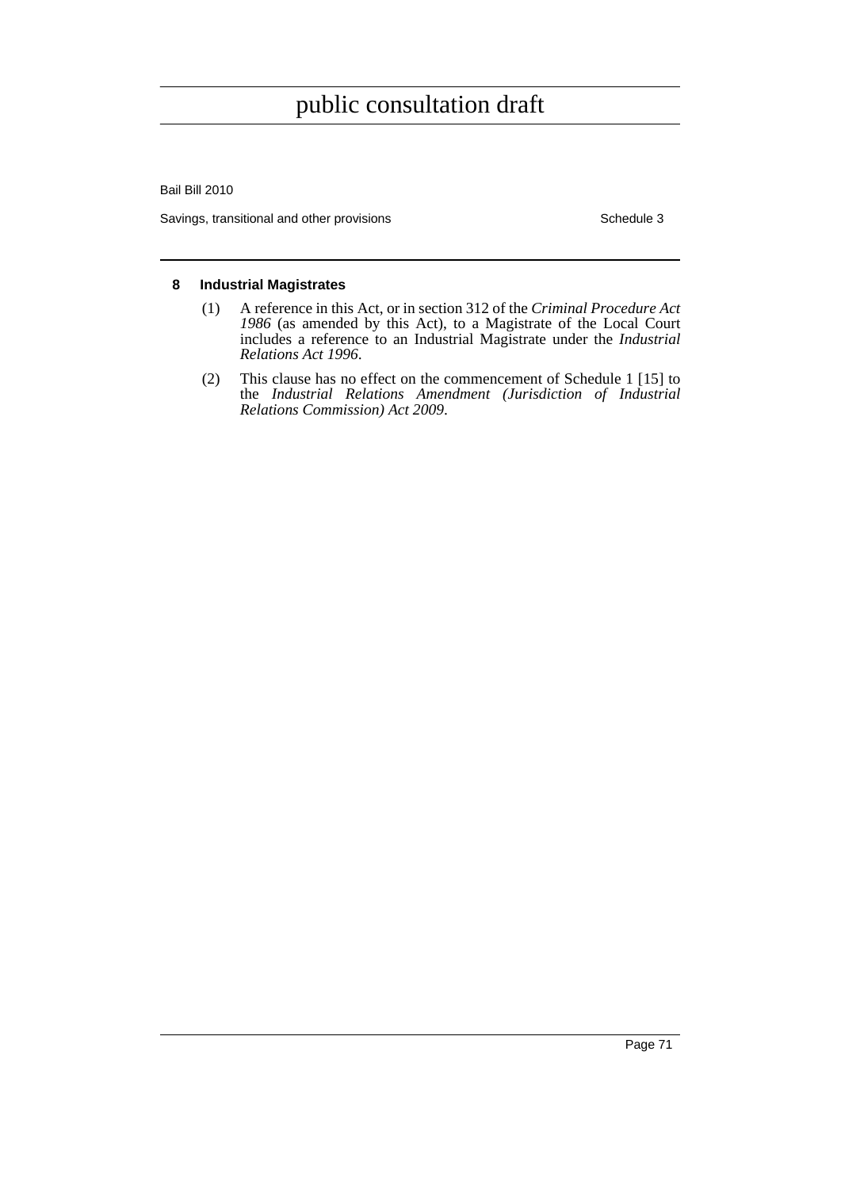### 8 Industrial Magistrates

(1) A reference in this Act, or in section 312 of the *Criminal Procedure Act 1986* (as amended by this Act), to a Magistrate of the Local Court includes a reference to an Industrial Magistrate under the *Industrial Relations Act 1996*.

(2) This clause has no effect on the commencement of Schedule 1 [15] to the *Industrial Relations Amendment (Jurisdiction of Industrial Relations Commission) Act 2009*.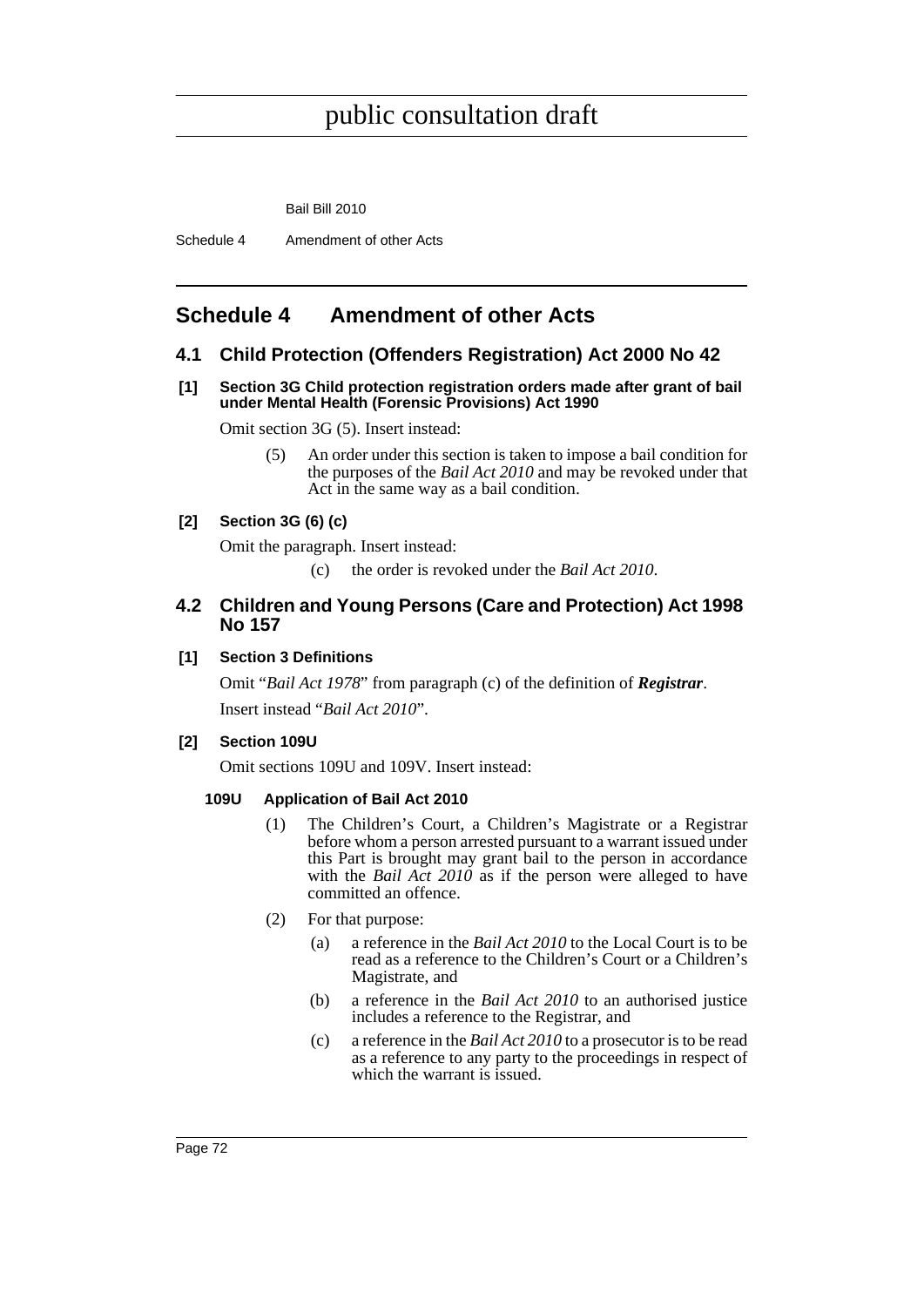public consultation draft

# Schedule 4 Amendment of other Acts

## 4.1 Child Protection (Offenders Registration) Act 2000 No 42

**[1] Section 3G Child protection registration orders made after grant of bail under Mental Health (Forensic Provisions) Act 1990**

Omit section 3G (5). Insert instead:

> (5) An order under this section is taken to impose a bail condition for the purposes of the *Bail Act 2010* and may be revoked under that Act in the same way as a bail condition.

**[2] Section 3G (6) (c)**

Omit the paragraph. Insert instead:

> (c) the order is revoked under the *Bail Act 2010*.

## 4.2 Children and Young Persons (Care and Protection) Act 1998 No 157

**[1] Section 3 Definitions**

Omit "*Bail Act 1978*" from paragraph (c) of the definition of ***Registrar***.

Insert instead "*Bail Act 2010*".

**[2] Section 109U**

Omit sections 109U and 109V. Insert instead:

> **109U Application of Bail Act 2010**
>
> (1) The Children's Court, a Children's Magistrate or a Registrar before whom a person arrested pursuant to a warrant issued under this Part is brought may grant bail to the person in accordance with the *Bail Act 2010* as if the person were alleged to have committed an offence.
>
> (2) For that purpose:
>
> (a) a reference in the *Bail Act 2010* to the Local Court is to be read as a reference to the Children's Court or a Children's Magistrate, and
>
> (b) a reference in the *Bail Act 2010* to an authorised justice includes a reference to the Registrar, and
>
> (c) a reference in the *Bail Act 2010* to a prosecutor is to be read as a reference to any party to the proceedings in respect of which the warrant is issued.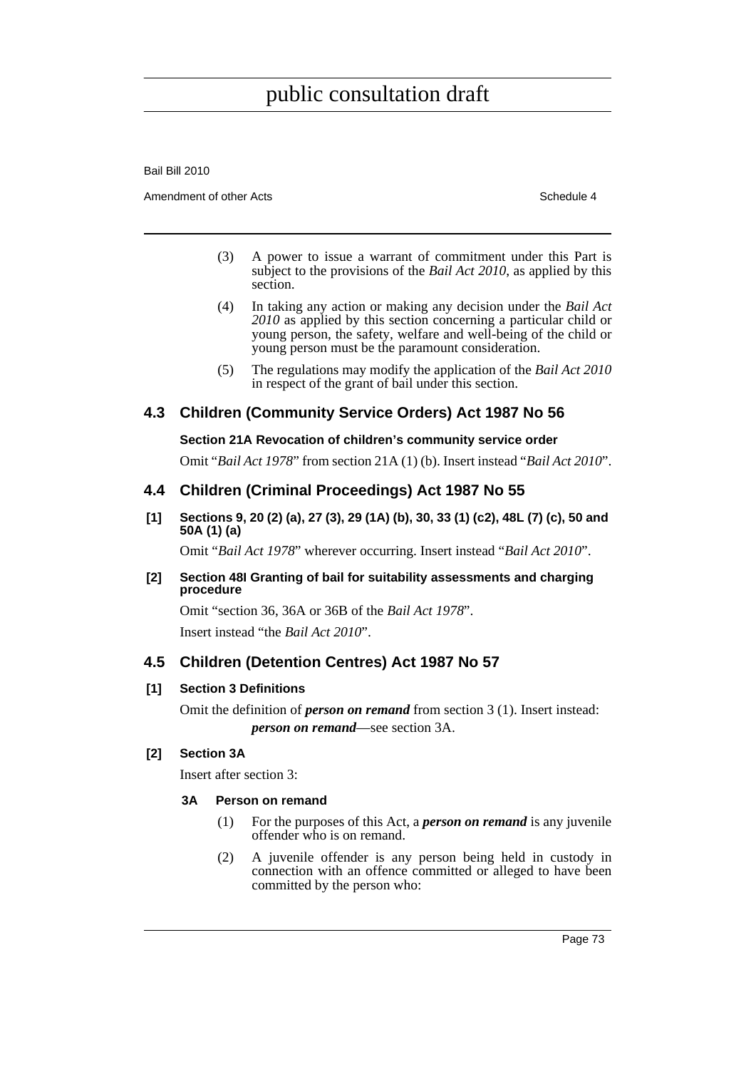(3) A power to issue a warrant of commitment under this Part is subject to the provisions of the *Bail Act 2010*, as applied by this section.

(4) In taking any action or making any decision under the *Bail Act 2010* as applied by this section concerning a particular child or young person, the safety, welfare and well-being of the child or young person must be the paramount consideration.

(5) The regulations may modify the application of the *Bail Act 2010* in respect of the grant of bail under this section.

## 4.3 Children (Community Service Orders) Act 1987 No 56

**Section 21A Revocation of children's community service order**

Omit "*Bail Act 1978*" from section 21A (1) (b). Insert instead "*Bail Act 2010*".

## 4.4 Children (Criminal Proceedings) Act 1987 No 55

**[1] Sections 9, 20 (2) (a), 27 (3), 29 (1A) (b), 30, 33 (1) (c2), 48L (7) (c), 50 and 50A (1) (a)**

Omit "*Bail Act 1978*" wherever occurring. Insert instead "*Bail Act 2010*".

**[2] Section 48I Granting of bail for suitability assessments and charging procedure**

Omit "section 36, 36A or 36B of the *Bail Act 1978*".

Insert instead "the *Bail Act 2010*".

## 4.5 Children (Detention Centres) Act 1987 No 57

**[1] Section 3 Definitions**

Omit the definition of ***person on remand*** from section 3 (1). Insert instead:

***person on remand***—see section 3A.

**[2] Section 3A**

Insert after section 3:

**3A Person on remand**

(1) For the purposes of this Act, a ***person on remand*** is any juvenile offender who is on remand.

(2) A juvenile offender is any person being held in custody in connection with an offence committed or alleged to have been committed by the person who: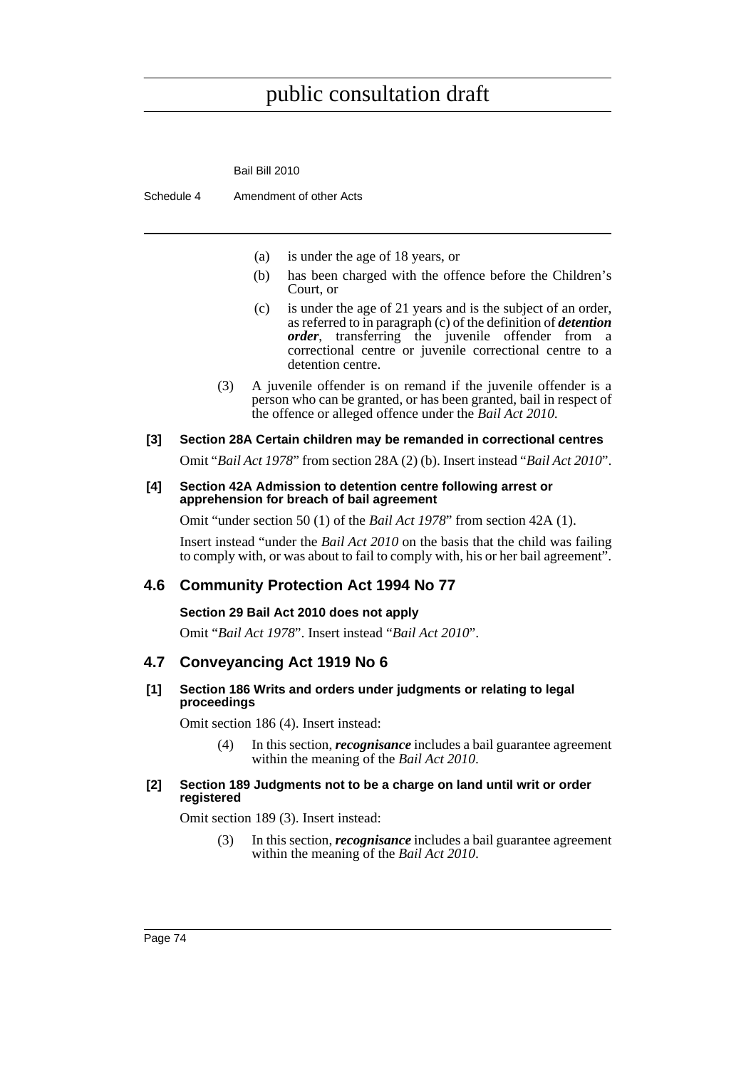(a) is under the age of 18 years, or

(b) has been charged with the offence before the Children's Court, or

(c) is under the age of 21 years and is the subject of an order, as referred to in paragraph (c) of the definition of ***detention order***, transferring the juvenile offender from a correctional centre or juvenile correctional centre to a detention centre.

(3) A juvenile offender is on remand if the juvenile offender is a person who can be granted, or has been granted, bail in respect of the offence or alleged offence under the *Bail Act 2010*.

**[3] Section 28A Certain children may be remanded in correctional centres**

Omit "*Bail Act 1978*" from section 28A (2) (b). Insert instead "*Bail Act 2010*".

**[4] Section 42A Admission to detention centre following arrest or apprehension for breach of bail agreement**

Omit "under section 50 (1) of the *Bail Act 1978*" from section 42A (1).

Insert instead "under the *Bail Act 2010* on the basis that the child was failing to comply with, or was about to fail to comply with, his or her bail agreement".

## 4.6 Community Protection Act 1994 No 77

**Section 29 Bail Act 2010 does not apply**

Omit "*Bail Act 1978*". Insert instead "*Bail Act 2010*".

## 4.7 Conveyancing Act 1919 No 6

**[1] Section 186 Writs and orders under judgments or relating to legal proceedings**

Omit section 186 (4). Insert instead:

(4) In this section, ***recognisance*** includes a bail guarantee agreement within the meaning of the *Bail Act 2010*.

**[2] Section 189 Judgments not to be a charge on land until writ or order registered**

Omit section 189 (3). Insert instead:

(3) In this section, ***recognisance*** includes a bail guarantee agreement within the meaning of the *Bail Act 2010*.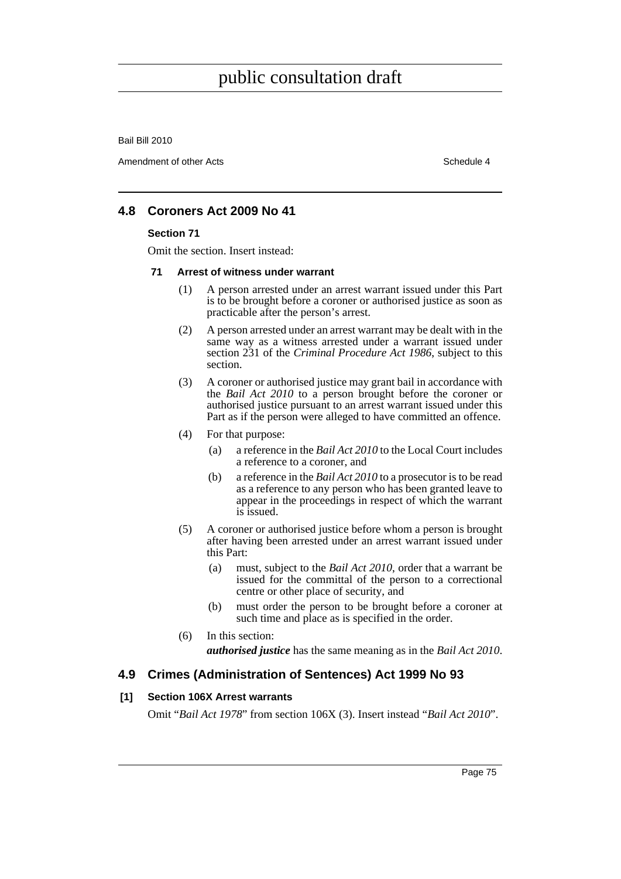## 4.8 Coroners Act 2009 No 41

### Section 71

Omit the section. Insert instead:

#### 71 Arrest of witness under warrant

(1) A person arrested under an arrest warrant issued under this Part is to be brought before a coroner or authorised justice as soon as practicable after the person's arrest.

(2) A person arrested under an arrest warrant may be dealt with in the same way as a witness arrested under a warrant issued under section 231 of the *Criminal Procedure Act 1986*, subject to this section.

(3) A coroner or authorised justice may grant bail in accordance with the *Bail Act 2010* to a person brought before the coroner or authorised justice pursuant to an arrest warrant issued under this Part as if the person were alleged to have committed an offence.

(4) For that purpose:

- (a) a reference in the *Bail Act 2010* to the Local Court includes a reference to a coroner, and
- (b) a reference in the *Bail Act 2010* to a prosecutor is to be read as a reference to any person who has been granted leave to appear in the proceedings in respect of which the warrant is issued.

(5) A coroner or authorised justice before whom a person is brought after having been arrested under an arrest warrant issued under this Part:

- (a) must, subject to the *Bail Act 2010*, order that a warrant be issued for the committal of the person to a correctional centre or other place of security, and
- (b) must order the person to be brought before a coroner at such time and place as is specified in the order.

(6) In this section:

***authorised justice*** has the same meaning as in the *Bail Act 2010*.

## 4.9 Crimes (Administration of Sentences) Act 1999 No 93

### [1] Section 106X Arrest warrants

Omit "*Bail Act 1978*" from section 106X (3). Insert instead "*Bail Act 2010*".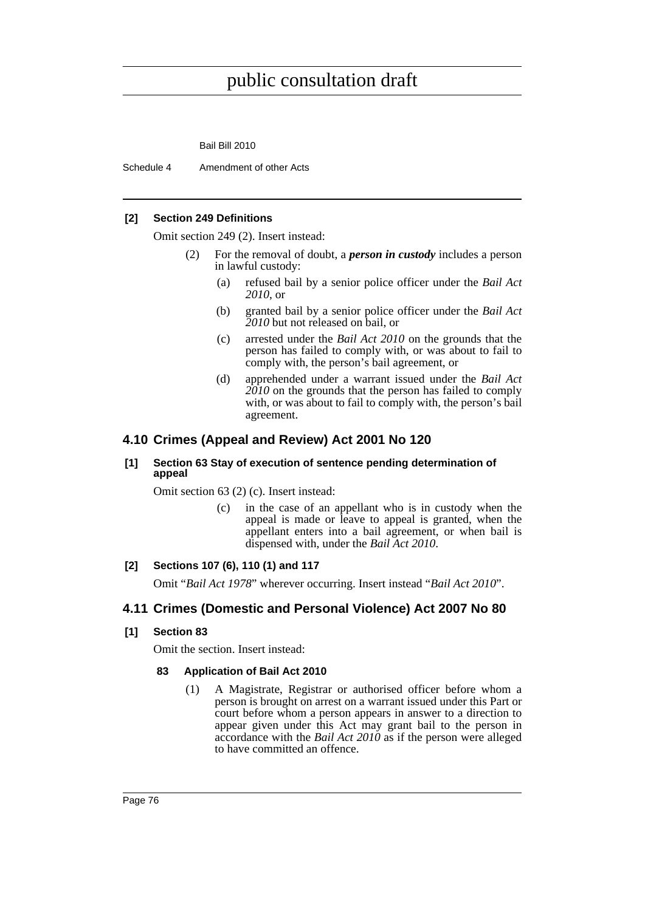#### [2] Section 249 Definitions

Omit section 249 (2). Insert instead:

> (2) For the removal of doubt, a ***person in custody*** includes a person in lawful custody:
>
> (a) refused bail by a senior police officer under the *Bail Act 2010*, or
>
> (b) granted bail by a senior police officer under the *Bail Act 2010* but not released on bail, or
>
> (c) arrested under the *Bail Act 2010* on the grounds that the person has failed to comply with, or was about to fail to comply with, the person's bail agreement, or
>
> (d) apprehended under a warrant issued under the *Bail Act 2010* on the grounds that the person has failed to comply with, or was about to fail to comply with, the person's bail agreement.

## 4.10 Crimes (Appeal and Review) Act 2001 No 120

#### [1] Section 63 Stay of execution of sentence pending determination of appeal

Omit section 63 (2) (c). Insert instead:

> (c) in the case of an appellant who is in custody when the appeal is made or leave to appeal is granted, when the appellant enters into a bail agreement, or when bail is dispensed with, under the *Bail Act 2010*.

#### [2] Sections 107 (6), 110 (1) and 117

Omit "*Bail Act 1978*" wherever occurring. Insert instead "*Bail Act 2010*".

## 4.11 Crimes (Domestic and Personal Violence) Act 2007 No 80

#### [1] Section 83

Omit the section. Insert instead:

> **83 Application of Bail Act 2010**
>
> (1) A Magistrate, Registrar or authorised officer before whom a person is brought on arrest on a warrant issued under this Part or court before whom a person appears in answer to a direction to appear given under this Act may grant bail to the person in accordance with the *Bail Act 2010* as if the person were alleged to have committed an offence.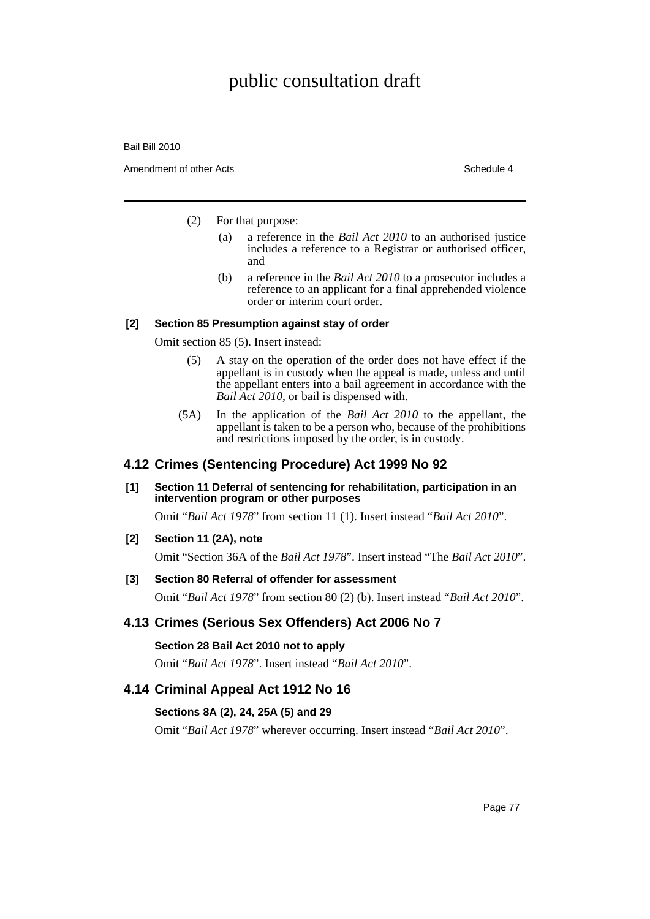(2) For that purpose:

(a) a reference in the *Bail Act 2010* to an authorised justice includes a reference to a Registrar or authorised officer, and

(b) a reference in the *Bail Act 2010* to a prosecutor includes a reference to an applicant for a final apprehended violence order or interim court order.

**[2] Section 85 Presumption against stay of order**

Omit section 85 (5). Insert instead:

(5) A stay on the operation of the order does not have effect if the appellant is in custody when the appeal is made, unless and until the appellant enters into a bail agreement in accordance with the *Bail Act 2010*, or bail is dispensed with.

(5A) In the application of the *Bail Act 2010* to the appellant, the appellant is taken to be a person who, because of the prohibitions and restrictions imposed by the order, is in custody.

## 4.12 Crimes (Sentencing Procedure) Act 1999 No 92

**[1] Section 11 Deferral of sentencing for rehabilitation, participation in an intervention program or other purposes**

Omit "*Bail Act 1978*" from section 11 (1). Insert instead "*Bail Act 2010*".

**[2] Section 11 (2A), note**

Omit "Section 36A of the *Bail Act 1978*". Insert instead "The *Bail Act 2010*".

**[3] Section 80 Referral of offender for assessment**

Omit "*Bail Act 1978*" from section 80 (2) (b). Insert instead "*Bail Act 2010*".

## 4.13 Crimes (Serious Sex Offenders) Act 2006 No 7

**Section 28 Bail Act 2010 not to apply**

Omit "*Bail Act 1978*". Insert instead "*Bail Act 2010*".

## 4.14 Criminal Appeal Act 1912 No 16

**Sections 8A (2), 24, 25A (5) and 29**

Omit "*Bail Act 1978*" wherever occurring. Insert instead "*Bail Act 2010*".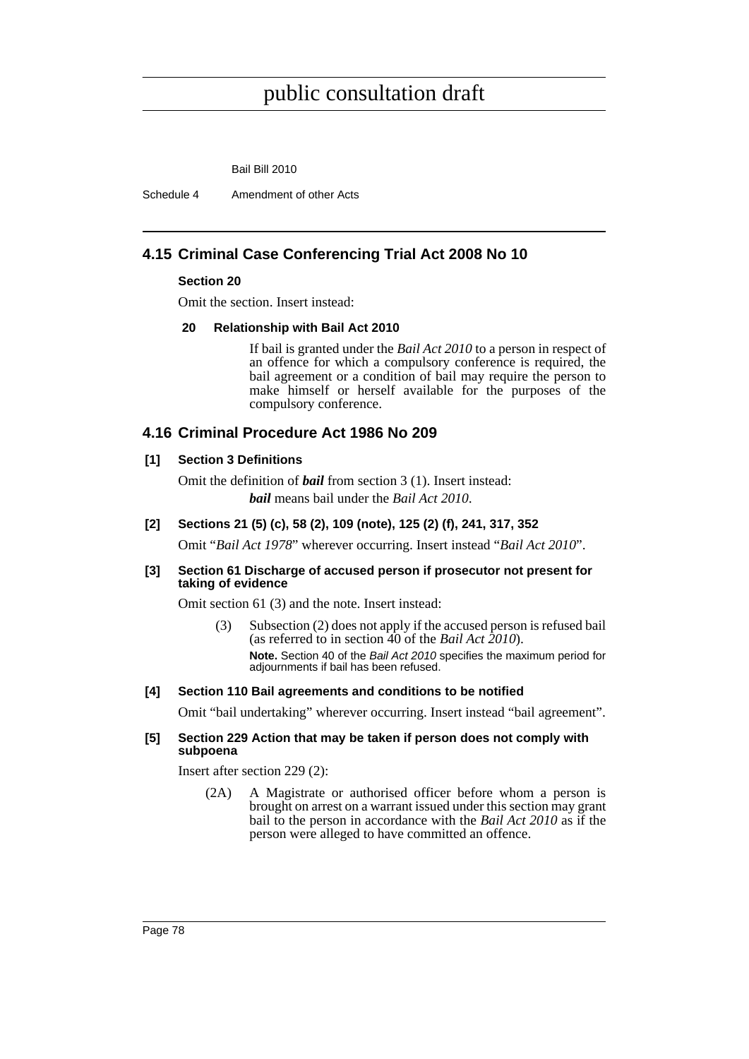## 4.15 Criminal Case Conferencing Trial Act 2008 No 10

**Section 20**

Omit the section. Insert instead:

**20 Relationship with Bail Act 2010**

If bail is granted under the *Bail Act 2010* to a person in respect of an offence for which a compulsory conference is required, the bail agreement or a condition of bail may require the person to make himself or herself available for the purposes of the compulsory conference.

## 4.16 Criminal Procedure Act 1986 No 209

**[1] Section 3 Definitions**

Omit the definition of ***bail*** from section 3 (1). Insert instead:

***bail*** means bail under the *Bail Act 2010*.

**[2] Sections 21 (5) (c), 58 (2), 109 (note), 125 (2) (f), 241, 317, 352**

Omit "*Bail Act 1978*" wherever occurring. Insert instead "*Bail Act 2010*".

**[3] Section 61 Discharge of accused person if prosecutor not present for taking of evidence**

Omit section 61 (3) and the note. Insert instead:

(3) Subsection (2) does not apply if the accused person is refused bail (as referred to in section 40 of the *Bail Act 2010*).

**Note.** Section 40 of the *Bail Act 2010* specifies the maximum period for adjournments if bail has been refused.

**[4] Section 110 Bail agreements and conditions to be notified**

Omit "bail undertaking" wherever occurring. Insert instead "bail agreement".

**[5] Section 229 Action that may be taken if person does not comply with subpoena**

Insert after section 229 (2):

(2A) A Magistrate or authorised officer before whom a person is brought on arrest on a warrant issued under this section may grant bail to the person in accordance with the *Bail Act 2010* as if the person were alleged to have committed an offence.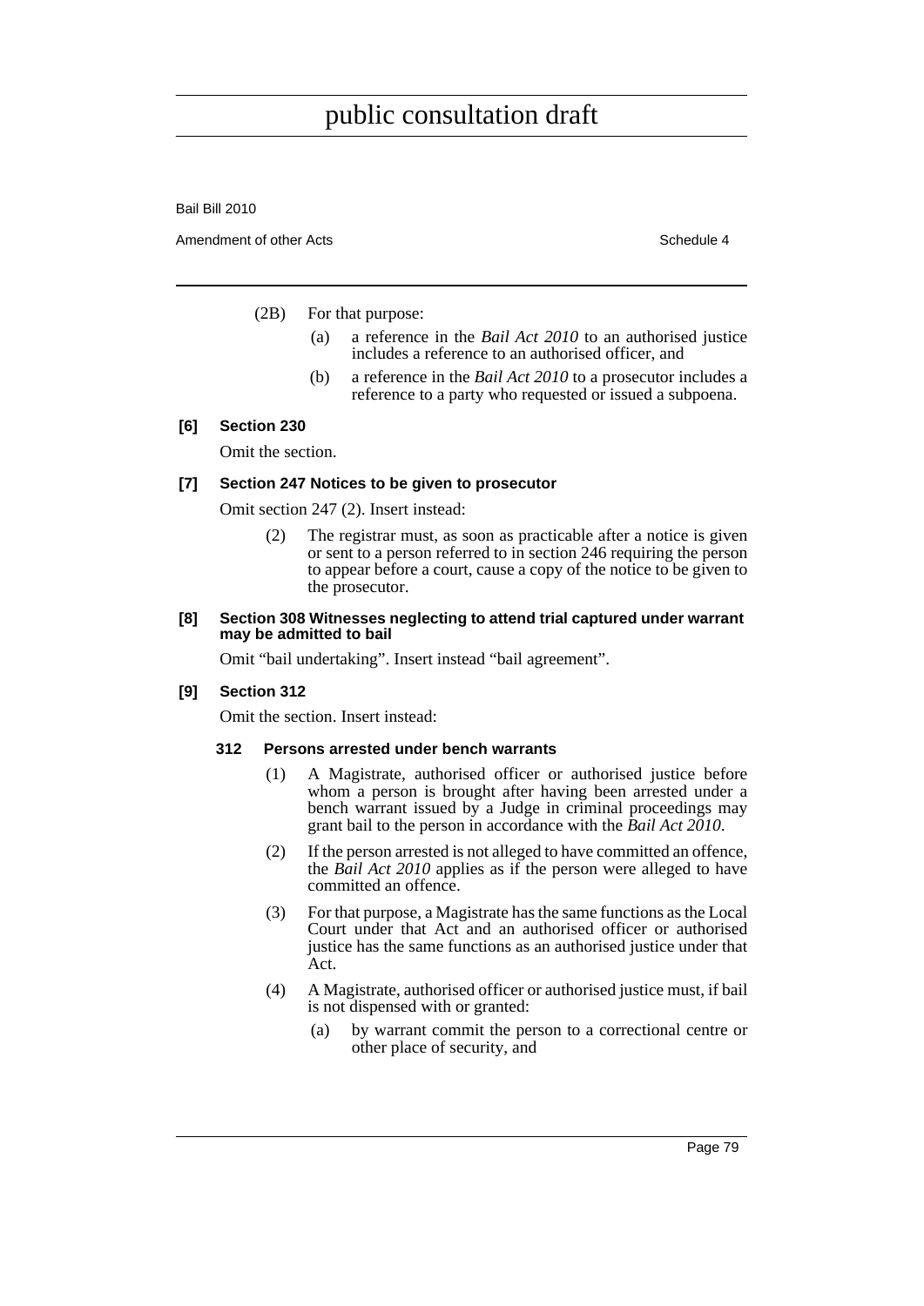(2B) For that purpose:

(a) a reference in the *Bail Act 2010* to an authorised justice includes a reference to an authorised officer, and

(b) a reference in the *Bail Act 2010* to a prosecutor includes a reference to a party who requested or issued a subpoena.

**[6] Section 230**

Omit the section.

**[7] Section 247 Notices to be given to prosecutor**

Omit section 247 (2). Insert instead:

(2) The registrar must, as soon as practicable after a notice is given or sent to a person referred to in section 246 requiring the person to appear before a court, cause a copy of the notice to be given to the prosecutor.

**[8] Section 308 Witnesses neglecting to attend trial captured under warrant may be admitted to bail**

Omit "bail undertaking". Insert instead "bail agreement".

**[9] Section 312**

Omit the section. Insert instead:

**312 Persons arrested under bench warrants**

(1) A Magistrate, authorised officer or authorised justice before whom a person is brought after having been arrested under a bench warrant issued by a Judge in criminal proceedings may grant bail to the person in accordance with the *Bail Act 2010*.

(2) If the person arrested is not alleged to have committed an offence, the *Bail Act 2010* applies as if the person were alleged to have committed an offence.

(3) For that purpose, a Magistrate has the same functions as the Local Court under that Act and an authorised officer or authorised justice has the same functions as an authorised justice under that Act.

(4) A Magistrate, authorised officer or authorised justice must, if bail is not dispensed with or granted:

(a) by warrant commit the person to a correctional centre or other place of security, and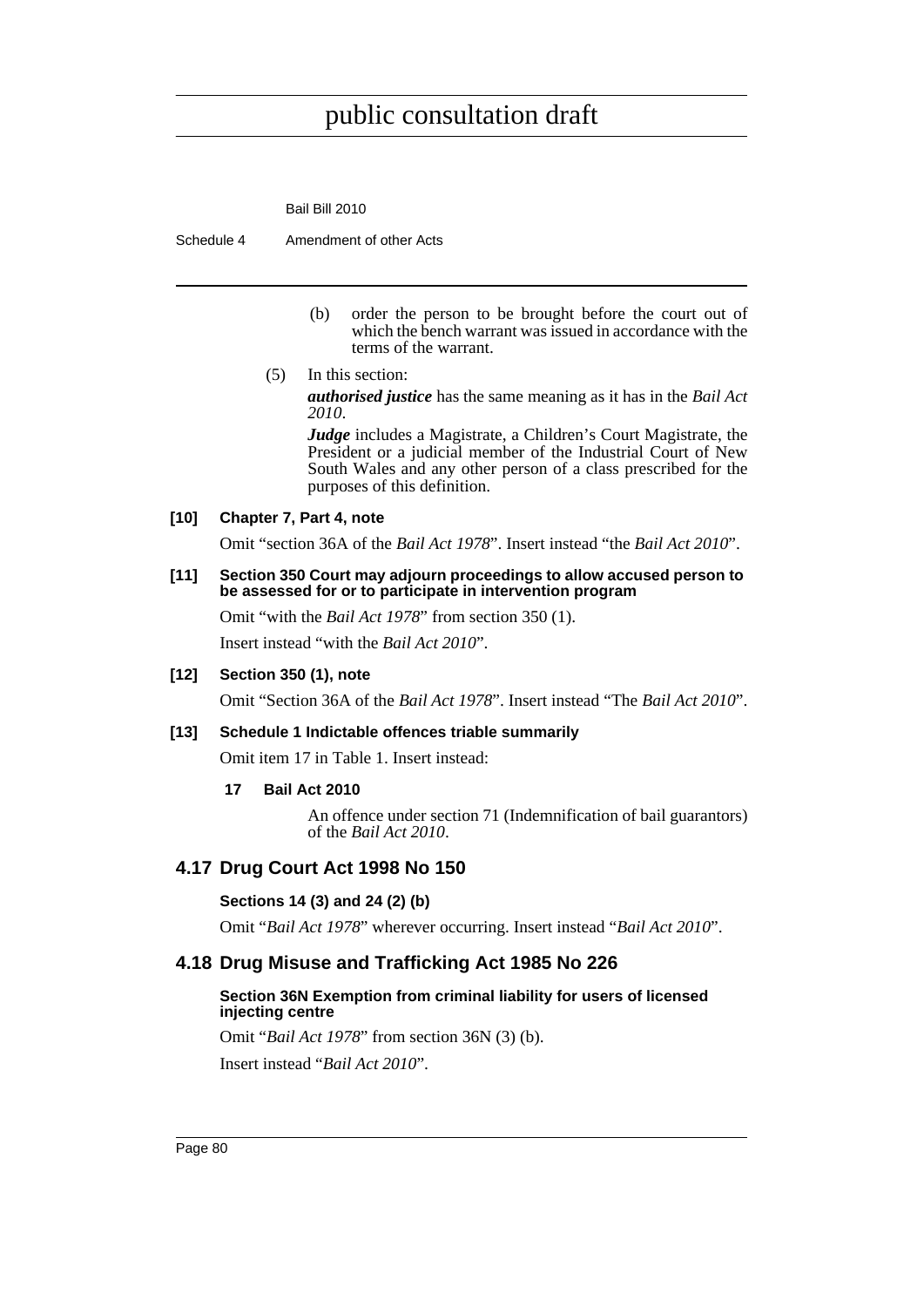(b) order the person to be brought before the court out of which the bench warrant was issued in accordance with the terms of the warrant.

(5) In this section:

***authorised justice*** has the same meaning as it has in the *Bail Act 2010*.

***Judge*** includes a Magistrate, a Children's Court Magistrate, the President or a judicial member of the Industrial Court of New South Wales and any other person of a class prescribed for the purposes of this definition.

**[10] Chapter 7, Part 4, note**

Omit "section 36A of the *Bail Act 1978*". Insert instead "the *Bail Act 2010*".

**[11] Section 350 Court may adjourn proceedings to allow accused person to be assessed for or to participate in intervention program**

Omit "with the *Bail Act 1978*" from section 350 (1).

Insert instead "with the *Bail Act 2010*".

**[12] Section 350 (1), note**

Omit "Section 36A of the *Bail Act 1978*". Insert instead "The *Bail Act 2010*".

**[13] Schedule 1 Indictable offences triable summarily**

Omit item 17 in Table 1. Insert instead:

**17 Bail Act 2010**

An offence under section 71 (Indemnification of bail guarantors) of the *Bail Act 2010*.

## 4.17 Drug Court Act 1998 No 150

**Sections 14 (3) and 24 (2) (b)**

Omit "*Bail Act 1978*" wherever occurring. Insert instead "*Bail Act 2010*".

## 4.18 Drug Misuse and Trafficking Act 1985 No 226

**Section 36N Exemption from criminal liability for users of licensed injecting centre**

Omit "*Bail Act 1978*" from section 36N (3) (b).

Insert instead "*Bail Act 2010*".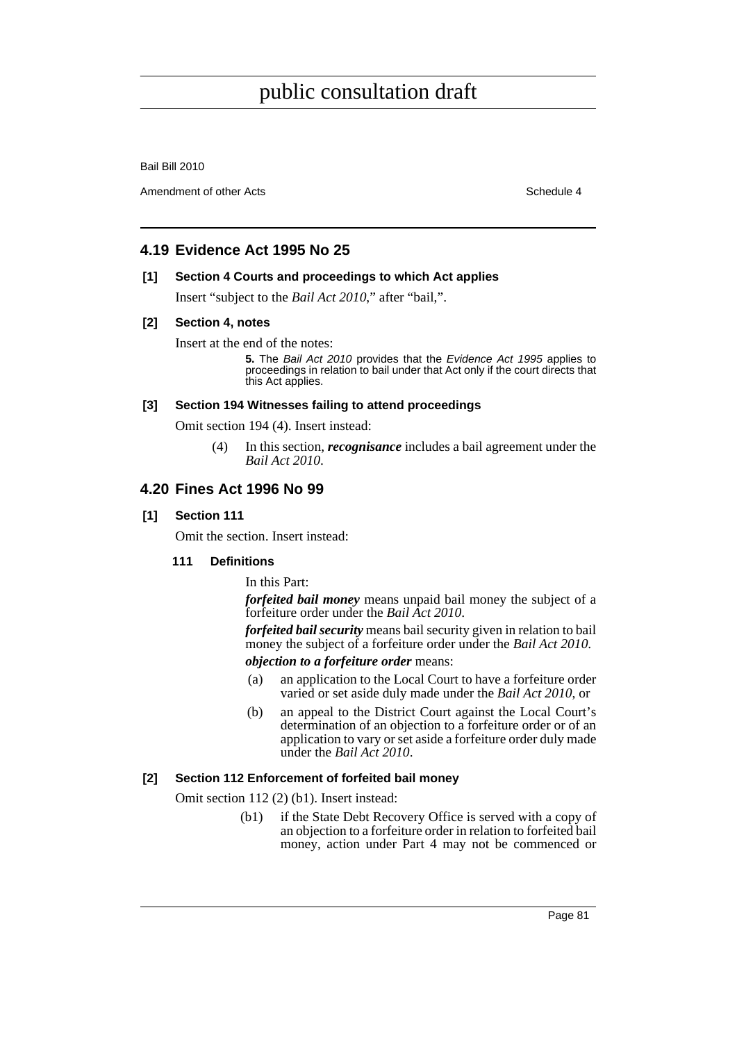## 4.19 Evidence Act 1995 No 25

**[1] Section 4 Courts and proceedings to which Act applies**

Insert "subject to the *Bail Act 2010*," after "bail,".

**[2] Section 4, notes**

Insert at the end of the notes:

> **5.** The *Bail Act 2010* provides that the *Evidence Act 1995* applies to proceedings in relation to bail under that Act only if the court directs that this Act applies.

**[3] Section 194 Witnesses failing to attend proceedings**

Omit section 194 (4). Insert instead:

> (4) In this section, ***recognisance*** includes a bail agreement under the *Bail Act 2010*.

## 4.20 Fines Act 1996 No 99

**[1] Section 111**

Omit the section. Insert instead:

> **111 Definitions**
>
> In this Part:
>
> ***forfeited bail money*** means unpaid bail money the subject of a forfeiture order under the *Bail Act 2010*.
>
> ***forfeited bail security*** means bail security given in relation to bail money the subject of a forfeiture order under the *Bail Act 2010*.
>
> ***objection to a forfeiture order*** means:
>
> (a) an application to the Local Court to have a forfeiture order varied or set aside duly made under the *Bail Act 2010*, or
>
> (b) an appeal to the District Court against the Local Court's determination of an objection to a forfeiture order or of an application to vary or set aside a forfeiture order duly made under the *Bail Act 2010*.

**[2] Section 112 Enforcement of forfeited bail money**

Omit section 112 (2) (b1). Insert instead:

> (b1) if the State Debt Recovery Office is served with a copy of an objection to a forfeiture order in relation to forfeited bail money, action under Part 4 may not be commenced or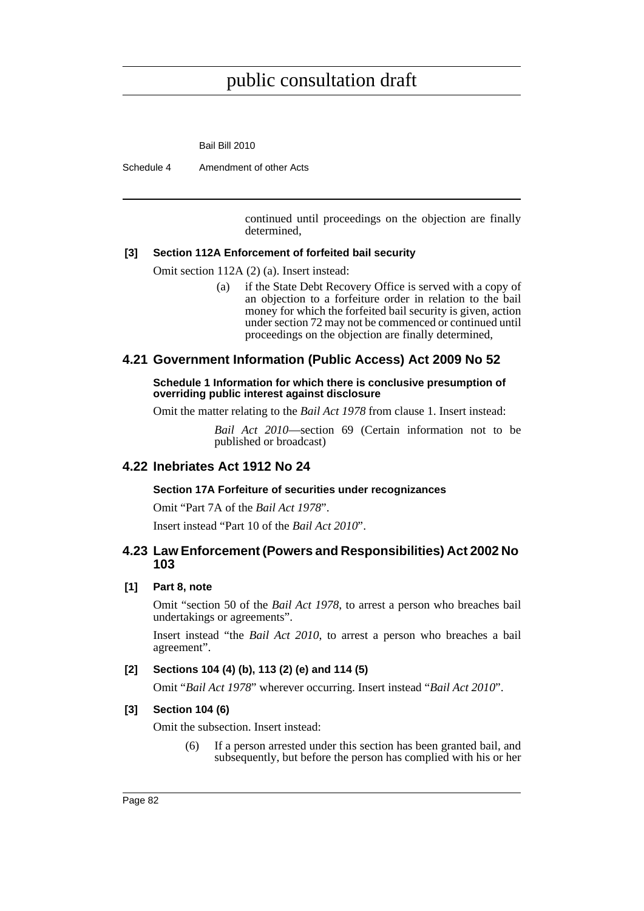continued until proceedings on the objection are finally determined,

**[3] Section 112A Enforcement of forfeited bail security**

Omit section 112A (2) (a). Insert instead:

> (a) if the State Debt Recovery Office is served with a copy of an objection to a forfeiture order in relation to the bail money for which the forfeited bail security is given, action under section 72 may not be commenced or continued until proceedings on the objection are finally determined,

## 4.21 Government Information (Public Access) Act 2009 No 52

**Schedule 1 Information for which there is conclusive presumption of overriding public interest against disclosure**

Omit the matter relating to the *Bail Act 1978* from clause 1. Insert instead:

> *Bail Act 2010*—section 69 (Certain information not to be published or broadcast)

## 4.22 Inebriates Act 1912 No 24

**Section 17A Forfeiture of securities under recognizances**

Omit "Part 7A of the *Bail Act 1978*".

Insert instead "Part 10 of the *Bail Act 2010*".

## 4.23 Law Enforcement (Powers and Responsibilities) Act 2002 No 103

**[1] Part 8, note**

Omit "section 50 of the *Bail Act 1978*, to arrest a person who breaches bail undertakings or agreements".

Insert instead "the *Bail Act 2010*, to arrest a person who breaches a bail agreement".

**[2] Sections 104 (4) (b), 113 (2) (e) and 114 (5)**

Omit "*Bail Act 1978*" wherever occurring. Insert instead "*Bail Act 2010*".

**[3] Section 104 (6)**

Omit the subsection. Insert instead:

> (6) If a person arrested under this section has been granted bail, and subsequently, but before the person has complied with his or her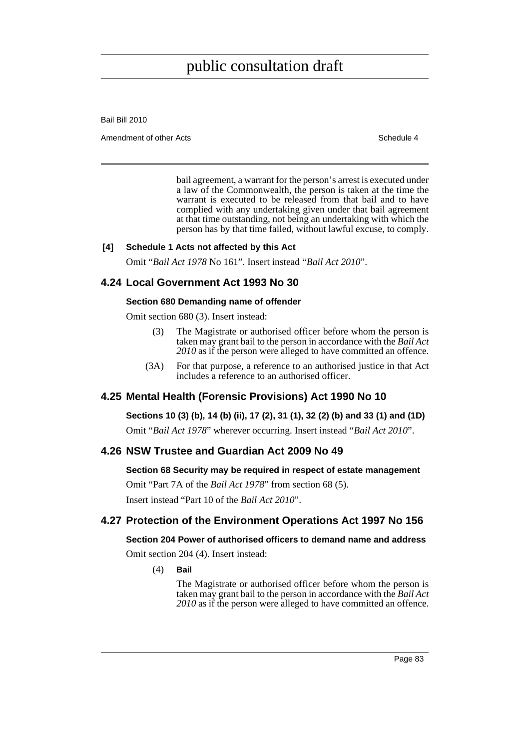bail agreement, a warrant for the person's arrest is executed under a law of the Commonwealth, the person is taken at the time the warrant is executed to be released from that bail and to have complied with any undertaking given under that bail agreement at that time outstanding, not being an undertaking with which the person has by that time failed, without lawful excuse, to comply.

**[4] Schedule 1 Acts not affected by this Act**

Omit "*Bail Act 1978* No 161". Insert instead "*Bail Act 2010*".

## 4.24 Local Government Act 1993 No 30

**Section 680 Demanding name of offender**

Omit section 680 (3). Insert instead:

> (3) The Magistrate or authorised officer before whom the person is taken may grant bail to the person in accordance with the *Bail Act 2010* as if the person were alleged to have committed an offence.
>
> (3A) For that purpose, a reference to an authorised justice in that Act includes a reference to an authorised officer.

## 4.25 Mental Health (Forensic Provisions) Act 1990 No 10

**Sections 10 (3) (b), 14 (b) (ii), 17 (2), 31 (1), 32 (2) (b) and 33 (1) and (1D)**

Omit "*Bail Act 1978*" wherever occurring. Insert instead "*Bail Act 2010*".

## 4.26 NSW Trustee and Guardian Act 2009 No 49

**Section 68 Security may be required in respect of estate management**

Omit "Part 7A of the *Bail Act 1978*" from section 68 (5).

Insert instead "Part 10 of the *Bail Act 2010*".

## 4.27 Protection of the Environment Operations Act 1997 No 156

**Section 204 Power of authorised officers to demand name and address**

Omit section 204 (4). Insert instead:

> (4) **Bail**
>
> The Magistrate or authorised officer before whom the person is taken may grant bail to the person in accordance with the *Bail Act 2010* as if the person were alleged to have committed an offence.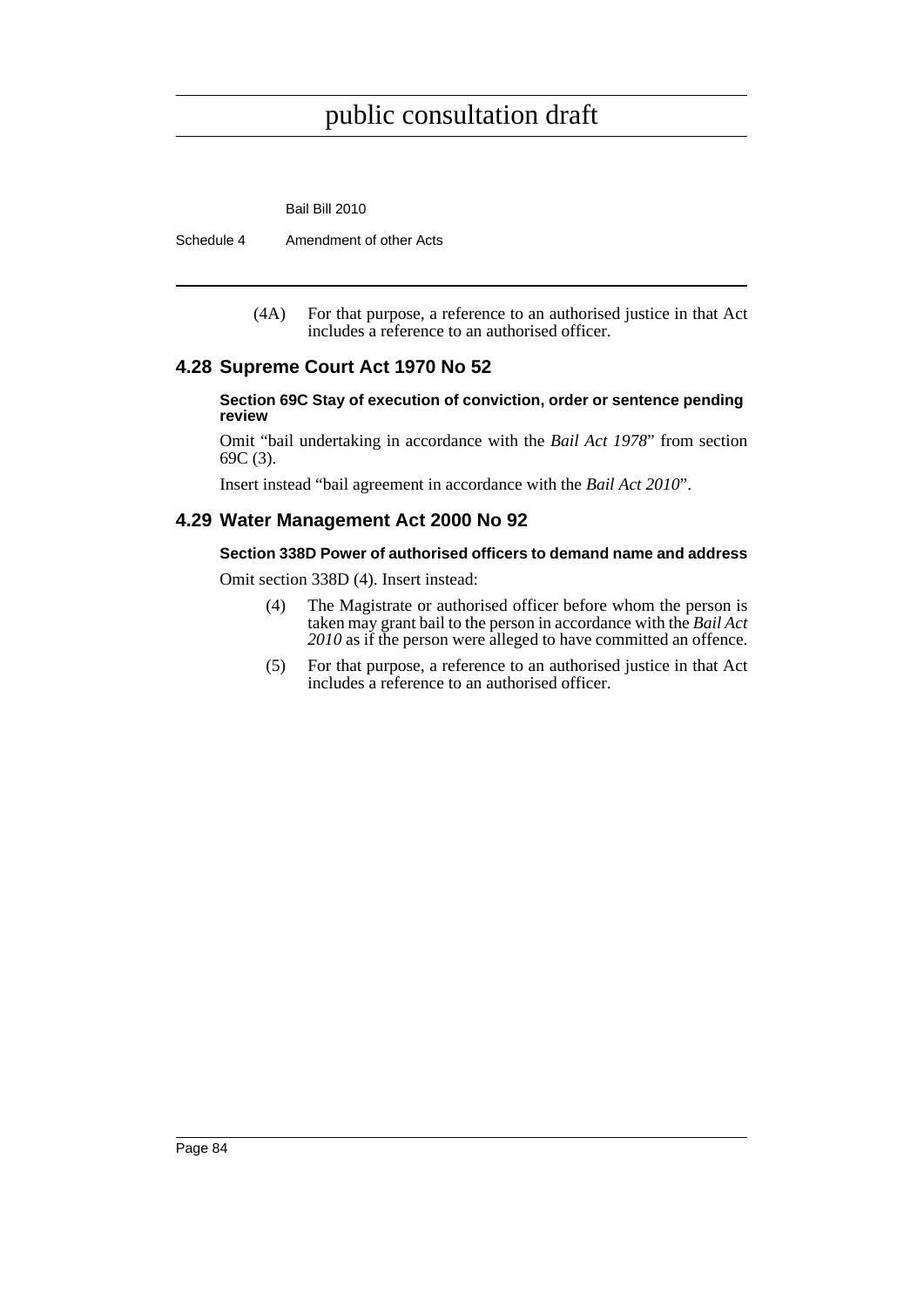(4A) For that purpose, a reference to an authorised justice in that Act includes a reference to an authorised officer.

## 4.28 Supreme Court Act 1970 No 52

#### Section 69C Stay of execution of conviction, order or sentence pending review

Omit "bail undertaking in accordance with the *Bail Act 1978*" from section 69C (3).

Insert instead "bail agreement in accordance with the *Bail Act 2010*".

## 4.29 Water Management Act 2000 No 92

#### Section 338D Power of authorised officers to demand name and address

Omit section 338D (4). Insert instead:

(4) The Magistrate or authorised officer before whom the person is taken may grant bail to the person in accordance with the *Bail Act 2010* as if the person were alleged to have committed an offence.

(5) For that purpose, a reference to an authorised justice in that Act includes a reference to an authorised officer.